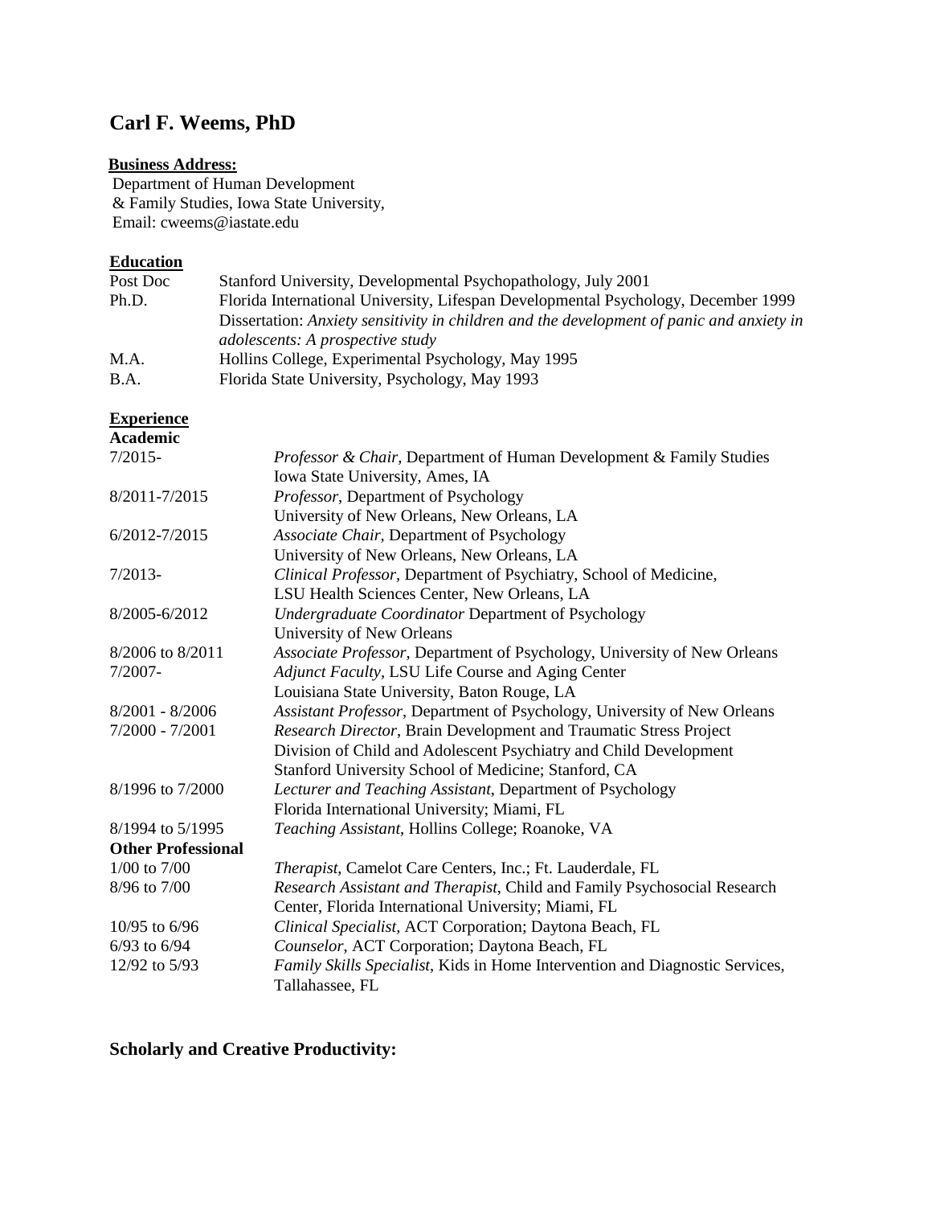# Carl F. Weems, PhD

**Business Address:**
Department of Human Development
& Family Studies, Iowa State University,
Email: cweems@iastate.edu

## Education

| | |
|---|---|
| Post Doc | Stanford University, Developmental Psychopathology, July 2001 |
| Ph.D. | Florida International University, Lifespan Developmental Psychology, December 1999<br>Dissertation: *Anxiety sensitivity in children and the development of panic and anxiety in adolescents: A prospective study* |
| M.A. | Hollins College, Experimental Psychology, May 1995 |
| B.A. | Florida State University, Psychology, May 1993 |

## Experience

### Academic

| | |
|---|---|
| 7/2015- | *Professor & Chair,* Department of Human Development & Family Studies<br>Iowa State University, Ames, IA |
| 8/2011-7/2015 | *Professor*, Department of Psychology<br>University of New Orleans, New Orleans, LA |
| 6/2012-7/2015 | *Associate Chair,* Department of Psychology<br>University of New Orleans, New Orleans, LA |
| 7/2013- | *Clinical Professor,* Department of Psychiatry, School of Medicine,<br>LSU Health Sciences Center, New Orleans, LA |
| 8/2005-6/2012 | *Undergraduate Coordinator* Department of Psychology<br>University of New Orleans |
| 8/2006 to 8/2011 | *Associate Professor*, Department of Psychology, University of New Orleans |
| 7/2007- | *Adjunct Faculty,* LSU Life Course and Aging Center<br>Louisiana State University, Baton Rouge, LA |
| 8/2001 - 8/2006 | *Assistant Professor,* Department of Psychology, University of New Orleans |
| 7/2000 - 7/2001 | *Research Director*, Brain Development and Traumatic Stress Project<br>Division of Child and Adolescent Psychiatry and Child Development<br>Stanford University School of Medicine; Stanford, CA |
| 8/1996 to 7/2000 | *Lecturer and Teaching Assistant*, Department of Psychology<br>Florida International University; Miami, FL |
| 8/1994 to 5/1995 | *Teaching Assistant*, Hollins College; Roanoke, VA |

### Other Professional

| | |
|---|---|
| 1/00 to 7/00 | *Therapist*, Camelot Care Centers, Inc.; Ft. Lauderdale, FL |
| 8/96 to 7/00 | *Research Assistant and Therapist*, Child and Family Psychosocial Research Center, Florida International University; Miami, FL |
| 10/95 to 6/96 | *Clinical Specialist,* ACT Corporation; Daytona Beach, FL |
| 6/93 to 6/94 | *Counselor*, ACT Corporation; Daytona Beach, FL |
| 12/92 to 5/93 | *Family Skills Specialist*, Kids in Home Intervention and Diagnostic Services, Tallahassee, FL |

## Scholarly and Creative Productivity: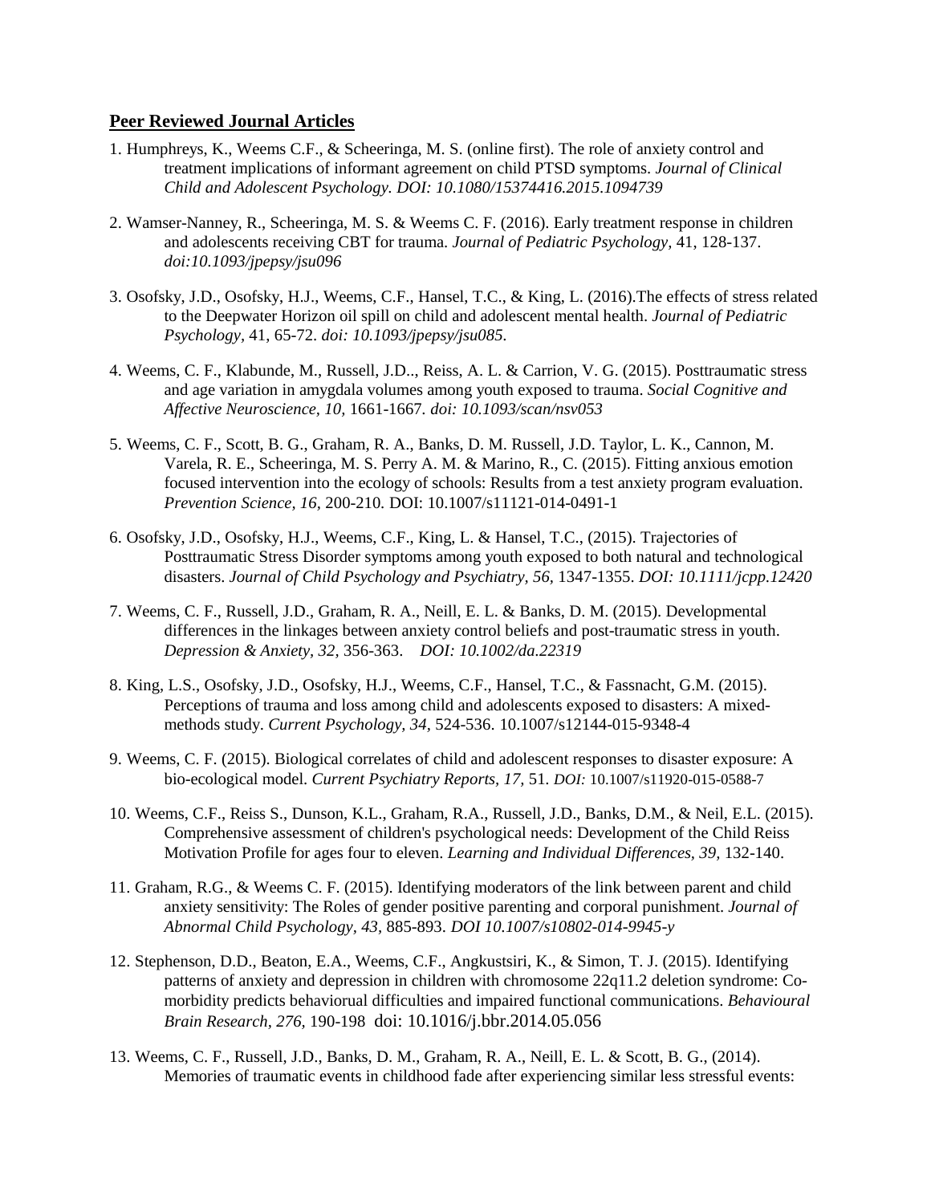**Peer Reviewed Journal Articles**

1. Humphreys, K., Weems C.F., & Scheeringa, M. S. (online first). The role of anxiety control and treatment implications of informant agreement on child PTSD symptoms. *Journal of Clinical Child and Adolescent Psychology. DOI: 10.1080/15374416.2015.1094739*

2. Wamser-Nanney, R., Scheeringa, M. S. & Weems C. F. (2016). Early treatment response in children and adolescents receiving CBT for trauma. *Journal of Pediatric Psychology,* 41, 128-137. *doi:10.1093/jpepsy/jsu096*

3. Osofsky, J.D., Osofsky, H.J., Weems, C.F., Hansel, T.C., & King, L. (2016).The effects of stress related to the Deepwater Horizon oil spill on child and adolescent mental health. *Journal of Pediatric Psychology,* 41, 65-72. *doi: 10.1093/jpepsy/jsu085.*

4. Weems, C. F., Klabunde, M., Russell, J.D.., Reiss, A. L. & Carrion, V. G. (2015). Posttraumatic stress and age variation in amygdala volumes among youth exposed to trauma. *Social Cognitive and Affective Neuroscience, 10,* 1661-1667. *doi: 10.1093/scan/nsv053*

5. Weems, C. F., Scott, B. G., Graham, R. A., Banks, D. M. Russell, J.D. Taylor, L. K., Cannon, M. Varela, R. E., Scheeringa, M. S. Perry A. M. & Marino, R., C. (2015). Fitting anxious emotion focused intervention into the ecology of schools: Results from a test anxiety program evaluation. *Prevention Science, 16,* 200-210. DOI: 10.1007/s11121-014-0491-1

6. Osofsky, J.D., Osofsky, H.J., Weems, C.F., King, L. & Hansel, T.C., (2015). Trajectories of Posttraumatic Stress Disorder symptoms among youth exposed to both natural and technological disasters. *Journal of Child Psychology and Psychiatry, 56,* 1347-1355. *DOI: 10.1111/jcpp.12420*

7. Weems, C. F., Russell, J.D., Graham, R. A., Neill, E. L. & Banks, D. M. (2015). Developmental differences in the linkages between anxiety control beliefs and post-traumatic stress in youth. *Depression & Anxiety, 32,* 356-363. *DOI: 10.1002/da.22319*

8. King, L.S., Osofsky, J.D., Osofsky, H.J., Weems, C.F., Hansel, T.C., & Fassnacht, G.M. (2015). Perceptions of trauma and loss among child and adolescents exposed to disasters: A mixed-methods study. *Current Psychology, 34,* 524-536. 10.1007/s12144-015-9348-4

9. Weems, C. F. (2015). Biological correlates of child and adolescent responses to disaster exposure: A bio-ecological model. *Current Psychiatry Reports, 17,* 51. *DOI:* 10.1007/s11920-015-0588-7

10. Weems, C.F., Reiss S., Dunson, K.L., Graham, R.A., Russell, J.D., Banks, D.M., & Neil, E.L. (2015). Comprehensive assessment of children's psychological needs: Development of the Child Reiss Motivation Profile for ages four to eleven. *Learning and Individual Differences, 39,* 132-140.

11. Graham, R.G., & Weems C. F. (2015). Identifying moderators of the link between parent and child anxiety sensitivity: The Roles of gender positive parenting and corporal punishment. *Journal of Abnormal Child Psychology, 43,* 885-893. *DOI 10.1007/s10802-014-9945-y*

12. Stephenson, D.D., Beaton, E.A., Weems, C.F., Angkustsiri, K., & Simon, T. J. (2015). Identifying patterns of anxiety and depression in children with chromosome 22q11.2 deletion syndrome: Co-morbidity predicts behavioural difficulties and impaired functional communications. *Behavioural Brain Research, 276,* 190-198 doi: 10.1016/j.bbr.2014.05.056

13. Weems, C. F., Russell, J.D., Banks, D. M., Graham, R. A., Neill, E. L. & Scott, B. G., (2014). Memories of traumatic events in childhood fade after experiencing similar less stressful events: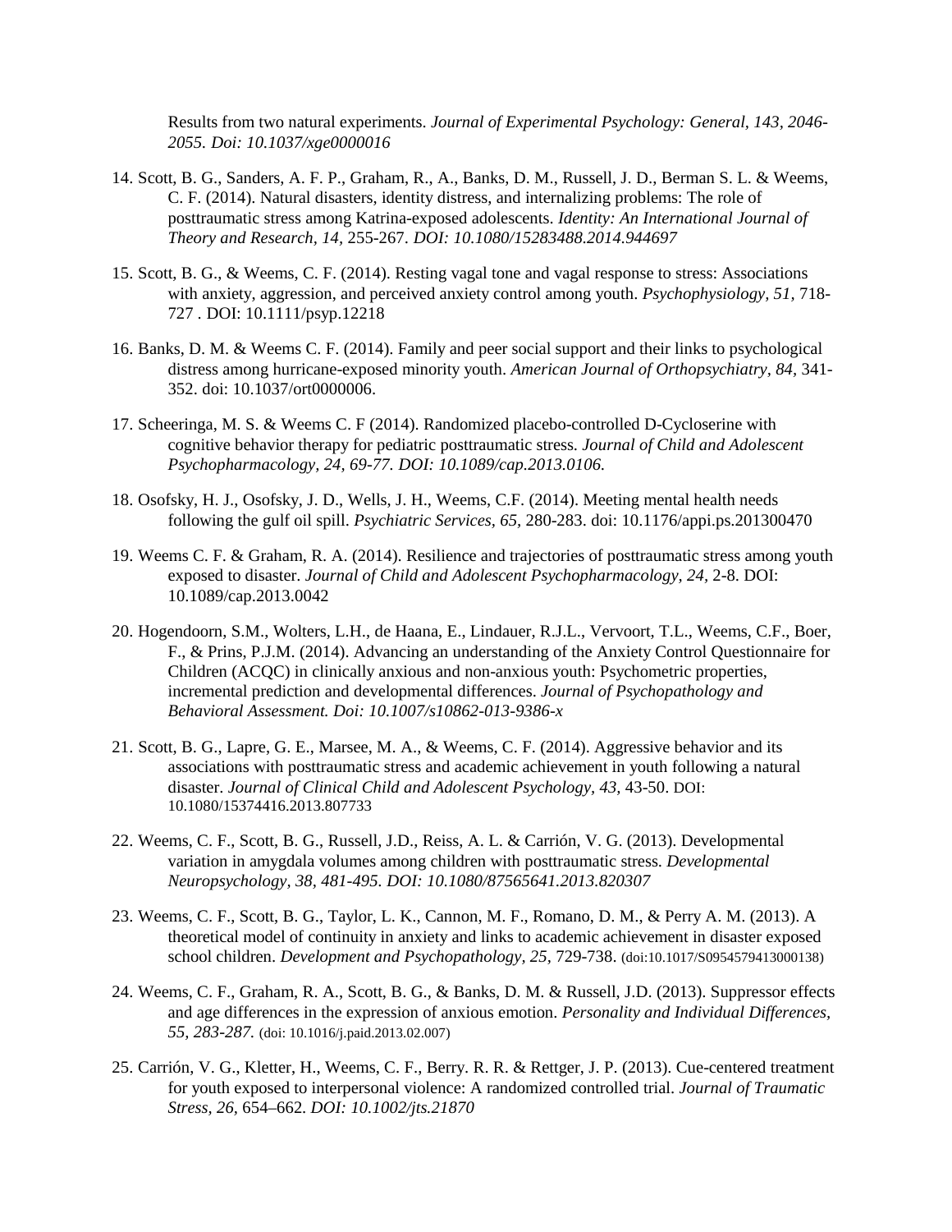Results from two natural experiments. *Journal of Experimental Psychology: General, 143, 2046-2055. Doi: 10.1037/xge0000016*

14. Scott, B. G., Sanders, A. F. P., Graham, R., A., Banks, D. M., Russell, J. D., Berman S. L. & Weems, C. F. (2014). Natural disasters, identity distress, and internalizing problems: The role of posttraumatic stress among Katrina-exposed adolescents. *Identity: An International Journal of Theory and Research, 14,* 255-267. *DOI: 10.1080/15283488.2014.944697*

15. Scott, B. G., & Weems, C. F. (2014). Resting vagal tone and vagal response to stress: Associations with anxiety, aggression, and perceived anxiety control among youth. *Psychophysiology, 51,* 718-727 . DOI: 10.1111/psyp.12218

16. Banks, D. M. & Weems C. F. (2014). Family and peer social support and their links to psychological distress among hurricane-exposed minority youth. *American Journal of Orthopsychiatry, 84,* 341-352. doi: 10.1037/ort0000006.

17. Scheeringa, M. S. & Weems C. F (2014). Randomized placebo-controlled D-Cycloserine with cognitive behavior therapy for pediatric posttraumatic stress. *Journal of Child and Adolescent Psychopharmacology, 24, 69-77. DOI: 10.1089/cap.2013.0106.*

18. Osofsky, H. J., Osofsky, J. D., Wells, J. H., Weems, C.F. (2014). Meeting mental health needs following the gulf oil spill. *Psychiatric Services, 65,* 280-283. doi: 10.1176/appi.ps.201300470

19. Weems C. F. & Graham, R. A. (2014). Resilience and trajectories of posttraumatic stress among youth exposed to disaster. *Journal of Child and Adolescent Psychopharmacology, 24,* 2-8. DOI: 10.1089/cap.2013.0042

20. Hogendoorn, S.M., Wolters, L.H., de Haana, E., Lindauer, R.J.L., Vervoort, T.L., Weems, C.F., Boer, F., & Prins, P.J.M. (2014). Advancing an understanding of the Anxiety Control Questionnaire for Children (ACQC) in clinically anxious and non-anxious youth: Psychometric properties, incremental prediction and developmental differences. *Journal of Psychopathology and Behavioral Assessment. Doi: 10.1007/s10862-013-9386-x*

21. Scott, B. G., Lapre, G. E., Marsee, M. A., & Weems, C. F. (2014). Aggressive behavior and its associations with posttraumatic stress and academic achievement in youth following a natural disaster. *Journal of Clinical Child and Adolescent Psychology, 43,* 43-50. DOI: 10.1080/15374416.2013.807733

22. Weems, C. F., Scott, B. G., Russell, J.D., Reiss, A. L. & Carrión, V. G. (2013). Developmental variation in amygdala volumes among children with posttraumatic stress. *Developmental Neuropsychology, 38, 481-495. DOI: 10.1080/87565641.2013.820307*

23. Weems, C. F., Scott, B. G., Taylor, L. K., Cannon, M. F., Romano, D. M., & Perry A. M. (2013). A theoretical model of continuity in anxiety and links to academic achievement in disaster exposed school children. *Development and Psychopathology, 25,* 729-738. (doi:10.1017/S0954579413000138)

24. Weems, C. F., Graham, R. A., Scott, B. G., & Banks, D. M. & Russell, J.D. (2013). Suppressor effects and age differences in the expression of anxious emotion. *Personality and Individual Differences, 55, 283-287.* (doi: 10.1016/j.paid.2013.02.007)

25. Carrión, V. G., Kletter, H., Weems, C. F., Berry. R. R. & Rettger, J. P. (2013). Cue-centered treatment for youth exposed to interpersonal violence: A randomized controlled trial. *Journal of Traumatic Stress, 26,* 654–662. *DOI: 10.1002/jts.21870*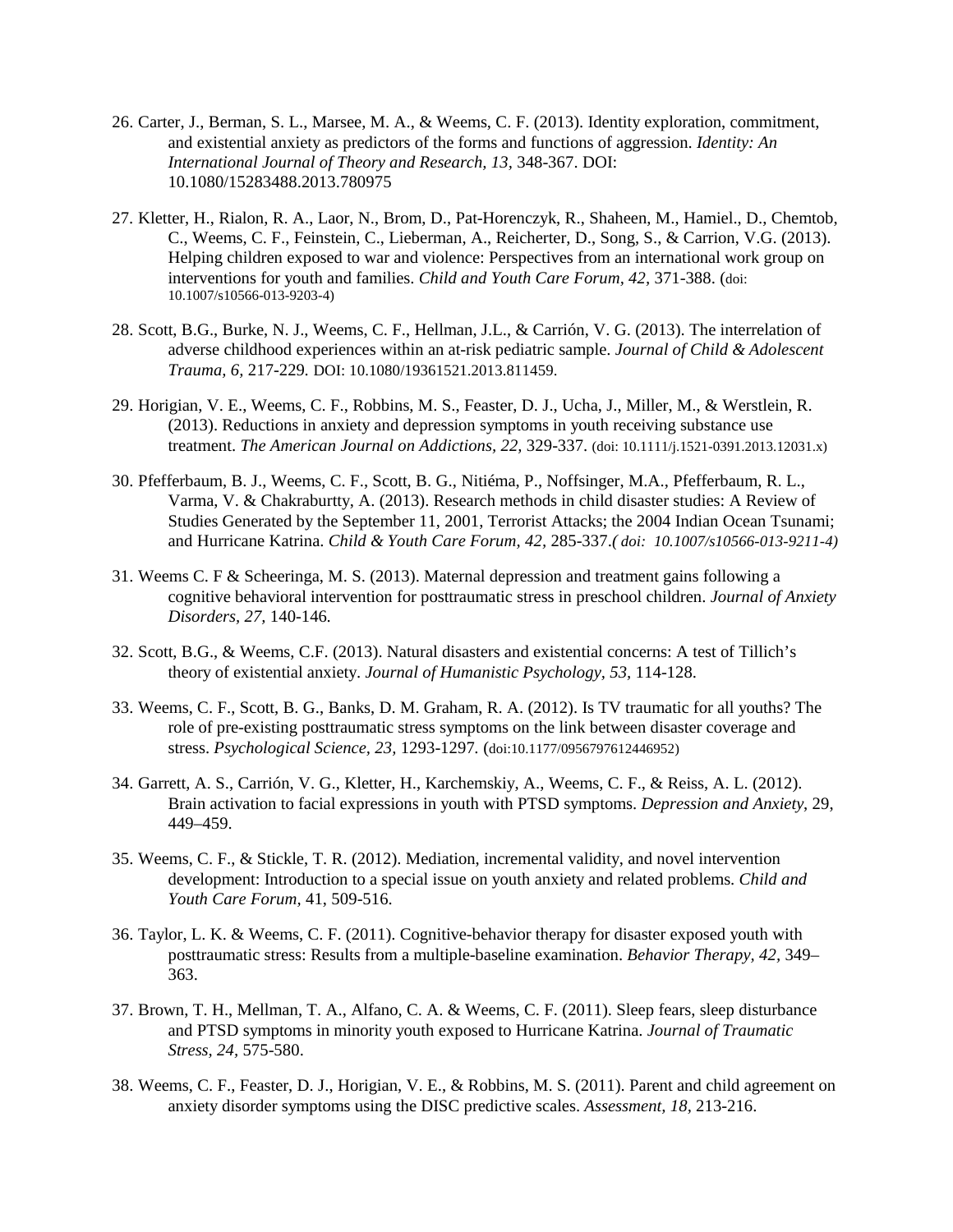26. Carter, J., Berman, S. L., Marsee, M. A., & Weems, C. F. (2013). Identity exploration, commitment, and existential anxiety as predictors of the forms and functions of aggression. *Identity: An International Journal of Theory and Research, 13*, 348-367. DOI: 10.1080/15283488.2013.780975

27. Kletter, H., Rialon, R. A., Laor, N., Brom, D., Pat-Horenczyk, R., Shaheen, M., Hamiel., D., Chemtob, C., Weems, C. F., Feinstein, C., Lieberman, A., Reicherter, D., Song, S., & Carrion, V.G. (2013). Helping children exposed to war and violence: Perspectives from an international work group on interventions for youth and families. *Child and Youth Care Forum, 42,* 371-388. (doi: 10.1007/s10566-013-9203-4)

28. Scott, B.G., Burke, N. J., Weems, C. F., Hellman, J.L., & Carrión, V. G. (2013). The interrelation of adverse childhood experiences within an at-risk pediatric sample. *Journal of Child & Adolescent Trauma, 6,* 217-229. DOI: 10.1080/19361521.2013.811459.

29. Horigian, V. E., Weems, C. F., Robbins, M. S., Feaster, D. J., Ucha, J., Miller, M., & Werstlein, R. (2013). Reductions in anxiety and depression symptoms in youth receiving substance use treatment. *The American Journal on Addictions, 22,* 329-337. (doi: 10.1111/j.1521-0391.2013.12031.x)

30. Pfefferbaum, B. J., Weems, C. F., Scott, B. G., Nitiéma, P., Noffsinger, M.A., Pfefferbaum, R. L., Varma, V. & Chakraburtty, A. (2013). Research methods in child disaster studies: A Review of Studies Generated by the September 11, 2001, Terrorist Attacks; the 2004 Indian Ocean Tsunami; and Hurricane Katrina. *Child & Youth Care Forum, 42,* 285-337.*( doi: 10.1007/s10566-013-9211-4)*

31. Weems C. F & Scheeringa, M. S. (2013). Maternal depression and treatment gains following a cognitive behavioral intervention for posttraumatic stress in preschool children. *Journal of Anxiety Disorders, 27,* 140-146.

32. Scott, B.G., & Weems, C.F. (2013). Natural disasters and existential concerns: A test of Tillich's theory of existential anxiety. *Journal of Humanistic Psychology, 53,* 114-128.

33. Weems, C. F., Scott, B. G., Banks, D. M. Graham, R. A. (2012). Is TV traumatic for all youths? The role of pre-existing posttraumatic stress symptoms on the link between disaster coverage and stress. *Psychological Science, 23,* 1293-1297. (doi:10.1177/0956797612446952)

34. Garrett, A. S., Carrión, V. G., Kletter, H., Karchemskiy, A., Weems, C. F., & Reiss, A. L. (2012). Brain activation to facial expressions in youth with PTSD symptoms. *Depression and Anxiety,* 29, 449–459.

35. Weems, C. F., & Stickle, T. R. (2012). Mediation, incremental validity, and novel intervention development: Introduction to a special issue on youth anxiety and related problems. *Child and Youth Care Forum,* 41, 509-516.

36. Taylor, L. K. & Weems, C. F. (2011). Cognitive-behavior therapy for disaster exposed youth with posttraumatic stress: Results from a multiple-baseline examination. *Behavior Therapy, 42,* 349–363.

37. Brown, T. H., Mellman, T. A., Alfano, C. A. & Weems, C. F. (2011). Sleep fears, sleep disturbance and PTSD symptoms in minority youth exposed to Hurricane Katrina. *Journal of Traumatic Stress, 24,* 575-580.

38. Weems, C. F., Feaster, D. J., Horigian, V. E., & Robbins, M. S. (2011). Parent and child agreement on anxiety disorder symptoms using the DISC predictive scales. *Assessment, 18,* 213-216.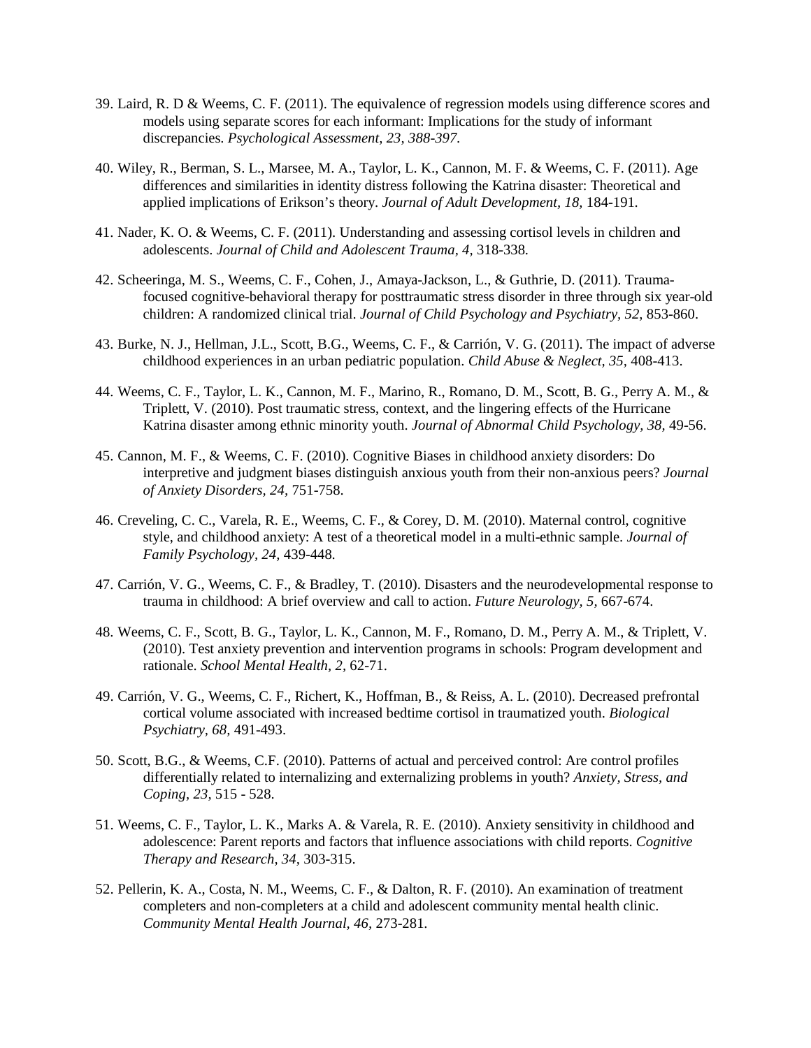39. Laird, R. D & Weems, C. F. (2011). The equivalence of regression models using difference scores and models using separate scores for each informant: Implications for the study of informant discrepancies. *Psychological Assessment, 23, 388-397.*

40. Wiley, R., Berman, S. L., Marsee, M. A., Taylor, L. K., Cannon, M. F. & Weems, C. F. (2011). Age differences and similarities in identity distress following the Katrina disaster: Theoretical and applied implications of Erikson's theory. *Journal of Adult Development, 18,* 184-191.

41. Nader, K. O. & Weems, C. F. (2011). Understanding and assessing cortisol levels in children and adolescents. *Journal of Child and Adolescent Trauma, 4,* 318-338.

42. Scheeringa, M. S., Weems, C. F., Cohen, J., Amaya-Jackson, L., & Guthrie, D. (2011). Trauma-focused cognitive-behavioral therapy for posttraumatic stress disorder in three through six year-old children: A randomized clinical trial. *Journal of Child Psychology and Psychiatry, 52,* 853-860.

43. Burke, N. J., Hellman, J.L., Scott, B.G., Weems, C. F., & Carrión, V. G. (2011). The impact of adverse childhood experiences in an urban pediatric population. *Child Abuse & Neglect, 35,* 408-413.

44. Weems, C. F., Taylor, L. K., Cannon, M. F., Marino, R., Romano, D. M., Scott, B. G., Perry A. M., & Triplett, V. (2010). Post traumatic stress, context, and the lingering effects of the Hurricane Katrina disaster among ethnic minority youth. *Journal of Abnormal Child Psychology, 38,* 49-56.

45. Cannon, M. F., & Weems, C. F. (2010). Cognitive Biases in childhood anxiety disorders: Do interpretive and judgment biases distinguish anxious youth from their non-anxious peers? *Journal of Anxiety Disorders, 24,* 751-758.

46. Creveling, C. C., Varela, R. E., Weems, C. F., & Corey, D. M. (2010). Maternal control, cognitive style, and childhood anxiety: A test of a theoretical model in a multi-ethnic sample. *Journal of Family Psychology, 24,* 439-448.

47. Carrión, V. G., Weems, C. F., & Bradley, T. (2010). Disasters and the neurodevelopmental response to trauma in childhood: A brief overview and call to action. *Future Neurology, 5,* 667-674.

48. Weems, C. F., Scott, B. G., Taylor, L. K., Cannon, M. F., Romano, D. M., Perry A. M., & Triplett, V. (2010). Test anxiety prevention and intervention programs in schools: Program development and rationale. *School Mental Health, 2,* 62-71.

49. Carrión, V. G., Weems, C. F., Richert, K., Hoffman, B., & Reiss, A. L. (2010). Decreased prefrontal cortical volume associated with increased bedtime cortisol in traumatized youth. *Biological Psychiatry, 68,* 491-493.

50. Scott, B.G., & Weems, C.F. (2010). Patterns of actual and perceived control: Are control profiles differentially related to internalizing and externalizing problems in youth? *Anxiety, Stress, and Coping, 23,* 515 - 528.

51. Weems, C. F., Taylor, L. K., Marks A. & Varela, R. E. (2010). Anxiety sensitivity in childhood and adolescence: Parent reports and factors that influence associations with child reports. *Cognitive Therapy and Research, 34,* 303-315.

52. Pellerin, K. A., Costa, N. M., Weems, C. F., & Dalton, R. F. (2010). An examination of treatment completers and non-completers at a child and adolescent community mental health clinic. *Community Mental Health Journal, 46,* 273-281.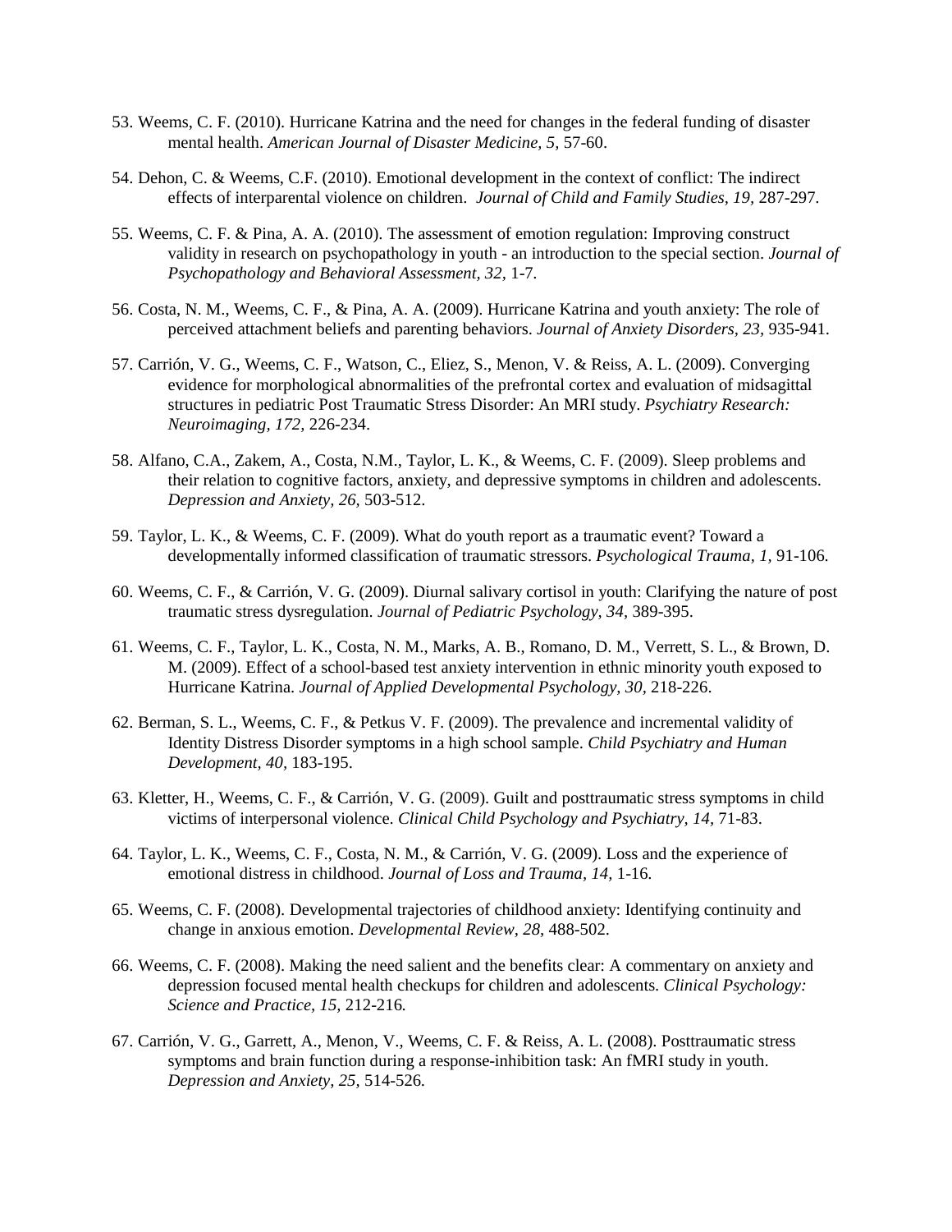53. Weems, C. F. (2010). Hurricane Katrina and the need for changes in the federal funding of disaster mental health. *American Journal of Disaster Medicine, 5,* 57-60.

54. Dehon, C. & Weems, C.F. (2010). Emotional development in the context of conflict: The indirect effects of interparental violence on children. *Journal of Child and Family Studies, 19,* 287-297.

55. Weems, C. F. & Pina, A. A. (2010). The assessment of emotion regulation: Improving construct validity in research on psychopathology in youth - an introduction to the special section. *Journal of Psychopathology and Behavioral Assessment, 32,* 1-7.

56. Costa, N. M., Weems, C. F., & Pina, A. A. (2009). Hurricane Katrina and youth anxiety: The role of perceived attachment beliefs and parenting behaviors. *Journal of Anxiety Disorders, 23,* 935-941.

57. Carrión, V. G., Weems, C. F., Watson, C., Eliez, S., Menon, V. & Reiss, A. L. (2009). Converging evidence for morphological abnormalities of the prefrontal cortex and evaluation of midsagittal structures in pediatric Post Traumatic Stress Disorder: An MRI study. *Psychiatry Research: Neuroimaging, 172,* 226-234.

58. Alfano, C.A., Zakem, A., Costa, N.M., Taylor, L. K., & Weems, C. F. (2009). Sleep problems and their relation to cognitive factors, anxiety, and depressive symptoms in children and adolescents. *Depression and Anxiety, 26,* 503-512.

59. Taylor, L. K., & Weems, C. F. (2009). What do youth report as a traumatic event? Toward a developmentally informed classification of traumatic stressors. *Psychological Trauma, 1,* 91-106.

60. Weems, C. F., & Carrión, V. G. (2009). Diurnal salivary cortisol in youth: Clarifying the nature of post traumatic stress dysregulation. *Journal of Pediatric Psychology, 34*, 389-395.

61. Weems, C. F., Taylor, L. K., Costa, N. M., Marks, A. B., Romano, D. M., Verrett, S. L., & Brown, D. M. (2009). Effect of a school-based test anxiety intervention in ethnic minority youth exposed to Hurricane Katrina. *Journal of Applied Developmental Psychology, 30,* 218-226.

62. Berman, S. L., Weems, C. F., & Petkus V. F. (2009). The prevalence and incremental validity of Identity Distress Disorder symptoms in a high school sample. *Child Psychiatry and Human Development, 40,* 183-195.

63. Kletter, H., Weems, C. F., & Carrión, V. G. (2009). Guilt and posttraumatic stress symptoms in child victims of interpersonal violence. *Clinical Child Psychology and Psychiatry, 14,* 71-83.

64. Taylor, L. K., Weems, C. F., Costa, N. M., & Carrión, V. G. (2009). Loss and the experience of emotional distress in childhood. *Journal of Loss and Trauma, 14,* 1-16.

65. Weems, C. F. (2008). Developmental trajectories of childhood anxiety: Identifying continuity and change in anxious emotion. *Developmental Review, 28,* 488-502.

66. Weems, C. F. (2008). Making the need salient and the benefits clear: A commentary on anxiety and depression focused mental health checkups for children and adolescents. *Clinical Psychology: Science and Practice, 15,* 212-216.

67. Carrión, V. G., Garrett, A., Menon, V., Weems, C. F. & Reiss, A. L. (2008). Posttraumatic stress symptoms and brain function during a response-inhibition task: An fMRI study in youth. *Depression and Anxiety, 25,* 514-526.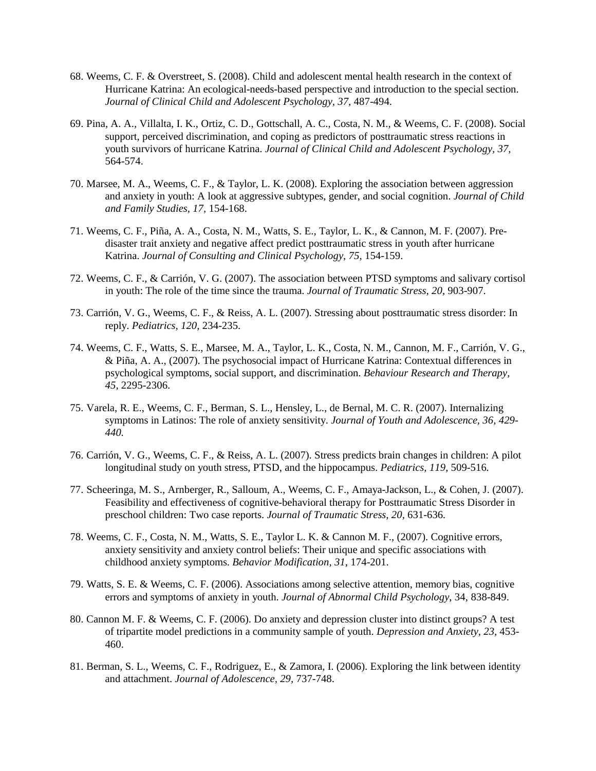68. Weems, C. F. & Overstreet, S. (2008). Child and adolescent mental health research in the context of Hurricane Katrina: An ecological-needs-based perspective and introduction to the special section. *Journal of Clinical Child and Adolescent Psychology, 37,* 487-494.

69. Pina, A. A., Villalta, I. K., Ortiz, C. D., Gottschall, A. C., Costa, N. M., & Weems, C. F. (2008). Social support, perceived discrimination, and coping as predictors of posttraumatic stress reactions in youth survivors of hurricane Katrina. *Journal of Clinical Child and Adolescent Psychology, 37,* 564-574.

70. Marsee, M. A., Weems, C. F., & Taylor, L. K. (2008). Exploring the association between aggression and anxiety in youth: A look at aggressive subtypes, gender, and social cognition. *Journal of Child and Family Studies, 17,* 154-168.

71. Weems, C. F., Piña, A. A., Costa, N. M., Watts, S. E., Taylor, L. K., & Cannon, M. F. (2007). Pre-disaster trait anxiety and negative affect predict posttraumatic stress in youth after hurricane Katrina. *Journal of Consulting and Clinical Psychology, 75,* 154-159.

72. Weems, C. F., & Carrión, V. G. (2007). The association between PTSD symptoms and salivary cortisol in youth: The role of the time since the trauma. *Journal of Traumatic Stress, 20,* 903-907.

73. Carrión, V. G., Weems, C. F., & Reiss, A. L. (2007). Stressing about posttraumatic stress disorder: In reply. *Pediatrics, 120,* 234-235.

74. Weems, C. F., Watts, S. E., Marsee, M. A., Taylor, L. K., Costa, N. M., Cannon, M. F., Carrión, V. G., & Piña, A. A., (2007). The psychosocial impact of Hurricane Katrina: Contextual differences in psychological symptoms, social support, and discrimination. *Behaviour Research and Therapy, 45,* 2295-2306.

75. Varela, R. E., Weems, C. F., Berman, S. L., Hensley, L., de Bernal, M. C. R. (2007). Internalizing symptoms in Latinos: The role of anxiety sensitivity. *Journal of Youth and Adolescence, 36, 429-440.*

76. Carrión, V. G., Weems, C. F., & Reiss, A. L. (2007). Stress predicts brain changes in children: A pilot longitudinal study on youth stress, PTSD, and the hippocampus. *Pediatrics, 119,* 509-516.

77. Scheeringa, M. S., Arnberger, R., Salloum, A., Weems, C. F., Amaya-Jackson, L., & Cohen, J. (2007). Feasibility and effectiveness of cognitive-behavioral therapy for Posttraumatic Stress Disorder in preschool children: Two case reports. *Journal of Traumatic Stress, 20,* 631-636.

78. Weems, C. F., Costa, N. M., Watts, S. E., Taylor L. K. & Cannon M. F., (2007). Cognitive errors, anxiety sensitivity and anxiety control beliefs: Their unique and specific associations with childhood anxiety symptoms. *Behavior Modification, 31,* 174-201.

79. Watts, S. E. & Weems, C. F. (2006). Associations among selective attention, memory bias, cognitive errors and symptoms of anxiety in youth. *Journal of Abnormal Child Psychology*, 34, 838-849.

80. Cannon M. F. & Weems, C. F. (2006). Do anxiety and depression cluster into distinct groups? A test of tripartite model predictions in a community sample of youth. *Depression and Anxiety, 23,* 453-460.

81. Berman, S. L., Weems, C. F., Rodriguez, E., & Zamora, I. (2006). Exploring the link between identity and attachment. *Journal of Adolescence, 29,* 737-748.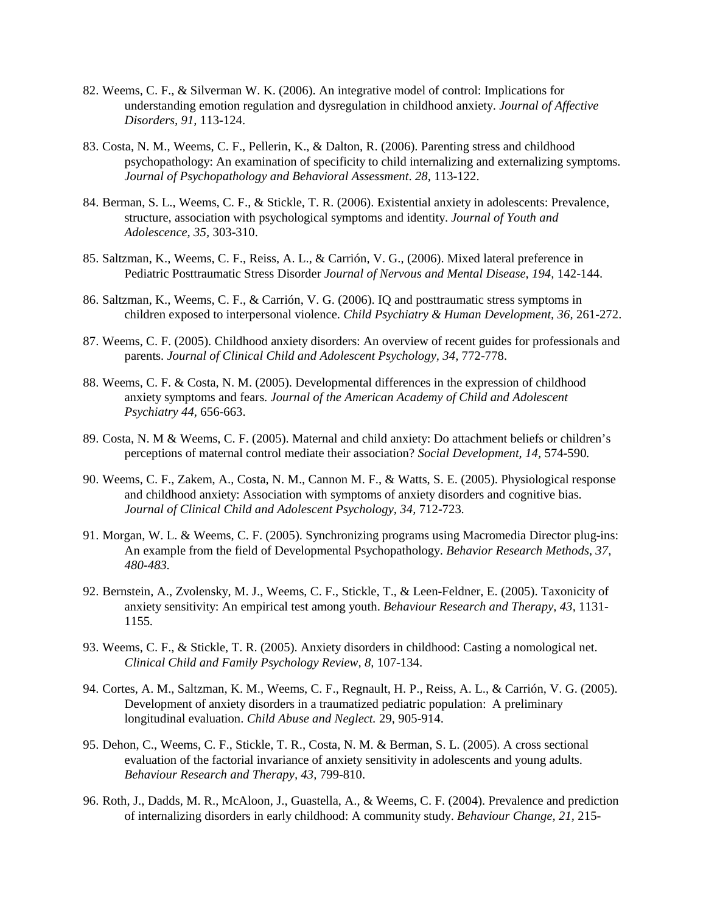82. Weems, C. F., & Silverman W. K. (2006). An integrative model of control: Implications for understanding emotion regulation and dysregulation in childhood anxiety. *Journal of Affective Disorders, 91*, 113-124.

83. Costa, N. M., Weems, C. F., Pellerin, K., & Dalton, R. (2006). Parenting stress and childhood psychopathology: An examination of specificity to child internalizing and externalizing symptoms. *Journal of Psychopathology and Behavioral Assessment. 28*, 113-122.

84. Berman, S. L., Weems, C. F., & Stickle, T. R. (2006). Existential anxiety in adolescents: Prevalence, structure, association with psychological symptoms and identity. *Journal of Youth and Adolescence, 35*, 303-310.

85. Saltzman, K., Weems, C. F., Reiss, A. L., & Carrión, V. G., (2006). Mixed lateral preference in Pediatric Posttraumatic Stress Disorder *Journal of Nervous and Mental Disease, 194*, 142-144.

86. Saltzman, K., Weems, C. F., & Carrión, V. G. (2006). IQ and posttraumatic stress symptoms in children exposed to interpersonal violence. *Child Psychiatry & Human Development, 36*, 261-272.

87. Weems, C. F. (2005). Childhood anxiety disorders: An overview of recent guides for professionals and parents. *Journal of Clinical Child and Adolescent Psychology, 34,* 772-778.

88. Weems, C. F. & Costa, N. M. (2005). Developmental differences in the expression of childhood anxiety symptoms and fears. *Journal of the American Academy of Child and Adolescent Psychiatry 44,* 656-663.

89. Costa, N. M & Weems, C. F. (2005). Maternal and child anxiety: Do attachment beliefs or children's perceptions of maternal control mediate their association? *Social Development, 14,* 574-590*.*

90. Weems, C. F., Zakem, A., Costa, N. M., Cannon M. F., & Watts, S. E. (2005). Physiological response and childhood anxiety: Association with symptoms of anxiety disorders and cognitive bias. *Journal of Clinical Child and Adolescent Psychology, 34,* 712-723*.*

91. Morgan, W. L. & Weems, C. F. (2005). Synchronizing programs using Macromedia Director plug-ins: An example from the field of Developmental Psychopathology. *Behavior Research Methods, 37, 480-483.*

92. Bernstein, A., Zvolensky, M. J., Weems, C. F., Stickle, T., & Leen-Feldner, E. (2005). Taxonicity of anxiety sensitivity: An empirical test among youth. *Behaviour Research and Therapy, 43*, 1131-1155*.*

93. Weems, C. F., & Stickle, T. R. (2005). Anxiety disorders in childhood: Casting a nomological net. *Clinical Child and Family Psychology Review, 8,* 107-134.

94. Cortes, A. M., Saltzman, K. M., Weems, C. F., Regnault, H. P., Reiss, A. L., & Carrión, V. G. (2005). Development of anxiety disorders in a traumatized pediatric population: A preliminary longitudinal evaluation. *Child Abuse and Neglect.* 29, 905-914.

95. Dehon, C., Weems, C. F., Stickle, T. R., Costa, N. M. & Berman, S. L. (2005). A cross sectional evaluation of the factorial invariance of anxiety sensitivity in adolescents and young adults. *Behaviour Research and Therapy, 43,* 799-810.

96. Roth, J., Dadds, M. R., McAloon, J., Guastella, A., & Weems, C. F. (2004). Prevalence and prediction of internalizing disorders in early childhood: A community study. *Behaviour Change, 21,* 215-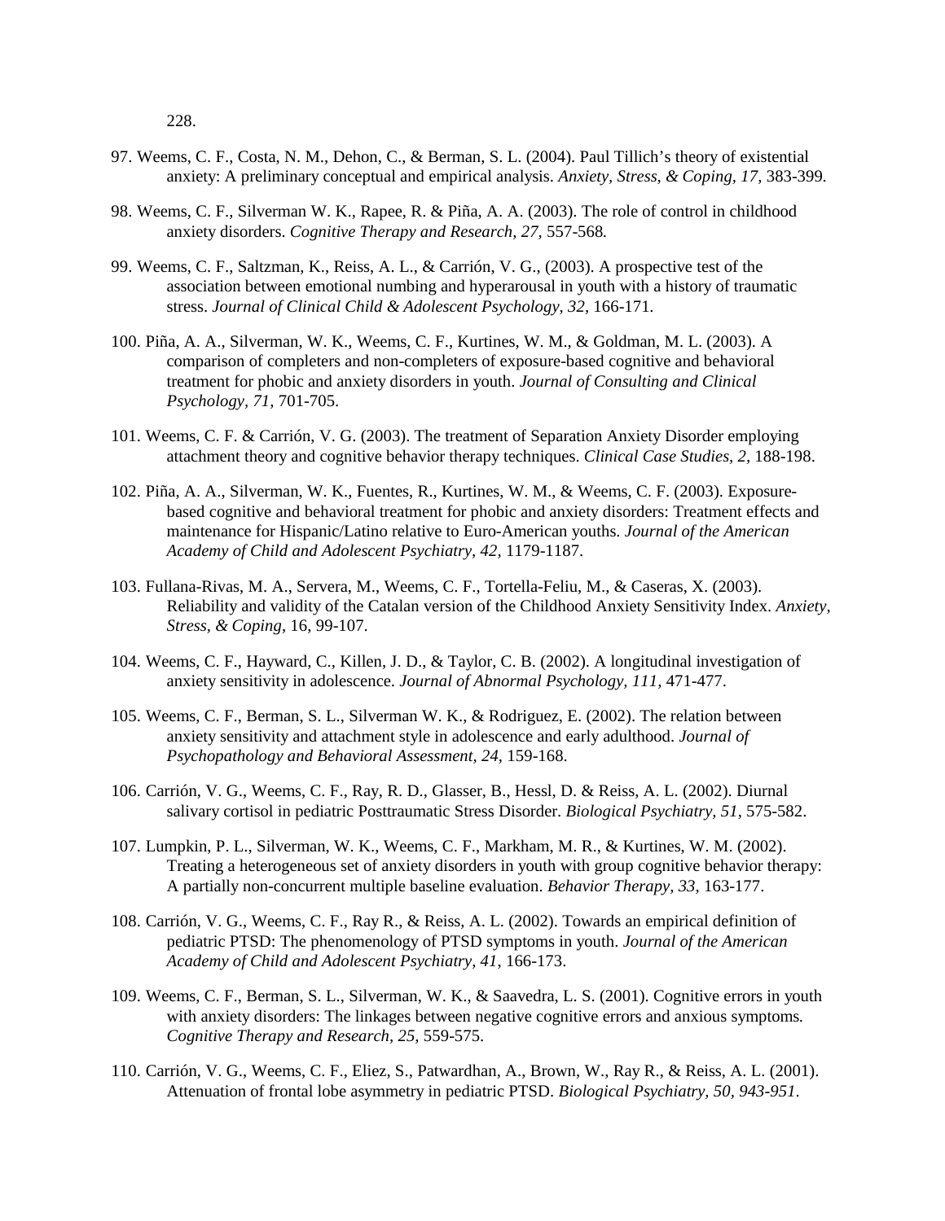228.

97. Weems, C. F., Costa, N. M., Dehon, C., & Berman, S. L. (2004). Paul Tillich's theory of existential anxiety: A preliminary conceptual and empirical analysis. *Anxiety, Stress, & Coping, 17,* 383-399.

98. Weems, C. F., Silverman W. K., Rapee, R. & Piña, A. A. (2003). The role of control in childhood anxiety disorders. *Cognitive Therapy and Research, 27,* 557-568.

99. Weems, C. F., Saltzman, K., Reiss, A. L., & Carrión, V. G., (2003). A prospective test of the association between emotional numbing and hyperarousal in youth with a history of traumatic stress. *Journal of Clinical Child & Adolescent Psychology, 32,* 166-171.

100. Piña, A. A., Silverman, W. K., Weems, C. F., Kurtines, W. M., & Goldman, M. L. (2003). A comparison of completers and non-completers of exposure-based cognitive and behavioral treatment for phobic and anxiety disorders in youth. *Journal of Consulting and Clinical Psychology, 71,* 701-705.

101. Weems, C. F. & Carrión, V. G. (2003). The treatment of Separation Anxiety Disorder employing attachment theory and cognitive behavior therapy techniques. *Clinical Case Studies, 2,* 188-198.

102. Piña, A. A., Silverman, W. K., Fuentes, R., Kurtines, W. M., & Weems, C. F. (2003). Exposure-based cognitive and behavioral treatment for phobic and anxiety disorders: Treatment effects and maintenance for Hispanic/Latino relative to Euro-American youths. *Journal of the American Academy of Child and Adolescent Psychiatry, 42,* 1179-1187.

103. Fullana-Rivas, M. A., Servera, M., Weems, C. F., Tortella-Feliu, M., & Caseras, X. (2003). Reliability and validity of the Catalan version of the Childhood Anxiety Sensitivity Index. *Anxiety, Stress, & Coping*, 16, 99-107.

104. Weems, C. F., Hayward, C., Killen, J. D., & Taylor, C. B. (2002). A longitudinal investigation of anxiety sensitivity in adolescence. *Journal of Abnormal Psychology, 111,* 471-477.

105. Weems, C. F., Berman, S. L., Silverman W. K., & Rodriguez, E. (2002). The relation between anxiety sensitivity and attachment style in adolescence and early adulthood. *Journal of Psychopathology and Behavioral Assessment, 24,* 159-168.

106. Carrión, V. G., Weems, C. F., Ray, R. D., Glasser, B., Hessl, D. & Reiss, A. L. (2002). Diurnal salivary cortisol in pediatric Posttraumatic Stress Disorder. *Biological Psychiatry, 51,* 575-582.

107. Lumpkin, P. L., Silverman, W. K., Weems, C. F., Markham, M. R., & Kurtines, W. M. (2002). Treating a heterogeneous set of anxiety disorders in youth with group cognitive behavior therapy: A partially non-concurrent multiple baseline evaluation. *Behavior Therapy, 33,* 163-177.

108. Carrión, V. G., Weems, C. F., Ray R., & Reiss, A. L. (2002). Towards an empirical definition of pediatric PTSD: The phenomenology of PTSD symptoms in youth. *Journal of the American Academy of Child and Adolescent Psychiatry, 41,* 166-173.

109. Weems, C. F., Berman, S. L., Silverman, W. K., & Saavedra, L. S. (2001). Cognitive errors in youth with anxiety disorders: The linkages between negative cognitive errors and anxious symptoms. *Cognitive Therapy and Research, 25,* 559-575.

110. Carrión, V. G., Weems, C. F., Eliez, S., Patwardhan, A., Brown, W., Ray R., & Reiss, A. L. (2001). Attenuation of frontal lobe asymmetry in pediatric PTSD. *Biological Psychiatry, 50, 943-951.*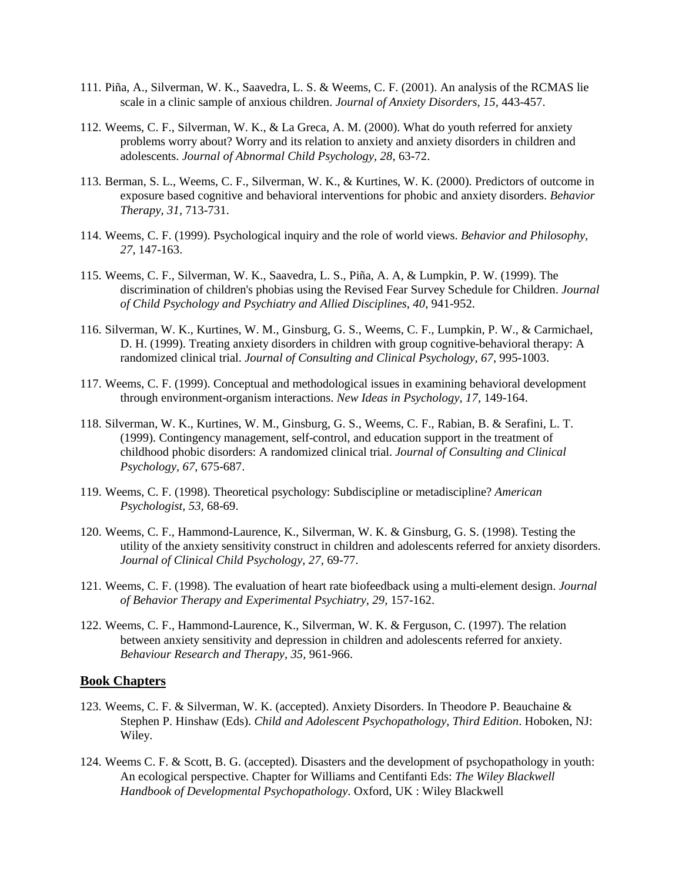111. Piña, A., Silverman, W. K., Saavedra, L. S. & Weems, C. F. (2001). An analysis of the RCMAS lie scale in a clinic sample of anxious children. *Journal of Anxiety Disorders, 15,* 443-457.

112. Weems, C. F., Silverman, W. K., & La Greca, A. M. (2000). What do youth referred for anxiety problems worry about? Worry and its relation to anxiety and anxiety disorders in children and adolescents. *Journal of Abnormal Child Psychology, 28,* 63-72.

113. Berman, S. L., Weems, C. F., Silverman, W. K., & Kurtines, W. K. (2000). Predictors of outcome in exposure based cognitive and behavioral interventions for phobic and anxiety disorders. *Behavior Therapy, 31,* 713-731.

114. Weems, C. F. (1999). Psychological inquiry and the role of world views. *Behavior and Philosophy, 27,* 147-163.

115. Weems, C. F., Silverman, W. K., Saavedra, L. S., Piña, A. A, & Lumpkin, P. W. (1999). The discrimination of children's phobias using the Revised Fear Survey Schedule for Children. *Journal of Child Psychology and Psychiatry and Allied Disciplines, 40,* 941-952.

116. Silverman, W. K., Kurtines, W. M., Ginsburg, G. S., Weems, C. F., Lumpkin, P. W., & Carmichael, D. H. (1999). Treating anxiety disorders in children with group cognitive-behavioral therapy: A randomized clinical trial. *Journal of Consulting and Clinical Psychology, 67,* 995-1003.

117. Weems, C. F. (1999). Conceptual and methodological issues in examining behavioral development through environment-organism interactions. *New Ideas in Psychology, 17,* 149-164.

118. Silverman, W. K., Kurtines, W. M., Ginsburg, G. S., Weems, C. F., Rabian, B. & Serafini, L. T. (1999). Contingency management, self-control, and education support in the treatment of childhood phobic disorders: A randomized clinical trial. *Journal of Consulting and Clinical Psychology, 67,* 675-687.

119. Weems, C. F. (1998). Theoretical psychology: Subdiscipline or metadiscipline? *American Psychologist, 53,* 68-69.

120. Weems, C. F., Hammond-Laurence, K., Silverman, W. K. & Ginsburg, G. S. (1998). Testing the utility of the anxiety sensitivity construct in children and adolescents referred for anxiety disorders. *Journal of Clinical Child Psychology, 27,* 69-77.

121. Weems, C. F. (1998). The evaluation of heart rate biofeedback using a multi-element design. *Journal of Behavior Therapy and Experimental Psychiatry, 29,* 157-162.

122. Weems, C. F., Hammond-Laurence, K., Silverman, W. K. & Ferguson, C. (1997). The relation between anxiety sensitivity and depression in children and adolescents referred for anxiety. *Behaviour Research and Therapy, 35,* 961-966.

## Book Chapters

123. Weems, C. F. & Silverman, W. K. (accepted). Anxiety Disorders. In Theodore P. Beauchaine & Stephen P. Hinshaw (Eds). *Child and Adolescent Psychopathology, Third Edition*. Hoboken, NJ: Wiley.

124. Weems C. F. & Scott, B. G. (accepted). Disasters and the development of psychopathology in youth: An ecological perspective. Chapter for Williams and Centifanti Eds: *The Wiley Blackwell Handbook of Developmental Psychopathology*. Oxford, UK : Wiley Blackwell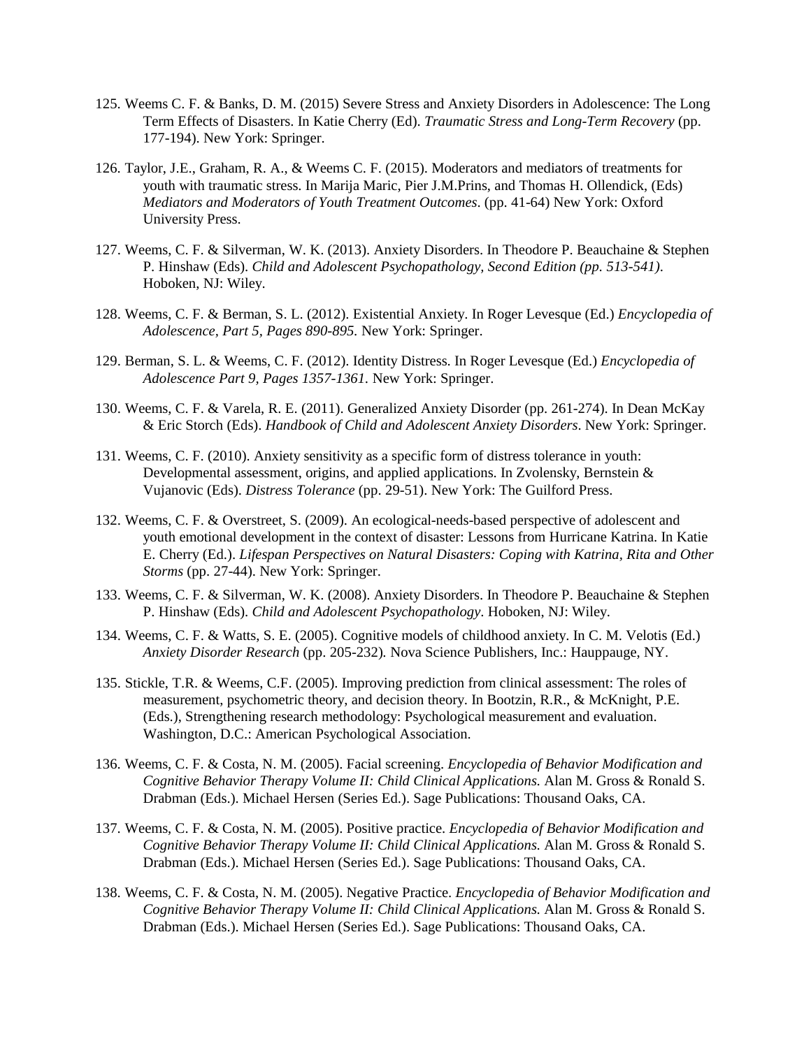125. Weems C. F. & Banks, D. M. (2015) Severe Stress and Anxiety Disorders in Adolescence: The Long Term Effects of Disasters. In Katie Cherry (Ed). *Traumatic Stress and Long-Term Recovery* (pp. 177-194). New York: Springer.

126. Taylor, J.E., Graham, R. A., & Weems C. F. (2015). Moderators and mediators of treatments for youth with traumatic stress. In Marija Maric, Pier J.M.Prins, and Thomas H. Ollendick, (Eds) *Mediators and Moderators of Youth Treatment Outcomes*. (pp. 41-64) New York: Oxford University Press.

127. Weems, C. F. & Silverman, W. K. (2013). Anxiety Disorders. In Theodore P. Beauchaine & Stephen P. Hinshaw (Eds). *Child and Adolescent Psychopathology, Second Edition (pp. 513-541)*. Hoboken, NJ: Wiley.

128. Weems, C. F. & Berman, S. L. (2012). Existential Anxiety. In Roger Levesque (Ed.) *Encyclopedia of Adolescence, Part 5, Pages 890-895.* New York: Springer.

129. Berman, S. L. & Weems, C. F. (2012). Identity Distress. In Roger Levesque (Ed.) *Encyclopedia of Adolescence Part 9, Pages 1357-1361.* New York: Springer.

130. Weems, C. F. & Varela, R. E. (2011). Generalized Anxiety Disorder (pp. 261-274). In Dean McKay & Eric Storch (Eds). *Handbook of Child and Adolescent Anxiety Disorders*. New York: Springer.

131. Weems, C. F. (2010). Anxiety sensitivity as a specific form of distress tolerance in youth: Developmental assessment, origins, and applied applications. In Zvolensky, Bernstein & Vujanovic (Eds). *Distress Tolerance* (pp. 29-51). New York: The Guilford Press.

132. Weems, C. F. & Overstreet, S. (2009). An ecological-needs-based perspective of adolescent and youth emotional development in the context of disaster: Lessons from Hurricane Katrina. In Katie E. Cherry (Ed.). *Lifespan Perspectives on Natural Disasters: Coping with Katrina, Rita and Other Storms* (pp. 27-44). New York: Springer.

133. Weems, C. F. & Silverman, W. K. (2008). Anxiety Disorders. In Theodore P. Beauchaine & Stephen P. Hinshaw (Eds). *Child and Adolescent Psychopathology*. Hoboken, NJ: Wiley.

134. Weems, C. F. & Watts, S. E. (2005). Cognitive models of childhood anxiety. In C. M. Velotis (Ed.) *Anxiety Disorder Research* (pp. 205-232)*.* Nova Science Publishers, Inc.: Hauppauge, NY.

135. Stickle, T.R. & Weems, C.F. (2005). Improving prediction from clinical assessment: The roles of measurement, psychometric theory, and decision theory. In Bootzin, R.R., & McKnight, P.E. (Eds.), Strengthening research methodology: Psychological measurement and evaluation. Washington, D.C.: American Psychological Association.

136. Weems, C. F. & Costa, N. M. (2005). Facial screening. *Encyclopedia of Behavior Modification and Cognitive Behavior Therapy Volume II: Child Clinical Applications.* Alan M. Gross & Ronald S. Drabman (Eds.). Michael Hersen (Series Ed.). Sage Publications: Thousand Oaks, CA.

137. Weems, C. F. & Costa, N. M. (2005). Positive practice. *Encyclopedia of Behavior Modification and Cognitive Behavior Therapy Volume II: Child Clinical Applications.* Alan M. Gross & Ronald S. Drabman (Eds.). Michael Hersen (Series Ed.). Sage Publications: Thousand Oaks, CA.

138. Weems, C. F. & Costa, N. M. (2005). Negative Practice. *Encyclopedia of Behavior Modification and Cognitive Behavior Therapy Volume II: Child Clinical Applications.* Alan M. Gross & Ronald S. Drabman (Eds.). Michael Hersen (Series Ed.). Sage Publications: Thousand Oaks, CA.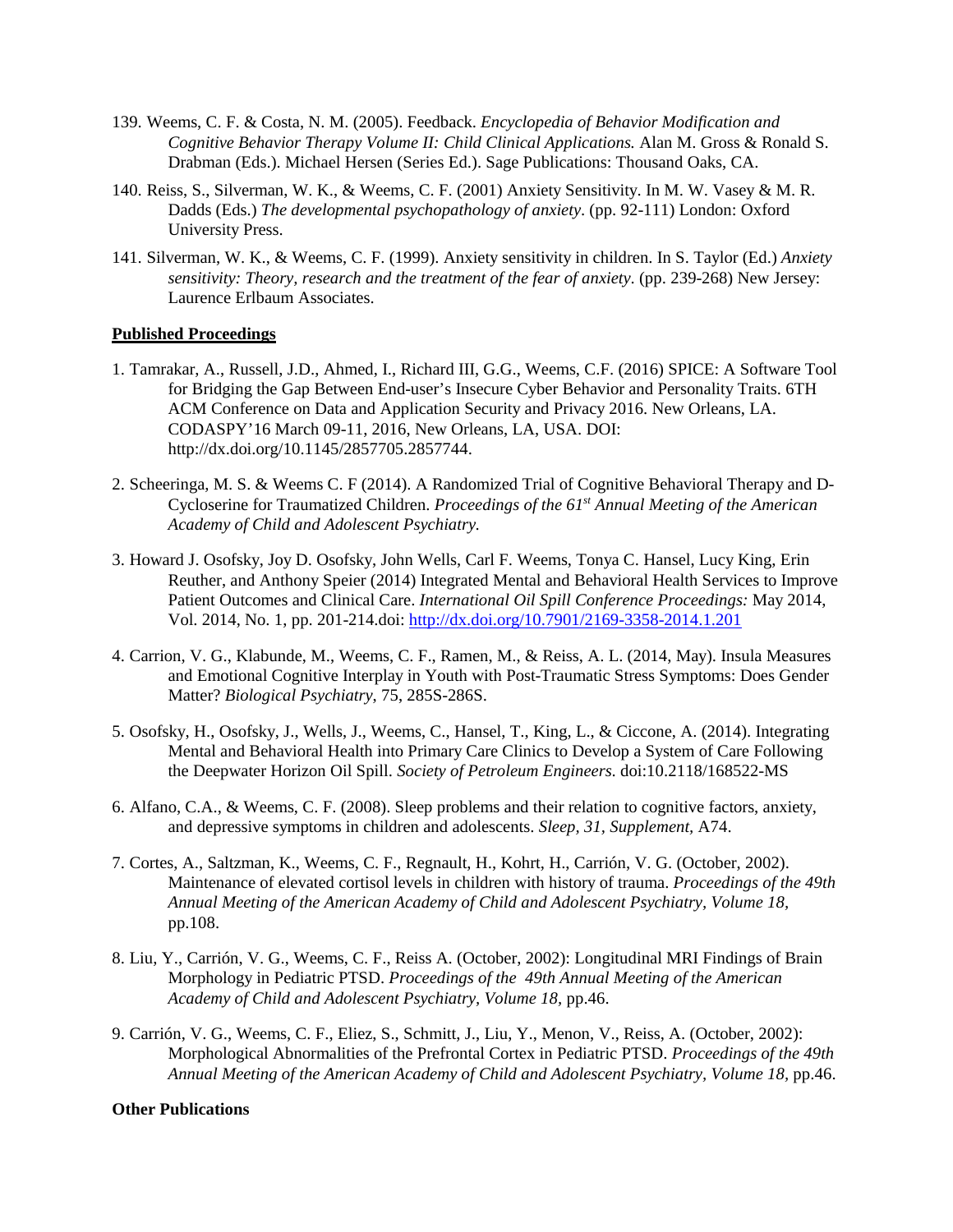139. Weems, C. F. & Costa, N. M. (2005). Feedback. *Encyclopedia of Behavior Modification and Cognitive Behavior Therapy Volume II: Child Clinical Applications.* Alan M. Gross & Ronald S. Drabman (Eds.). Michael Hersen (Series Ed.). Sage Publications: Thousand Oaks, CA.

140. Reiss, S., Silverman, W. K., & Weems, C. F. (2001) Anxiety Sensitivity. In M. W. Vasey & M. R. Dadds (Eds.) *The developmental psychopathology of anxiety*. (pp. 92-111) London: Oxford University Press.

141. Silverman, W. K., & Weems, C. F. (1999). Anxiety sensitivity in children. In S. Taylor (Ed.) *Anxiety sensitivity: Theory, research and the treatment of the fear of anxiety*. (pp. 239-268) New Jersey: Laurence Erlbaum Associates.

**Published Proceedings**

1. Tamrakar, A., Russell, J.D., Ahmed, I., Richard III, G.G., Weems, C.F. (2016) SPICE: A Software Tool for Bridging the Gap Between End-user's Insecure Cyber Behavior and Personality Traits. 6TH ACM Conference on Data and Application Security and Privacy 2016. New Orleans, LA. CODASPY'16 March 09-11, 2016, New Orleans, LA, USA. DOI: http://dx.doi.org/10.1145/2857705.2857744.

2. Scheeringa, M. S. & Weems C. F (2014). A Randomized Trial of Cognitive Behavioral Therapy and D-Cycloserine for Traumatized Children. *Proceedings of the 61st Annual Meeting of the American Academy of Child and Adolescent Psychiatry.*

3. Howard J. Osofsky, Joy D. Osofsky, John Wells, Carl F. Weems, Tonya C. Hansel, Lucy King, Erin Reuther, and Anthony Speier (2014) Integrated Mental and Behavioral Health Services to Improve Patient Outcomes and Clinical Care. *International Oil Spill Conference Proceedings:* May 2014, Vol. 2014, No. 1, pp. 201-214.doi: http://dx.doi.org/10.7901/2169-3358-2014.1.201

4. Carrion, V. G., Klabunde, M., Weems, C. F., Ramen, M., & Reiss, A. L. (2014, May). Insula Measures and Emotional Cognitive Interplay in Youth with Post-Traumatic Stress Symptoms: Does Gender Matter? *Biological Psychiatry,* 75, 285S-286S.

5. Osofsky, H., Osofsky, J., Wells, J., Weems, C., Hansel, T., King, L., & Ciccone, A. (2014). Integrating Mental and Behavioral Health into Primary Care Clinics to Develop a System of Care Following the Deepwater Horizon Oil Spill. *Society of Petroleum Engineers.* doi:10.2118/168522-MS

6. Alfano, C.A., & Weems, C. F. (2008). Sleep problems and their relation to cognitive factors, anxiety, and depressive symptoms in children and adolescents. *Sleep, 31, Supplement,* A74.

7. Cortes, A., Saltzman, K., Weems, C. F., Regnault, H., Kohrt, H., Carrión, V. G. (October, 2002). Maintenance of elevated cortisol levels in children with history of trauma. *Proceedings of the 49th Annual Meeting of the American Academy of Child and Adolescent Psychiatry, Volume 18,* pp.108.

8. Liu, Y., Carrión, V. G., Weems, C. F., Reiss A. (October, 2002): Longitudinal MRI Findings of Brain Morphology in Pediatric PTSD. *Proceedings of the 49th Annual Meeting of the American Academy of Child and Adolescent Psychiatry, Volume 18,* pp.46.

9. Carrión, V. G., Weems, C. F., Eliez, S., Schmitt, J., Liu, Y., Menon, V., Reiss, A. (October, 2002): Morphological Abnormalities of the Prefrontal Cortex in Pediatric PTSD. *Proceedings of the 49th Annual Meeting of the American Academy of Child and Adolescent Psychiatry, Volume 18,* pp.46.

**Other Publications**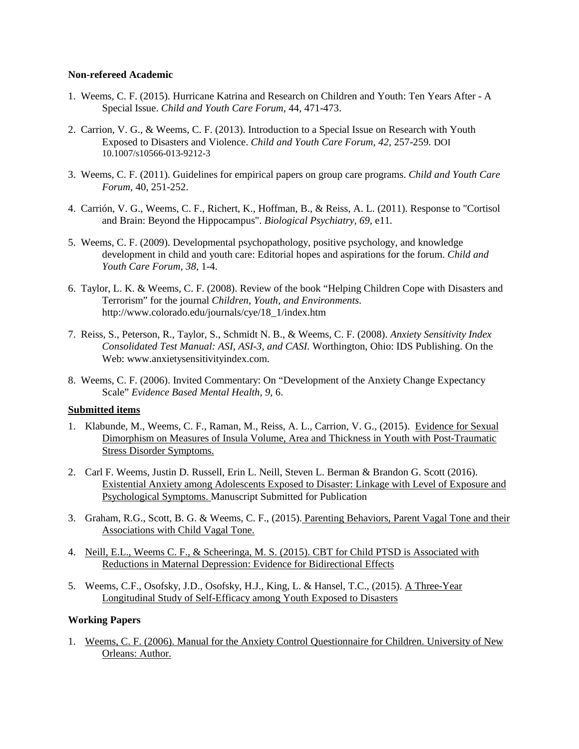**Non-refereed Academic**

1. Weems, C. F. (2015). Hurricane Katrina and Research on Children and Youth: Ten Years After - A Special Issue. *Child and Youth Care Forum,* 44, 471-473.

2. Carrion, V. G., & Weems, C. F. (2013). Introduction to a Special Issue on Research with Youth Exposed to Disasters and Violence. *Child and Youth Care Forum, 42,* 257-259. DOI 10.1007/s10566-013-9212-3

3. Weems, C. F. (2011). Guidelines for empirical papers on group care programs. *Child and Youth Care Forum,* 40, 251-252.

4. Carrión, V. G., Weems, C. F., Richert, K., Hoffman, B., & Reiss, A. L. (2011). Response to "Cortisol and Brain: Beyond the Hippocampus". *Biological Psychiatry, 69,* e11.

5. Weems, C. F. (2009). Developmental psychopathology, positive psychology, and knowledge development in child and youth care: Editorial hopes and aspirations for the forum. *Child and Youth Care Forum, 38,* 1-4.

6. Taylor, L. K. & Weems, C. F. (2008). Review of the book "Helping Children Cope with Disasters and Terrorism" for the journal *Children, Youth, and Environments.* http://www.colorado.edu/journals/cye/18_1/index.htm

7. Reiss, S., Peterson, R., Taylor, S., Schmidt N. B., & Weems, C. F. (2008). *Anxiety Sensitivity Index Consolidated Test Manual: ASI, ASI-3, and CASI.* Worthington, Ohio: IDS Publishing. On the Web: www.anxietysensitivityindex.com.

8. Weems, C. F. (2006). Invited Commentary: On "Development of the Anxiety Change Expectancy Scale" *Evidence Based Mental Health, 9,* 6.

**Submitted items**

1. Klabunde, M., Weems, C. F., Raman, M., Reiss, A. L., Carrion, V. G., (2015). Evidence for Sexual Dimorphism on Measures of Insula Volume, Area and Thickness in Youth with Post-Traumatic Stress Disorder Symptoms.

2. Carl F. Weems, Justin D. Russell, Erin L. Neill, Steven L. Berman & Brandon G. Scott (2016). Existential Anxiety among Adolescents Exposed to Disaster: Linkage with Level of Exposure and Psychological Symptoms. Manuscript Submitted for Publication

3. Graham, R.G., Scott, B. G. & Weems, C. F., (2015). Parenting Behaviors, Parent Vagal Tone and their Associations with Child Vagal Tone.

4. Neill, E.L., Weems C. F., & Scheeringa, M. S. (2015). CBT for Child PTSD is Associated with Reductions in Maternal Depression: Evidence for Bidirectional Effects

5. Weems, C.F., Osofsky, J.D., Osofsky, H.J., King, L. & Hansel, T.C., (2015). A Three-Year Longitudinal Study of Self-Efficacy among Youth Exposed to Disasters

**Working Papers**

1. Weems, C. F. (2006). Manual for the Anxiety Control Questionnaire for Children. University of New Orleans: Author.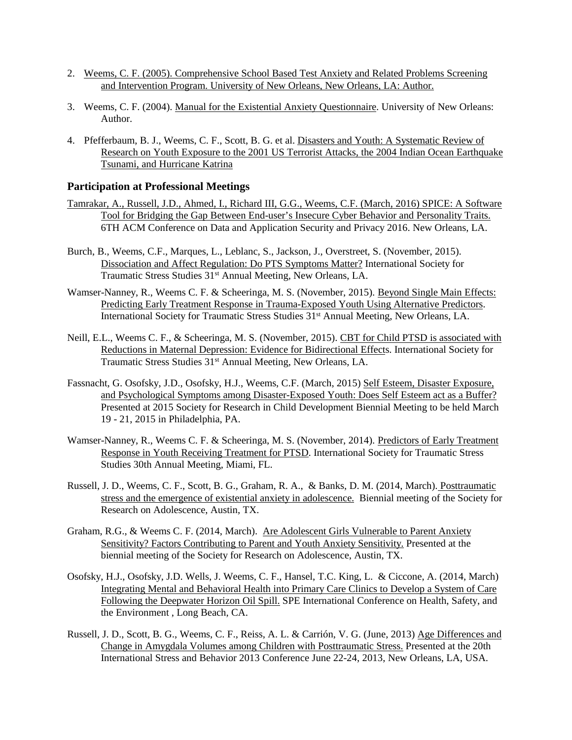2. Weems, C. F. (2005). Comprehensive School Based Test Anxiety and Related Problems Screening and Intervention Program. University of New Orleans, New Orleans, LA: Author.

3. Weems, C. F. (2004). Manual for the Existential Anxiety Questionnaire. University of New Orleans: Author.

4. Pfefferbaum, B. J., Weems, C. F., Scott, B. G. et al. Disasters and Youth: A Systematic Review of Research on Youth Exposure to the 2001 US Terrorist Attacks, the 2004 Indian Ocean Earthquake Tsunami, and Hurricane Katrina

### Participation at Professional Meetings

Tamrakar, A., Russell, J.D., Ahmed, I., Richard III, G.G., Weems, C.F. (March, 2016) SPICE: A Software Tool for Bridging the Gap Between End-user's Insecure Cyber Behavior and Personality Traits. 6TH ACM Conference on Data and Application Security and Privacy 2016. New Orleans, LA.

Burch, B., Weems, C.F., Marques, L., Leblanc, S., Jackson, J., Overstreet, S. (November, 2015). Dissociation and Affect Regulation: Do PTS Symptoms Matter? International Society for Traumatic Stress Studies 31st Annual Meeting, New Orleans, LA.

Wamser-Nanney, R., Weems C. F. & Scheeringa, M. S. (November, 2015). Beyond Single Main Effects: Predicting Early Treatment Response in Trauma-Exposed Youth Using Alternative Predictors. International Society for Traumatic Stress Studies 31st Annual Meeting, New Orleans, LA.

Neill, E.L., Weems C. F., & Scheeringa, M. S. (November, 2015). CBT for Child PTSD is associated with Reductions in Maternal Depression: Evidence for Bidirectional Effects. International Society for Traumatic Stress Studies 31st Annual Meeting, New Orleans, LA.

Fassnacht, G. Osofsky, J.D., Osofsky, H.J., Weems, C.F. (March, 2015) Self Esteem, Disaster Exposure, and Psychological Symptoms among Disaster-Exposed Youth: Does Self Esteem act as a Buffer? Presented at 2015 Society for Research in Child Development Biennial Meeting to be held March 19 - 21, 2015 in Philadelphia, PA.

Wamser-Nanney, R., Weems C. F. & Scheeringa, M. S. (November, 2014). Predictors of Early Treatment Response in Youth Receiving Treatment for PTSD. International Society for Traumatic Stress Studies 30th Annual Meeting, Miami, FL.

Russell, J. D., Weems, C. F., Scott, B. G., Graham, R. A., & Banks, D. M. (2014, March). Posttraumatic stress and the emergence of existential anxiety in adolescence. Biennial meeting of the Society for Research on Adolescence, Austin, TX.

Graham, R.G., & Weems C. F. (2014, March). Are Adolescent Girls Vulnerable to Parent Anxiety Sensitivity? Factors Contributing to Parent and Youth Anxiety Sensitivity. Presented at the biennial meeting of the Society for Research on Adolescence, Austin, TX.

Osofsky, H.J., Osofsky, J.D. Wells, J. Weems, C. F., Hansel, T.C. King, L. & Ciccone, A. (2014, March) Integrating Mental and Behavioral Health into Primary Care Clinics to Develop a System of Care Following the Deepwater Horizon Oil Spill. SPE International Conference on Health, Safety, and the Environment , Long Beach, CA.

Russell, J. D., Scott, B. G., Weems, C. F., Reiss, A. L. & Carrión, V. G. (June, 2013) Age Differences and Change in Amygdala Volumes among Children with Posttraumatic Stress. Presented at the 20th International Stress and Behavior 2013 Conference June 22-24, 2013, New Orleans, LA, USA.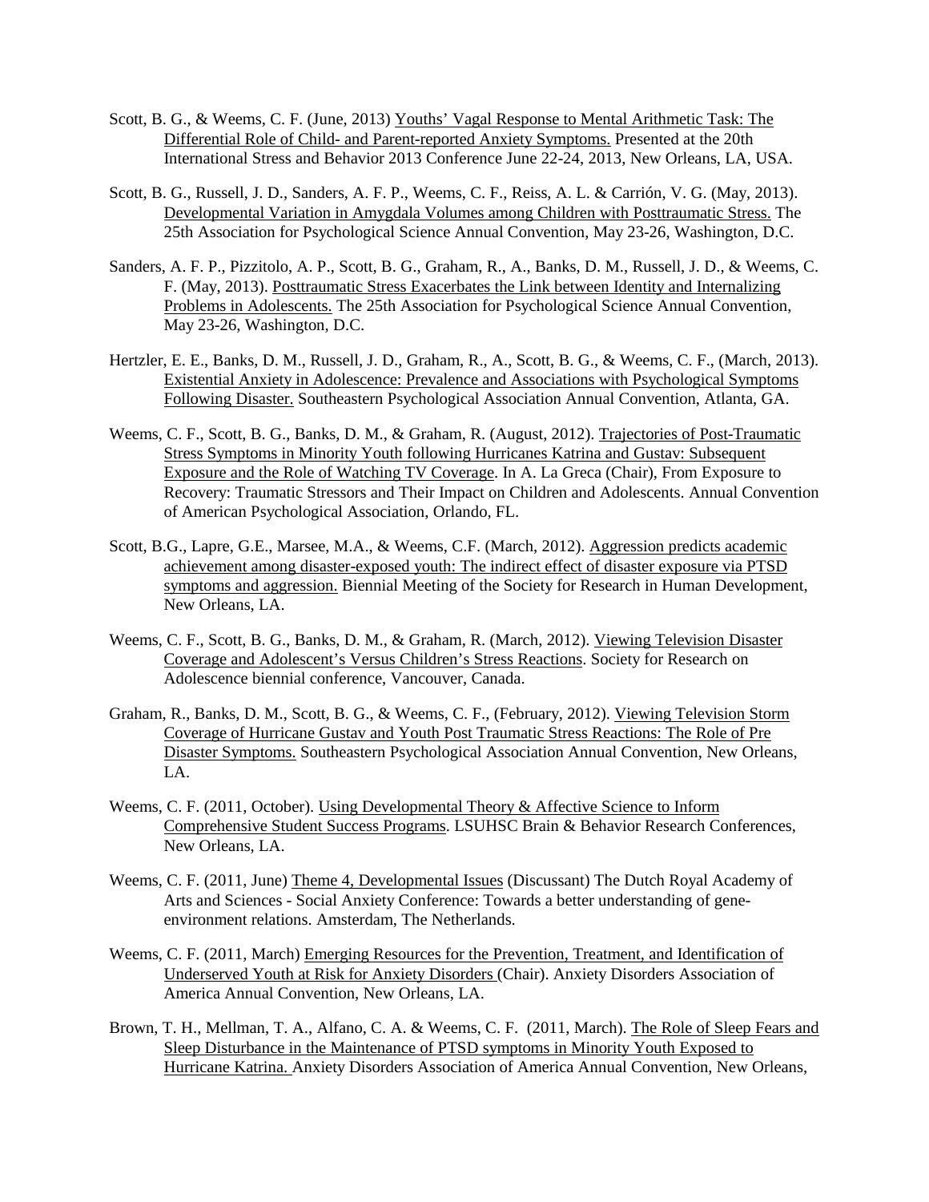Scott, B. G., & Weems, C. F. (June, 2013) <u>Youths' Vagal Response to Mental Arithmetic Task: The Differential Role of Child- and Parent-reported Anxiety Symptoms.</u> Presented at the 20th International Stress and Behavior 2013 Conference June 22-24, 2013, New Orleans, LA, USA.

Scott, B. G., Russell, J. D., Sanders, A. F. P., Weems, C. F., Reiss, A. L. & Carrión, V. G. (May, 2013). <u>Developmental Variation in Amygdala Volumes among Children with Posttraumatic Stress.</u> The 25th Association for Psychological Science Annual Convention, May 23-26, Washington, D.C.

Sanders, A. F. P., Pizzitolo, A. P., Scott, B. G., Graham, R., A., Banks, D. M., Russell, J. D., & Weems, C. F. (May, 2013). <u>Posttraumatic Stress Exacerbates the Link between Identity and Internalizing Problems in Adolescents.</u> The 25th Association for Psychological Science Annual Convention, May 23-26, Washington, D.C.

Hertzler, E. E., Banks, D. M., Russell, J. D., Graham, R., A., Scott, B. G., & Weems, C. F., (March, 2013). <u>Existential Anxiety in Adolescence: Prevalence and Associations with Psychological Symptoms Following Disaster.</u> Southeastern Psychological Association Annual Convention, Atlanta, GA.

Weems, C. F., Scott, B. G., Banks, D. M., & Graham, R. (August, 2012). <u>Trajectories of Post-Traumatic Stress Symptoms in Minority Youth following Hurricanes Katrina and Gustav: Subsequent Exposure and the Role of Watching TV Coverage</u>. In A. La Greca (Chair), From Exposure to Recovery: Traumatic Stressors and Their Impact on Children and Adolescents. Annual Convention of American Psychological Association, Orlando, FL.

Scott, B.G., Lapre, G.E., Marsee, M.A., & Weems, C.F. (March, 2012). <u>Aggression predicts academic achievement among disaster-exposed youth: The indirect effect of disaster exposure via PTSD symptoms and aggression.</u> Biennial Meeting of the Society for Research in Human Development, New Orleans, LA.

Weems, C. F., Scott, B. G., Banks, D. M., & Graham, R. (March, 2012). <u>Viewing Television Disaster Coverage and Adolescent's Versus Children's Stress Reactions</u>. Society for Research on Adolescence biennial conference, Vancouver, Canada.

Graham, R., Banks, D. M., Scott, B. G., & Weems, C. F., (February, 2012). <u>Viewing Television Storm Coverage of Hurricane Gustav and Youth Post Traumatic Stress Reactions: The Role of Pre Disaster Symptoms.</u> Southeastern Psychological Association Annual Convention, New Orleans, LA.

Weems, C. F. (2011, October). <u>Using Developmental Theory & Affective Science to Inform Comprehensive Student Success Programs</u>. LSUHSC Brain & Behavior Research Conferences, New Orleans, LA.

Weems, C. F. (2011, June) <u>Theme 4, Developmental Issues</u> (Discussant) The Dutch Royal Academy of Arts and Sciences - Social Anxiety Conference: Towards a better understanding of gene-environment relations. Amsterdam, The Netherlands.

Weems, C. F. (2011, March) <u>Emerging Resources for the Prevention, Treatment, and Identification of Underserved Youth at Risk for Anxiety Disorders</u> (Chair). Anxiety Disorders Association of America Annual Convention, New Orleans, LA.

Brown, T. H., Mellman, T. A., Alfano, C. A. & Weems, C. F. (2011, March). <u>The Role of Sleep Fears and Sleep Disturbance in the Maintenance of PTSD symptoms in Minority Youth Exposed to Hurricane Katrina.</u> Anxiety Disorders Association of America Annual Convention, New Orleans,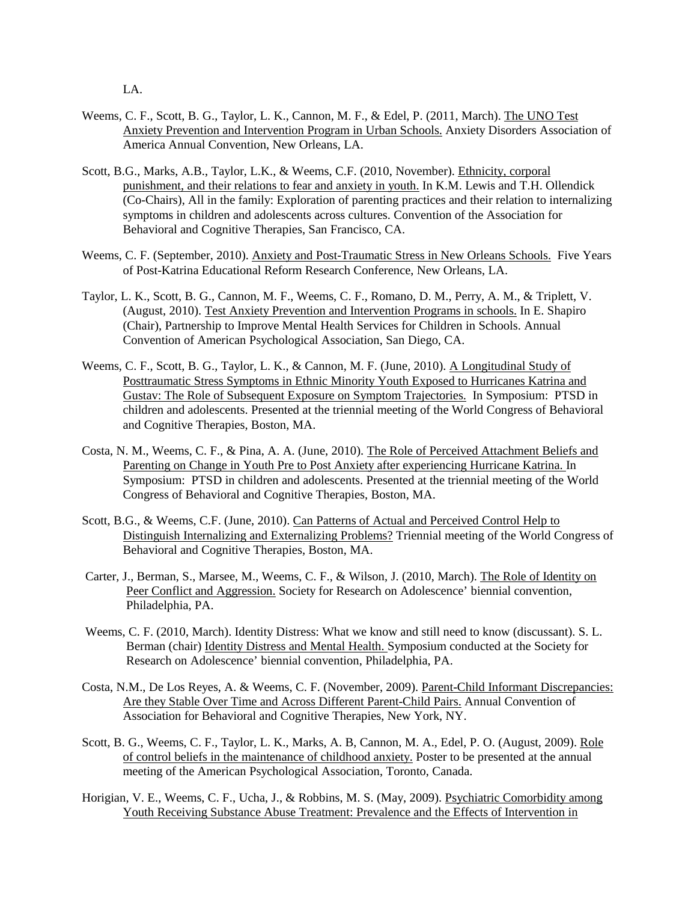LA.

Weems, C. F., Scott, B. G., Taylor, L. K., Cannon, M. F., & Edel, P. (2011, March). <u>The UNO Test Anxiety Prevention and Intervention Program in Urban Schools.</u> Anxiety Disorders Association of America Annual Convention, New Orleans, LA.

Scott, B.G., Marks, A.B., Taylor, L.K., & Weems, C.F. (2010, November). <u>Ethnicity, corporal punishment, and their relations to fear and anxiety in youth.</u> In K.M. Lewis and T.H. Ollendick (Co-Chairs), All in the family: Exploration of parenting practices and their relation to internalizing symptoms in children and adolescents across cultures. Convention of the Association for Behavioral and Cognitive Therapies, San Francisco, CA.

Weems, C. F. (September, 2010). <u>Anxiety and Post-Traumatic Stress in New Orleans Schools.</u> Five Years of Post-Katrina Educational Reform Research Conference, New Orleans, LA.

Taylor, L. K., Scott, B. G., Cannon, M. F., Weems, C. F., Romano, D. M., Perry, A. M., & Triplett, V. (August, 2010). <u>Test Anxiety Prevention and Intervention Programs in schools.</u> In E. Shapiro (Chair), Partnership to Improve Mental Health Services for Children in Schools. Annual Convention of American Psychological Association, San Diego, CA.

Weems, C. F., Scott, B. G., Taylor, L. K., & Cannon, M. F. (June, 2010). <u>A Longitudinal Study of Posttraumatic Stress Symptoms in Ethnic Minority Youth Exposed to Hurricanes Katrina and Gustav: The Role of Subsequent Exposure on Symptom Trajectories.</u> In Symposium: PTSD in children and adolescents. Presented at the triennial meeting of the World Congress of Behavioral and Cognitive Therapies, Boston, MA.

Costa, N. M., Weems, C. F., & Pina, A. A. (June, 2010). <u>The Role of Perceived Attachment Beliefs and Parenting on Change in Youth Pre to Post Anxiety after experiencing Hurricane Katrina.</u> In Symposium: PTSD in children and adolescents. Presented at the triennial meeting of the World Congress of Behavioral and Cognitive Therapies, Boston, MA.

Scott, B.G., & Weems, C.F. (June, 2010). <u>Can Patterns of Actual and Perceived Control Help to Distinguish Internalizing and Externalizing Problems?</u> Triennial meeting of the World Congress of Behavioral and Cognitive Therapies, Boston, MA.

Carter, J., Berman, S., Marsee, M., Weems, C. F., & Wilson, J. (2010, March). <u>The Role of Identity on Peer Conflict and Aggression.</u> Society for Research on Adolescence' biennial convention, Philadelphia, PA.

Weems, C. F. (2010, March). Identity Distress: What we know and still need to know (discussant). S. L. Berman (chair) <u>Identity Distress and Mental Health.</u> Symposium conducted at the Society for Research on Adolescence' biennial convention, Philadelphia, PA.

Costa, N.M., De Los Reyes, A. & Weems, C. F. (November, 2009). <u>Parent-Child Informant Discrepancies: Are they Stable Over Time and Across Different Parent-Child Pairs.</u> Annual Convention of Association for Behavioral and Cognitive Therapies, New York, NY.

Scott, B. G., Weems, C. F., Taylor, L. K., Marks, A. B, Cannon, M. A., Edel, P. O. (August, 2009). <u>Role of control beliefs in the maintenance of childhood anxiety.</u> Poster to be presented at the annual meeting of the American Psychological Association, Toronto, Canada.

Horigian, V. E., Weems, C. F., Ucha, J., & Robbins, M. S. (May, 2009). <u>Psychiatric Comorbidity among Youth Receiving Substance Abuse Treatment: Prevalence and the Effects of Intervention in</u>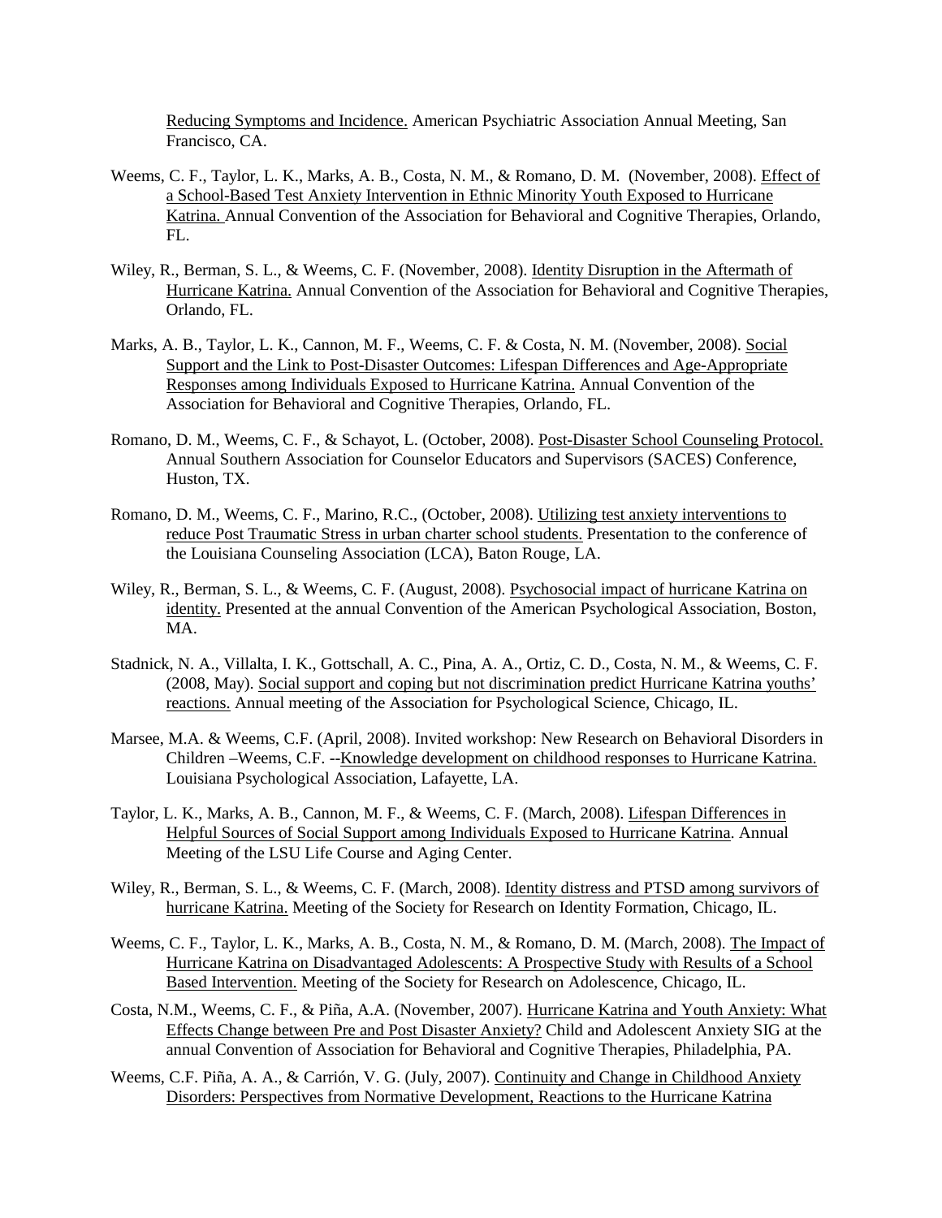Reducing Symptoms and Incidence. American Psychiatric Association Annual Meeting, San Francisco, CA.

Weems, C. F., Taylor, L. K., Marks, A. B., Costa, N. M., & Romano, D. M. (November, 2008). Effect of a School-Based Test Anxiety Intervention in Ethnic Minority Youth Exposed to Hurricane Katrina. Annual Convention of the Association for Behavioral and Cognitive Therapies, Orlando, FL.

Wiley, R., Berman, S. L., & Weems, C. F. (November, 2008). Identity Disruption in the Aftermath of Hurricane Katrina. Annual Convention of the Association for Behavioral and Cognitive Therapies, Orlando, FL.

Marks, A. B., Taylor, L. K., Cannon, M. F., Weems, C. F. & Costa, N. M. (November, 2008). Social Support and the Link to Post-Disaster Outcomes: Lifespan Differences and Age-Appropriate Responses among Individuals Exposed to Hurricane Katrina. Annual Convention of the Association for Behavioral and Cognitive Therapies, Orlando, FL.

Romano, D. M., Weems, C. F., & Schayot, L. (October, 2008). Post-Disaster School Counseling Protocol. Annual Southern Association for Counselor Educators and Supervisors (SACES) Conference, Huston, TX.

Romano, D. M., Weems, C. F., Marino, R.C., (October, 2008). Utilizing test anxiety interventions to reduce Post Traumatic Stress in urban charter school students. Presentation to the conference of the Louisiana Counseling Association (LCA), Baton Rouge, LA.

Wiley, R., Berman, S. L., & Weems, C. F. (August, 2008). Psychosocial impact of hurricane Katrina on identity. Presented at the annual Convention of the American Psychological Association, Boston, MA.

Stadnick, N. A., Villalta, I. K., Gottschall, A. C., Pina, A. A., Ortiz, C. D., Costa, N. M., & Weems, C. F. (2008, May). Social support and coping but not discrimination predict Hurricane Katrina youths' reactions. Annual meeting of the Association for Psychological Science, Chicago, IL.

Marsee, M.A. & Weems, C.F. (April, 2008). Invited workshop: New Research on Behavioral Disorders in Children –Weems, C.F. --Knowledge development on childhood responses to Hurricane Katrina. Louisiana Psychological Association, Lafayette, LA.

Taylor, L. K., Marks, A. B., Cannon, M. F., & Weems, C. F. (March, 2008). Lifespan Differences in Helpful Sources of Social Support among Individuals Exposed to Hurricane Katrina. Annual Meeting of the LSU Life Course and Aging Center.

Wiley, R., Berman, S. L., & Weems, C. F. (March, 2008). Identity distress and PTSD among survivors of hurricane Katrina. Meeting of the Society for Research on Identity Formation, Chicago, IL.

Weems, C. F., Taylor, L. K., Marks, A. B., Costa, N. M., & Romano, D. M. (March, 2008). The Impact of Hurricane Katrina on Disadvantaged Adolescents: A Prospective Study with Results of a School Based Intervention. Meeting of the Society for Research on Adolescence, Chicago, IL.

Costa, N.M., Weems, C. F., & Piña, A.A. (November, 2007). Hurricane Katrina and Youth Anxiety: What Effects Change between Pre and Post Disaster Anxiety? Child and Adolescent Anxiety SIG at the annual Convention of Association for Behavioral and Cognitive Therapies, Philadelphia, PA.

Weems, C.F. Piña, A. A., & Carrión, V. G. (July, 2007). Continuity and Change in Childhood Anxiety Disorders: Perspectives from Normative Development, Reactions to the Hurricane Katrina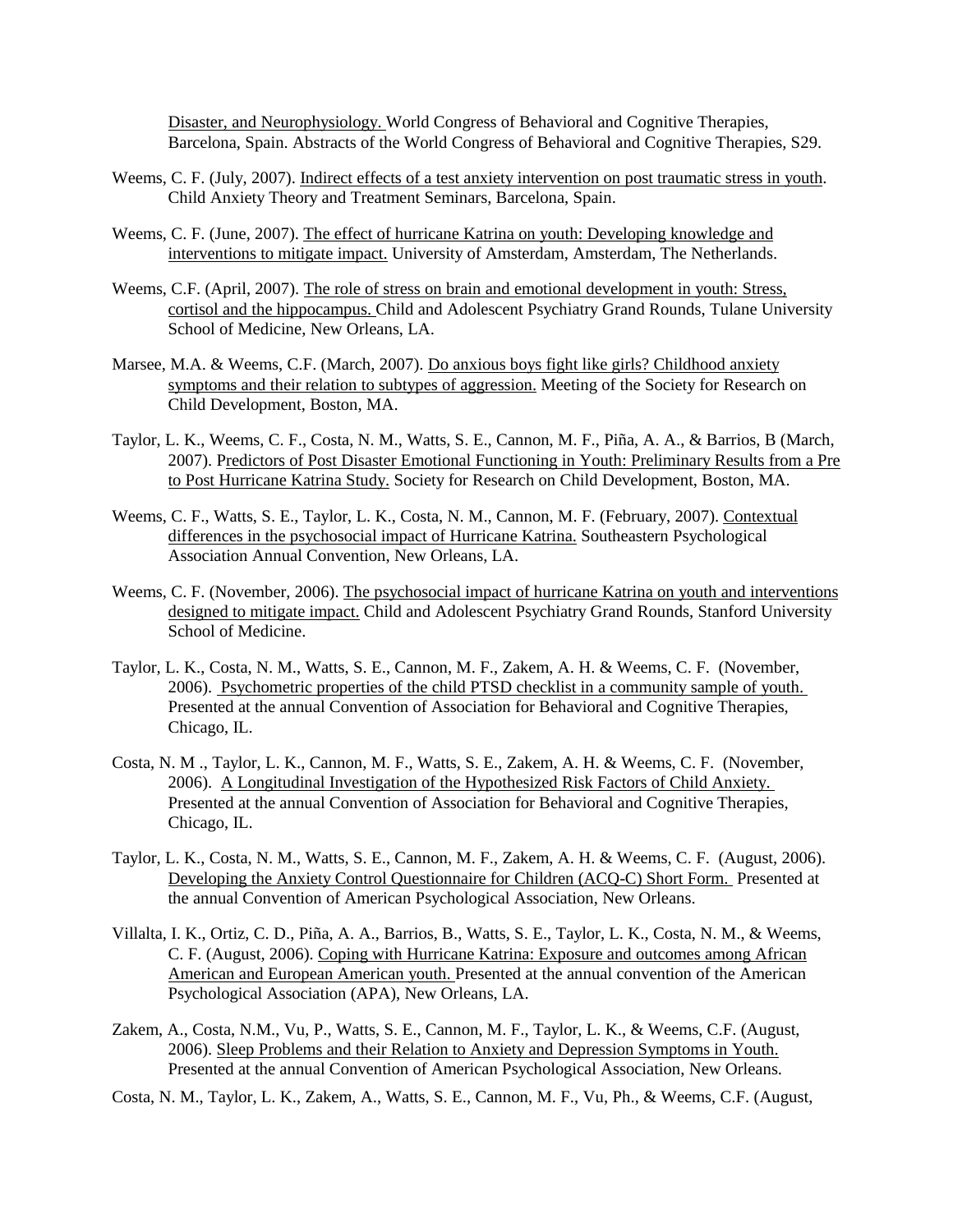Disaster, and Neurophysiology. World Congress of Behavioral and Cognitive Therapies, Barcelona, Spain. Abstracts of the World Congress of Behavioral and Cognitive Therapies, S29.

Weems, C. F. (July, 2007). Indirect effects of a test anxiety intervention on post traumatic stress in youth. Child Anxiety Theory and Treatment Seminars, Barcelona, Spain.

Weems, C. F. (June, 2007). The effect of hurricane Katrina on youth: Developing knowledge and interventions to mitigate impact. University of Amsterdam, Amsterdam, The Netherlands.

Weems, C.F. (April, 2007). The role of stress on brain and emotional development in youth: Stress, cortisol and the hippocampus. Child and Adolescent Psychiatry Grand Rounds, Tulane University School of Medicine, New Orleans, LA.

Marsee, M.A. & Weems, C.F. (March, 2007). Do anxious boys fight like girls? Childhood anxiety symptoms and their relation to subtypes of aggression. Meeting of the Society for Research on Child Development, Boston, MA.

Taylor, L. K., Weems, C. F., Costa, N. M., Watts, S. E., Cannon, M. F., Piña, A. A., & Barrios, B (March, 2007). Predictors of Post Disaster Emotional Functioning in Youth: Preliminary Results from a Pre to Post Hurricane Katrina Study. Society for Research on Child Development, Boston, MA.

Weems, C. F., Watts, S. E., Taylor, L. K., Costa, N. M., Cannon, M. F. (February, 2007). Contextual differences in the psychosocial impact of Hurricane Katrina. Southeastern Psychological Association Annual Convention, New Orleans, LA.

Weems, C. F. (November, 2006). The psychosocial impact of hurricane Katrina on youth and interventions designed to mitigate impact. Child and Adolescent Psychiatry Grand Rounds, Stanford University School of Medicine.

Taylor, L. K., Costa, N. M., Watts, S. E., Cannon, M. F., Zakem, A. H. & Weems, C. F. (November, 2006). Psychometric properties of the child PTSD checklist in a community sample of youth. Presented at the annual Convention of Association for Behavioral and Cognitive Therapies, Chicago, IL.

Costa, N. M ., Taylor, L. K., Cannon, M. F., Watts, S. E., Zakem, A. H. & Weems, C. F. (November, 2006). A Longitudinal Investigation of the Hypothesized Risk Factors of Child Anxiety. Presented at the annual Convention of Association for Behavioral and Cognitive Therapies, Chicago, IL.

Taylor, L. K., Costa, N. M., Watts, S. E., Cannon, M. F., Zakem, A. H. & Weems, C. F. (August, 2006). Developing the Anxiety Control Questionnaire for Children (ACQ-C) Short Form. Presented at the annual Convention of American Psychological Association, New Orleans.

Villalta, I. K., Ortiz, C. D., Piña, A. A., Barrios, B., Watts, S. E., Taylor, L. K., Costa, N. M., & Weems, C. F. (August, 2006). Coping with Hurricane Katrina: Exposure and outcomes among African American and European American youth. Presented at the annual convention of the American Psychological Association (APA), New Orleans, LA.

Zakem, A., Costa, N.M., Vu, P., Watts, S. E., Cannon, M. F., Taylor, L. K., & Weems, C.F. (August, 2006). Sleep Problems and their Relation to Anxiety and Depression Symptoms in Youth. Presented at the annual Convention of American Psychological Association, New Orleans.

Costa, N. M., Taylor, L. K., Zakem, A., Watts, S. E., Cannon, M. F., Vu, Ph., & Weems, C.F. (August,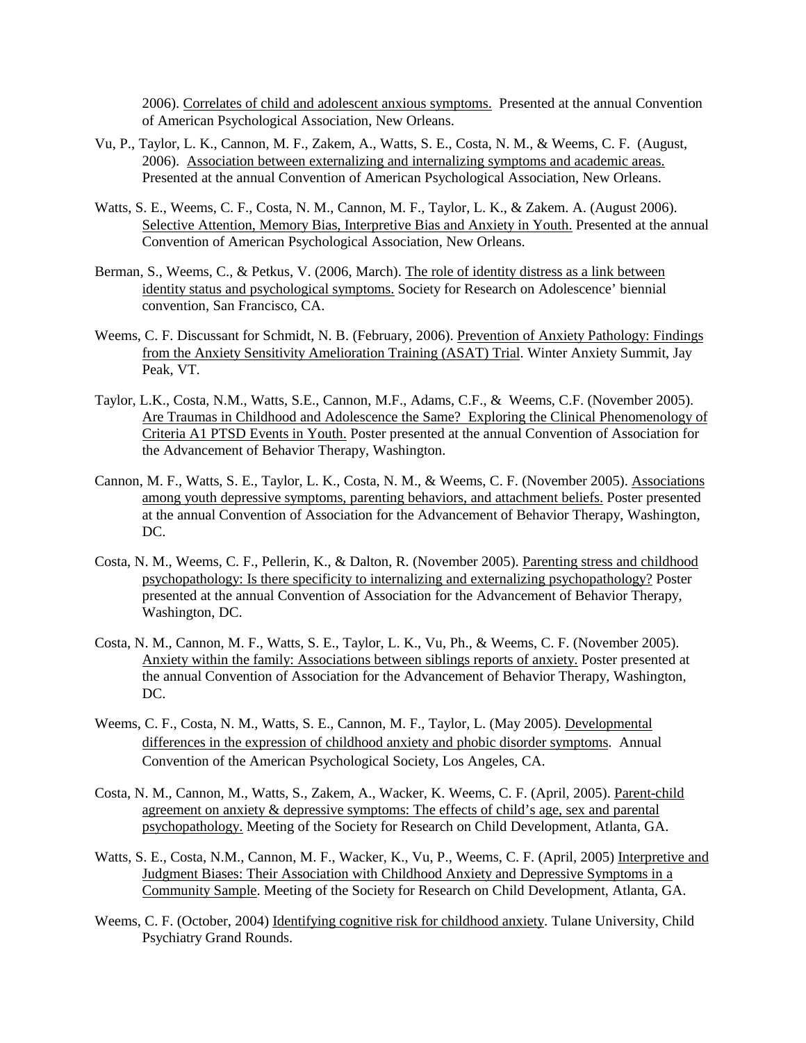2006). <u>Correlates of child and adolescent anxious symptoms.</u> Presented at the annual Convention of American Psychological Association, New Orleans.

Vu, P., Taylor, L. K., Cannon, M. F., Zakem, A., Watts, S. E., Costa, N. M., & Weems, C. F. (August, 2006). <u>Association between externalizing and internalizing symptoms and academic areas.</u> Presented at the annual Convention of American Psychological Association, New Orleans.

Watts, S. E., Weems, C. F., Costa, N. M., Cannon, M. F., Taylor, L. K., & Zakem. A. (August 2006). <u>Selective Attention, Memory Bias, Interpretive Bias and Anxiety in Youth.</u> Presented at the annual Convention of American Psychological Association, New Orleans.

Berman, S., Weems, C., & Petkus, V. (2006, March). <u>The role of identity distress as a link between identity status and psychological symptoms.</u> Society for Research on Adolescence' biennial convention, San Francisco, CA.

Weems, C. F. Discussant for Schmidt, N. B. (February, 2006). <u>Prevention of Anxiety Pathology: Findings from the Anxiety Sensitivity Amelioration Training (ASAT) Trial</u>. Winter Anxiety Summit, Jay Peak, VT.

Taylor, L.K., Costa, N.M., Watts, S.E., Cannon, M.F., Adams, C.F., & Weems, C.F. (November 2005). <u>Are Traumas in Childhood and Adolescence the Same? Exploring the Clinical Phenomenology of Criteria A1 PTSD Events in Youth.</u> Poster presented at the annual Convention of Association for the Advancement of Behavior Therapy, Washington.

Cannon, M. F., Watts, S. E., Taylor, L. K., Costa, N. M., & Weems, C. F. (November 2005). <u>Associations among youth depressive symptoms, parenting behaviors, and attachment beliefs.</u> Poster presented at the annual Convention of Association for the Advancement of Behavior Therapy, Washington, DC.

Costa, N. M., Weems, C. F., Pellerin, K., & Dalton, R. (November 2005). <u>Parenting stress and childhood psychopathology: Is there specificity to internalizing and externalizing psychopathology?</u> Poster presented at the annual Convention of Association for the Advancement of Behavior Therapy, Washington, DC.

Costa, N. M., Cannon, M. F., Watts, S. E., Taylor, L. K., Vu, Ph., & Weems, C. F. (November 2005). <u>Anxiety within the family: Associations between siblings reports of anxiety.</u> Poster presented at the annual Convention of Association for the Advancement of Behavior Therapy, Washington, DC.

Weems, C. F., Costa, N. M., Watts, S. E., Cannon, M. F., Taylor, L. (May 2005). <u>Developmental differences in the expression of childhood anxiety and phobic disorder symptoms</u>. Annual Convention of the American Psychological Society, Los Angeles, CA.

Costa, N. M., Cannon, M., Watts, S., Zakem, A., Wacker, K. Weems, C. F. (April, 2005). <u>Parent-child agreement on anxiety & depressive symptoms: The effects of child's age, sex and parental psychopathology.</u> Meeting of the Society for Research on Child Development, Atlanta, GA.

Watts, S. E., Costa, N.M., Cannon, M. F., Wacker, K., Vu, P., Weems, C. F. (April, 2005) <u>Interpretive and Judgment Biases: Their Association with Childhood Anxiety and Depressive Symptoms in a Community Sample</u>. Meeting of the Society for Research on Child Development, Atlanta, GA.

Weems, C. F. (October, 2004) <u>Identifying cognitive risk for childhood anxiety</u>. Tulane University, Child Psychiatry Grand Rounds.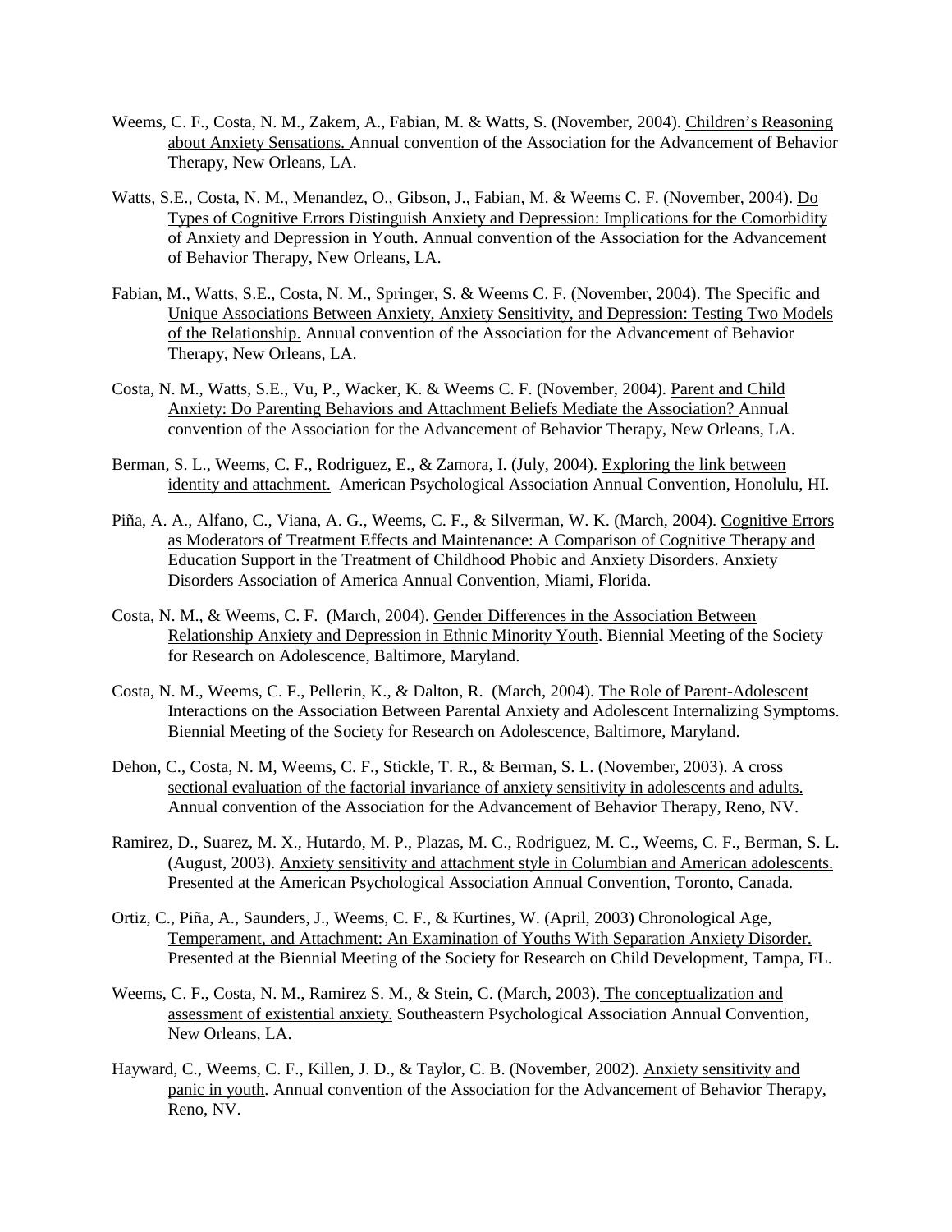Weems, C. F., Costa, N. M., Zakem, A., Fabian, M. & Watts, S. (November, 2004). <u>Children's Reasoning about Anxiety Sensations.</u> Annual convention of the Association for the Advancement of Behavior Therapy, New Orleans, LA.

Watts, S.E., Costa, N. M., Menandez, O., Gibson, J., Fabian, M. & Weems C. F. (November, 2004). <u>Do Types of Cognitive Errors Distinguish Anxiety and Depression: Implications for the Comorbidity of Anxiety and Depression in Youth.</u> Annual convention of the Association for the Advancement of Behavior Therapy, New Orleans, LA.

Fabian, M., Watts, S.E., Costa, N. M., Springer, S. & Weems C. F. (November, 2004). <u>The Specific and Unique Associations Between Anxiety, Anxiety Sensitivity, and Depression: Testing Two Models of the Relationship.</u> Annual convention of the Association for the Advancement of Behavior Therapy, New Orleans, LA.

Costa, N. M., Watts, S.E., Vu, P., Wacker, K. & Weems C. F. (November, 2004). <u>Parent and Child Anxiety: Do Parenting Behaviors and Attachment Beliefs Mediate the Association?</u> Annual convention of the Association for the Advancement of Behavior Therapy, New Orleans, LA.

Berman, S. L., Weems, C. F., Rodriguez, E., & Zamora, I. (July, 2004). <u>Exploring the link between identity and attachment.</u> American Psychological Association Annual Convention, Honolulu, HI.

Piña, A. A., Alfano, C., Viana, A. G., Weems, C. F., & Silverman, W. K. (March, 2004). <u>Cognitive Errors as Moderators of Treatment Effects and Maintenance: A Comparison of Cognitive Therapy and Education Support in the Treatment of Childhood Phobic and Anxiety Disorders.</u> Anxiety Disorders Association of America Annual Convention, Miami, Florida.

Costa, N. M., & Weems, C. F. (March, 2004). <u>Gender Differences in the Association Between Relationship Anxiety and Depression in Ethnic Minority Youth</u>. Biennial Meeting of the Society for Research on Adolescence, Baltimore, Maryland.

Costa, N. M., Weems, C. F., Pellerin, K., & Dalton, R. (March, 2004). <u>The Role of Parent-Adolescent Interactions on the Association Between Parental Anxiety and Adolescent Internalizing Symptoms</u>. Biennial Meeting of the Society for Research on Adolescence, Baltimore, Maryland.

Dehon, C., Costa, N. M, Weems, C. F., Stickle, T. R., & Berman, S. L. (November, 2003). <u>A cross sectional evaluation of the factorial invariance of anxiety sensitivity in adolescents and adults.</u> Annual convention of the Association for the Advancement of Behavior Therapy, Reno, NV.

Ramirez, D., Suarez, M. X., Hutardo, M. P., Plazas, M. C., Rodriguez, M. C., Weems, C. F., Berman, S. L. (August, 2003). <u>Anxiety sensitivity and attachment style in Columbian and American adolescents.</u> Presented at the American Psychological Association Annual Convention, Toronto, Canada.

Ortiz, C., Piña, A., Saunders, J., Weems, C. F., & Kurtines, W. (April, 2003) <u>Chronological Age, Temperament, and Attachment: An Examination of Youths With Separation Anxiety Disorder.</u> Presented at the Biennial Meeting of the Society for Research on Child Development, Tampa, FL.

Weems, C. F., Costa, N. M., Ramirez S. M., & Stein, C. (March, 2003). <u>The conceptualization and assessment of existential anxiety.</u> Southeastern Psychological Association Annual Convention, New Orleans, LA.

Hayward, C., Weems, C. F., Killen, J. D., & Taylor, C. B. (November, 2002). <u>Anxiety sensitivity and panic in youth</u>. Annual convention of the Association for the Advancement of Behavior Therapy, Reno, NV.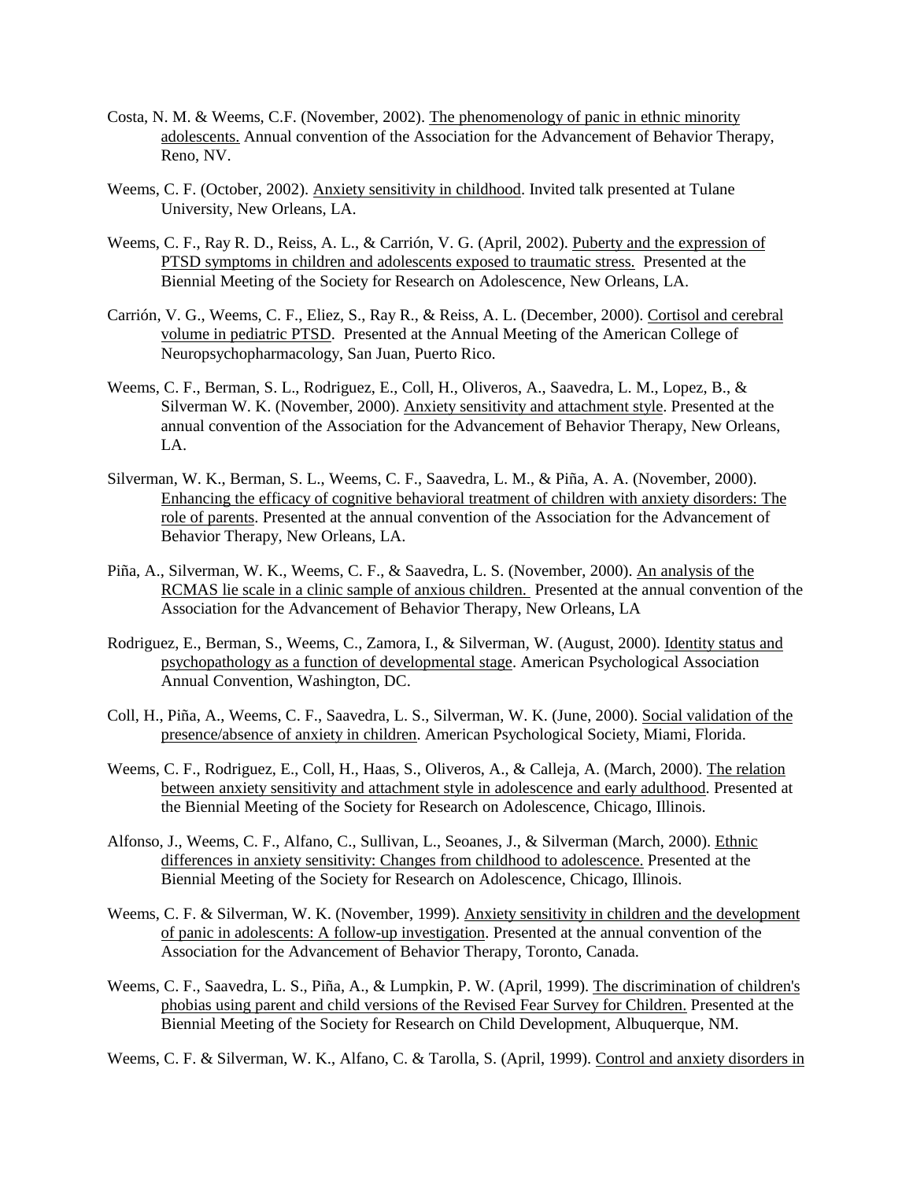Costa, N. M. & Weems, C.F. (November, 2002). <u>The phenomenology of panic in ethnic minority adolescents.</u> Annual convention of the Association for the Advancement of Behavior Therapy, Reno, NV.

Weems, C. F. (October, 2002). <u>Anxiety sensitivity in childhood</u>. Invited talk presented at Tulane University, New Orleans, LA.

Weems, C. F., Ray R. D., Reiss, A. L., & Carrión, V. G. (April, 2002). <u>Puberty and the expression of PTSD symptoms in children and adolescents exposed to traumatic stress.</u> Presented at the Biennial Meeting of the Society for Research on Adolescence, New Orleans, LA.

Carrión, V. G., Weems, C. F., Eliez, S., Ray R., & Reiss, A. L. (December, 2000). <u>Cortisol and cerebral volume in pediatric PTSD</u>. Presented at the Annual Meeting of the American College of Neuropsychopharmacology, San Juan, Puerto Rico.

Weems, C. F., Berman, S. L., Rodriguez, E., Coll, H., Oliveros, A., Saavedra, L. M., Lopez, B., & Silverman W. K. (November, 2000). <u>Anxiety sensitivity and attachment style</u>. Presented at the annual convention of the Association for the Advancement of Behavior Therapy, New Orleans, LA.

Silverman, W. K., Berman, S. L., Weems, C. F., Saavedra, L. M., & Piña, A. A. (November, 2000). <u>Enhancing the efficacy of cognitive behavioral treatment of children with anxiety disorders: The role of parents</u>. Presented at the annual convention of the Association for the Advancement of Behavior Therapy, New Orleans, LA.

Piña, A., Silverman, W. K., Weems, C. F., & Saavedra, L. S. (November, 2000). <u>An analysis of the RCMAS lie scale in a clinic sample of anxious children.</u> Presented at the annual convention of the Association for the Advancement of Behavior Therapy, New Orleans, LA

Rodriguez, E., Berman, S., Weems, C., Zamora, I., & Silverman, W. (August, 2000). <u>Identity status and psychopathology as a function of developmental stage</u>. American Psychological Association Annual Convention, Washington, DC.

Coll, H., Piña, A., Weems, C. F., Saavedra, L. S., Silverman, W. K. (June, 2000). <u>Social validation of the presence/absence of anxiety in children</u>. American Psychological Society, Miami, Florida.

Weems, C. F., Rodriguez, E., Coll, H., Haas, S., Oliveros, A., & Calleja, A. (March, 2000). <u>The relation between anxiety sensitivity and attachment style in adolescence and early adulthood</u>. Presented at the Biennial Meeting of the Society for Research on Adolescence, Chicago, Illinois.

Alfonso, J., Weems, C. F., Alfano, C., Sullivan, L., Seoanes, J., & Silverman (March, 2000). <u>Ethnic differences in anxiety sensitivity: Changes from childhood to adolescence.</u> Presented at the Biennial Meeting of the Society for Research on Adolescence, Chicago, Illinois.

Weems, C. F. & Silverman, W. K. (November, 1999). <u>Anxiety sensitivity in children and the development of panic in adolescents: A follow-up investigation</u>. Presented at the annual convention of the Association for the Advancement of Behavior Therapy, Toronto, Canada.

Weems, C. F., Saavedra, L. S., Piña, A., & Lumpkin, P. W. (April, 1999). <u>The discrimination of children's phobias using parent and child versions of the Revised Fear Survey for Children.</u> Presented at the Biennial Meeting of the Society for Research on Child Development, Albuquerque, NM.

Weems, C. F. & Silverman, W. K., Alfano, C. & Tarolla, S. (April, 1999). <u>Control and anxiety disorders in</u>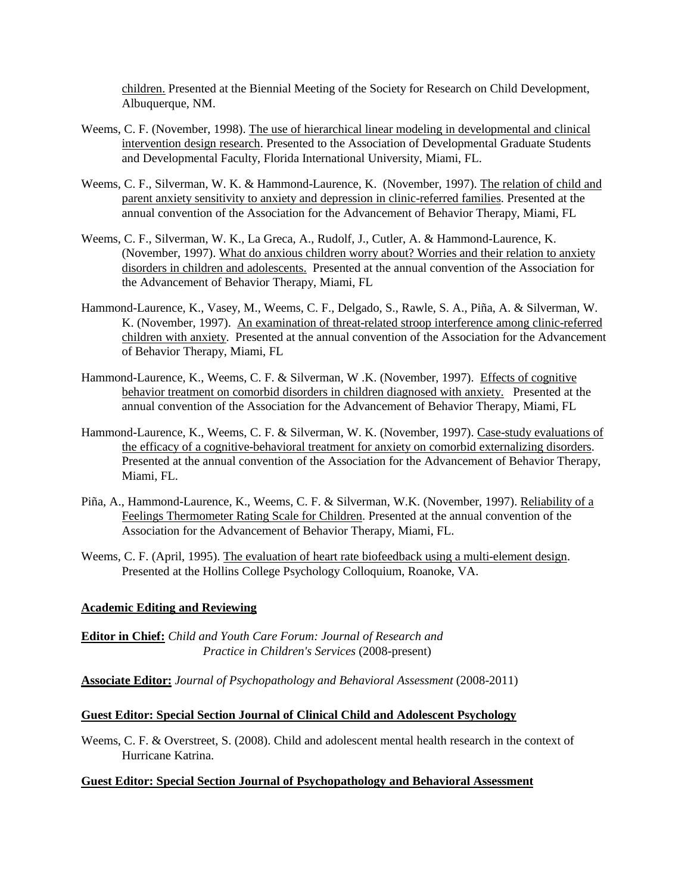children. Presented at the Biennial Meeting of the Society for Research on Child Development, Albuquerque, NM.

Weems, C. F. (November, 1998). The use of hierarchical linear modeling in developmental and clinical intervention design research. Presented to the Association of Developmental Graduate Students and Developmental Faculty, Florida International University, Miami, FL.

Weems, C. F., Silverman, W. K. & Hammond-Laurence, K. (November, 1997). The relation of child and parent anxiety sensitivity to anxiety and depression in clinic-referred families. Presented at the annual convention of the Association for the Advancement of Behavior Therapy, Miami, FL

Weems, C. F., Silverman, W. K., La Greca, A., Rudolf, J., Cutler, A. & Hammond-Laurence, K. (November, 1997). What do anxious children worry about? Worries and their relation to anxiety disorders in children and adolescents. Presented at the annual convention of the Association for the Advancement of Behavior Therapy, Miami, FL

Hammond-Laurence, K., Vasey, M., Weems, C. F., Delgado, S., Rawle, S. A., Piña, A. & Silverman, W. K. (November, 1997). An examination of threat-related stroop interference among clinic-referred children with anxiety. Presented at the annual convention of the Association for the Advancement of Behavior Therapy, Miami, FL

Hammond-Laurence, K., Weems, C. F. & Silverman, W .K. (November, 1997). Effects of cognitive behavior treatment on comorbid disorders in children diagnosed with anxiety. Presented at the annual convention of the Association for the Advancement of Behavior Therapy, Miami, FL

Hammond-Laurence, K., Weems, C. F. & Silverman, W. K. (November, 1997). Case-study evaluations of the efficacy of a cognitive-behavioral treatment for anxiety on comorbid externalizing disorders. Presented at the annual convention of the Association for the Advancement of Behavior Therapy, Miami, FL.

Piña, A., Hammond-Laurence, K., Weems, C. F. & Silverman, W.K. (November, 1997). Reliability of a Feelings Thermometer Rating Scale for Children. Presented at the annual convention of the Association for the Advancement of Behavior Therapy, Miami, FL.

Weems, C. F. (April, 1995). The evaluation of heart rate biofeedback using a multi-element design. Presented at the Hollins College Psychology Colloquium, Roanoke, VA.

**Academic Editing and Reviewing**

**Editor in Chief:** *Child and Youth Care Forum: Journal of Research and Practice in Children's Services* (2008-present)

**Associate Editor:** *Journal of Psychopathology and Behavioral Assessment* (2008-2011)

**Guest Editor: Special Section Journal of Clinical Child and Adolescent Psychology**

Weems, C. F. & Overstreet, S. (2008). Child and adolescent mental health research in the context of Hurricane Katrina.

**Guest Editor: Special Section Journal of Psychopathology and Behavioral Assessment**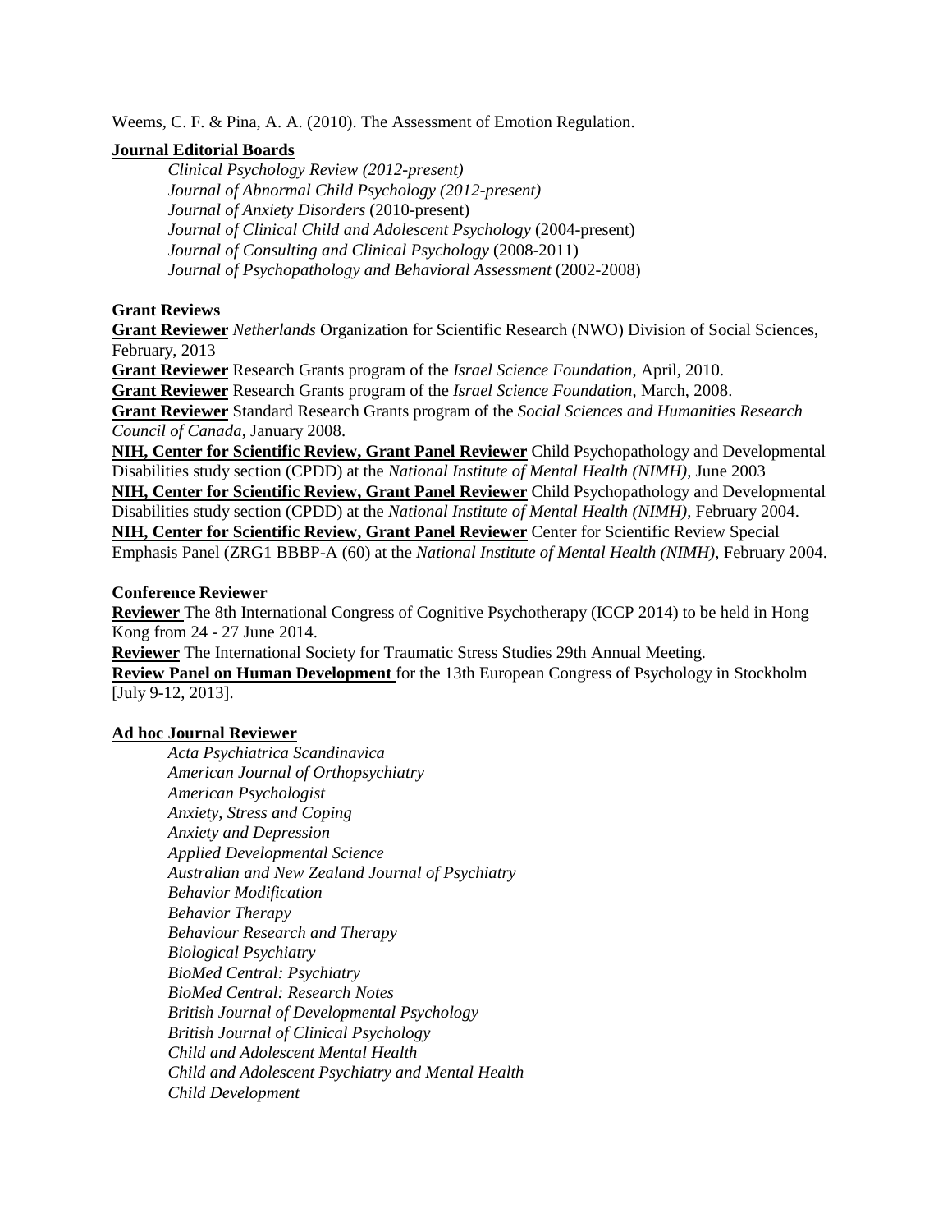Weems, C. F. & Pina, A. A. (2010). The Assessment of Emotion Regulation.

**Journal Editorial Boards**

*Clinical Psychology Review (2012-present)*
*Journal of Abnormal Child Psychology (2012-present)*
*Journal of Anxiety Disorders* (2010-present)
*Journal of Clinical Child and Adolescent Psychology* (2004-present)
*Journal of Consulting and Clinical Psychology* (2008-2011)
*Journal of Psychopathology and Behavioral Assessment* (2002-2008)

**Grant Reviews**

**Grant Reviewer** *Netherlands* Organization for Scientific Research (NWO) Division of Social Sciences, February, 2013
**Grant Reviewer** Research Grants program of the *Israel Science Foundation*, April, 2010.
**Grant Reviewer** Research Grants program of the *Israel Science Foundation*, March, 2008.
**Grant Reviewer** Standard Research Grants program of the *Social Sciences and Humanities Research Council of Canada*, January 2008.
**NIH, Center for Scientific Review, Grant Panel Reviewer** Child Psychopathology and Developmental Disabilities study section (CPDD) at the *National Institute of Mental Health (NIMH)*, June 2003
**NIH, Center for Scientific Review, Grant Panel Reviewer** Child Psychopathology and Developmental Disabilities study section (CPDD) at the *National Institute of Mental Health (NIMH)*, February 2004.
**NIH, Center for Scientific Review, Grant Panel Reviewer** Center for Scientific Review Special Emphasis Panel (ZRG1 BBBP-A (60) at the *National Institute of Mental Health (NIMH)*, February 2004.

**Conference Reviewer**

**Reviewer** The 8th International Congress of Cognitive Psychotherapy (ICCP 2014) to be held in Hong Kong from 24 - 27 June 2014.
**Reviewer** The International Society for Traumatic Stress Studies 29th Annual Meeting.
**Review Panel on Human Development** for the 13th European Congress of Psychology in Stockholm [July 9-12, 2013].

**Ad hoc Journal Reviewer**

*Acta Psychiatrica Scandinavica*
*American Journal of Orthopsychiatry*
*American Psychologist*
*Anxiety, Stress and Coping*
*Anxiety and Depression*
*Applied Developmental Science*
*Australian and New Zealand Journal of Psychiatry*
*Behavior Modification*
*Behavior Therapy*
*Behaviour Research and Therapy*
*Biological Psychiatry*
*BioMed Central: Psychiatry*
*BioMed Central: Research Notes*
*British Journal of Developmental Psychology*
*British Journal of Clinical Psychology*
*Child and Adolescent Mental Health*
*Child and Adolescent Psychiatry and Mental Health*
*Child Development*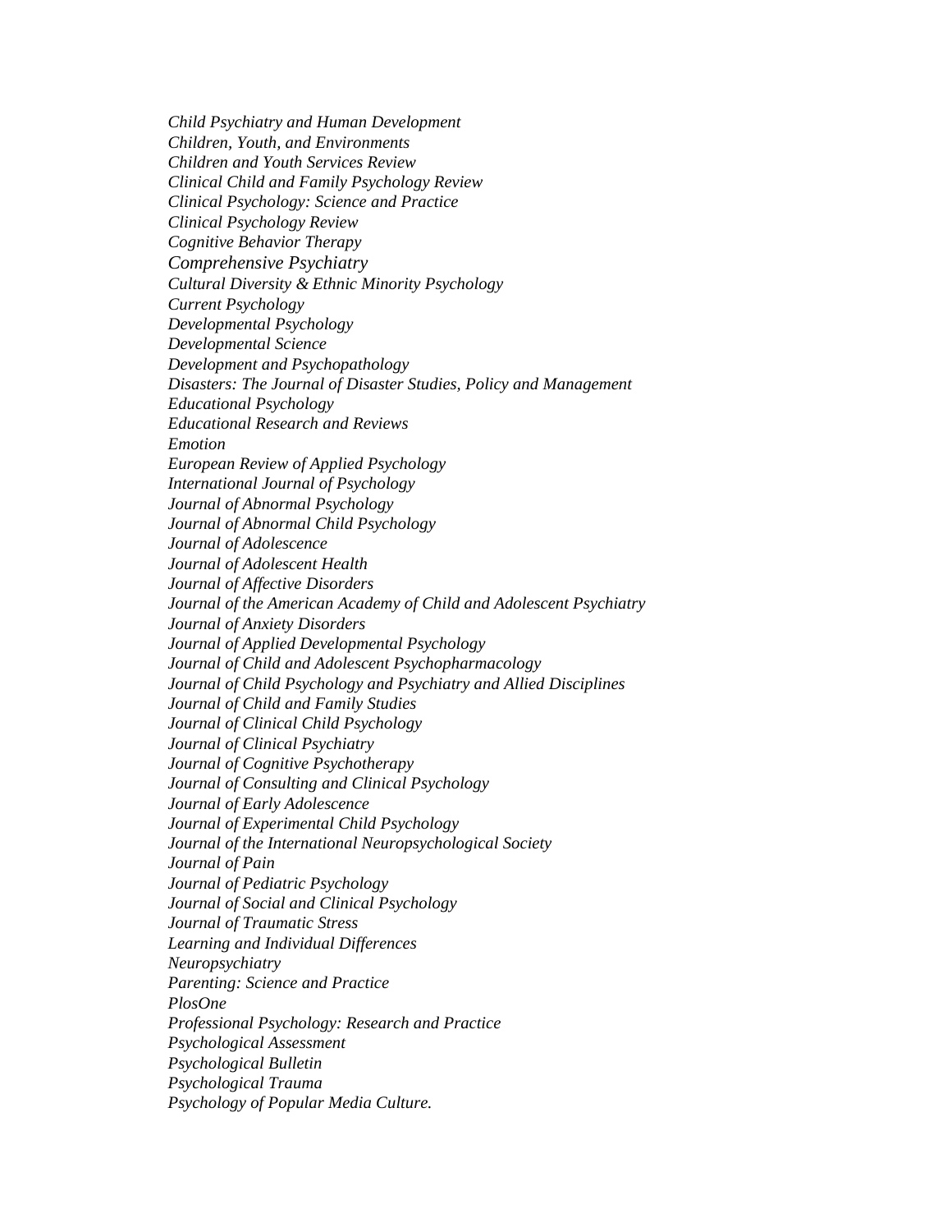*Child Psychiatry and Human Development*
*Children, Youth, and Environments*
*Children and Youth Services Review*
*Clinical Child and Family Psychology Review*
*Clinical Psychology: Science and Practice*
*Clinical Psychology Review*
*Cognitive Behavior Therapy*
*Comprehensive Psychiatry*
*Cultural Diversity & Ethnic Minority Psychology*
*Current Psychology*
*Developmental Psychology*
*Developmental Science*
*Development and Psychopathology*
*Disasters: The Journal of Disaster Studies, Policy and Management*
*Educational Psychology*
*Educational Research and Reviews*
*Emotion*
*European Review of Applied Psychology*
*International Journal of Psychology*
*Journal of Abnormal Psychology*
*Journal of Abnormal Child Psychology*
*Journal of Adolescence*
*Journal of Adolescent Health*
*Journal of Affective Disorders*
*Journal of the American Academy of Child and Adolescent Psychiatry*
*Journal of Anxiety Disorders*
*Journal of Applied Developmental Psychology*
*Journal of Child and Adolescent Psychopharmacology*
*Journal of Child Psychology and Psychiatry and Allied Disciplines*
*Journal of Child and Family Studies*
*Journal of Clinical Child Psychology*
*Journal of Clinical Psychiatry*
*Journal of Cognitive Psychotherapy*
*Journal of Consulting and Clinical Psychology*
*Journal of Early Adolescence*
*Journal of Experimental Child Psychology*
*Journal of the International Neuropsychological Society*
*Journal of Pain*
*Journal of Pediatric Psychology*
*Journal of Social and Clinical Psychology*
*Journal of Traumatic Stress*
*Learning and Individual Differences*
*Neuropsychiatry*
*Parenting: Science and Practice*
*PlosOne*
*Professional Psychology: Research and Practice*
*Psychological Assessment*
*Psychological Bulletin*
*Psychological Trauma*
*Psychology of Popular Media Culture.*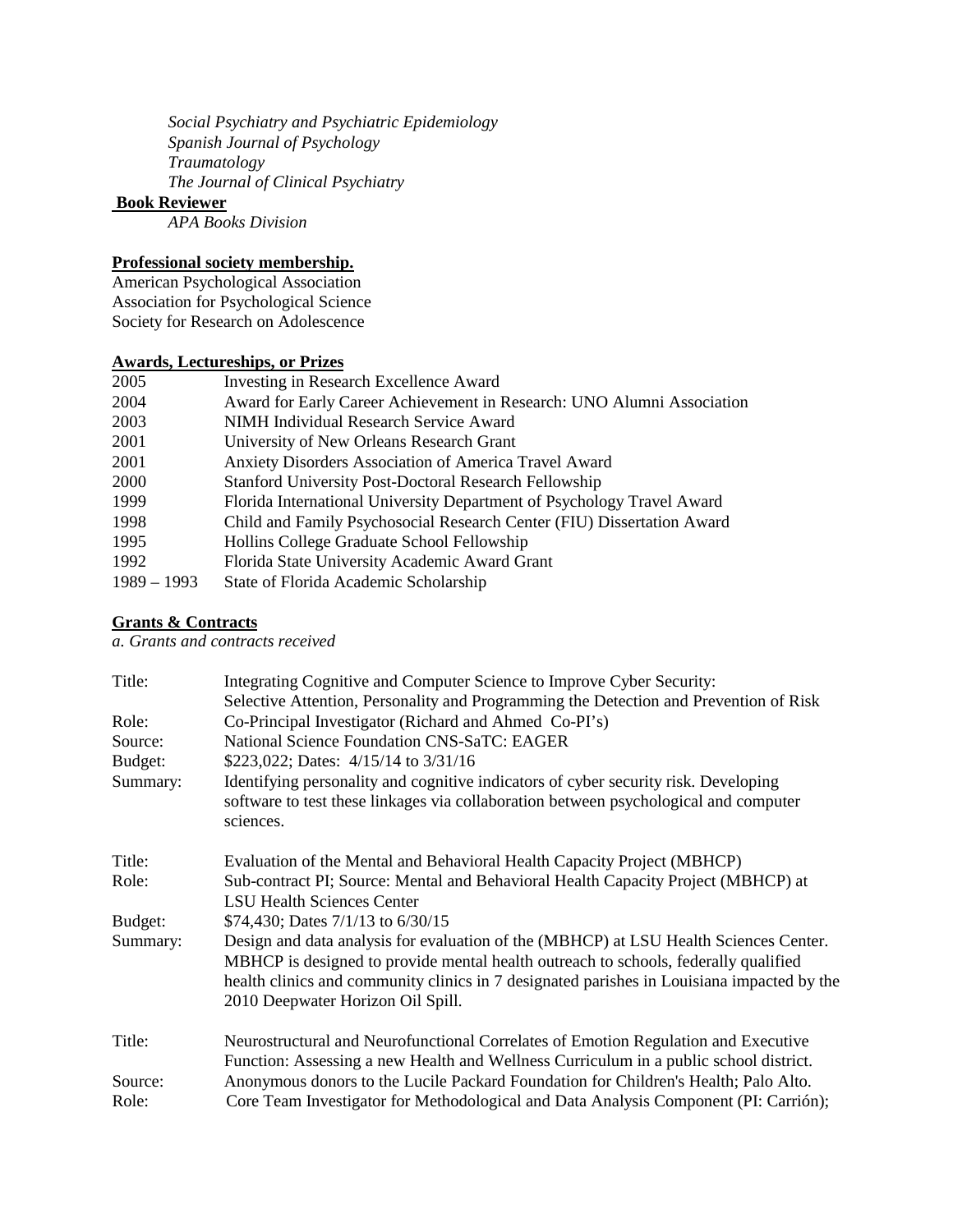*Social Psychiatry and Psychiatric Epidemiology*
*Spanish Journal of Psychology*
*Traumatology*
*The Journal of Clinical Psychiatry*

**Book Reviewer**

*APA Books Division*

**Professional society membership.**

American Psychological Association
Association for Psychological Science
Society for Research on Adolescence

**Awards, Lectureships, or Prizes**

| | |
|---|---|
| 2005 | Investing in Research Excellence Award |
| 2004 | Award for Early Career Achievement in Research: UNO Alumni Association |
| 2003 | NIMH Individual Research Service Award |
| 2001 | University of New Orleans Research Grant |
| 2001 | Anxiety Disorders Association of America Travel Award |
| 2000 | Stanford University Post-Doctoral Research Fellowship |
| 1999 | Florida International University Department of Psychology Travel Award |
| 1998 | Child and Family Psychosocial Research Center (FIU) Dissertation Award |
| 1995 | Hollins College Graduate School Fellowship |
| 1992 | Florida State University Academic Award Grant |
| 1989 – 1993 | State of Florida Academic Scholarship |

**Grants & Contracts**

*a. Grants and contracts received*

| | |
|---|---|
| Title: | Integrating Cognitive and Computer Science to Improve Cyber Security: Selective Attention, Personality and Programming the Detection and Prevention of Risk |
| Role: | Co-Principal Investigator (Richard and Ahmed Co-PI's) |
| Source: | National Science Foundation CNS-SaTC: EAGER |
| Budget: | $223,022; Dates: 4/15/14 to 3/31/16 |
| Summary: | Identifying personality and cognitive indicators of cyber security risk. Developing software to test these linkages via collaboration between psychological and computer sciences. |

| | |
|---|---|
| Title: | Evaluation of the Mental and Behavioral Health Capacity Project (MBHCP) |
| Role: | Sub-contract PI; Source: Mental and Behavioral Health Capacity Project (MBHCP) at LSU Health Sciences Center |
| Budget: | $74,430; Dates 7/1/13 to 6/30/15 |
| Summary: | Design and data analysis for evaluation of the (MBHCP) at LSU Health Sciences Center. MBHCP is designed to provide mental health outreach to schools, federally qualified health clinics and community clinics in 7 designated parishes in Louisiana impacted by the 2010 Deepwater Horizon Oil Spill. |

| | |
|---|---|
| Title: | Neurostructural and Neurofunctional Correlates of Emotion Regulation and Executive Function: Assessing a new Health and Wellness Curriculum in a public school district. |
| Source: | Anonymous donors to the Lucile Packard Foundation for Children's Health; Palo Alto. |
| Role: | Core Team Investigator for Methodological and Data Analysis Component (PI: Carrión); |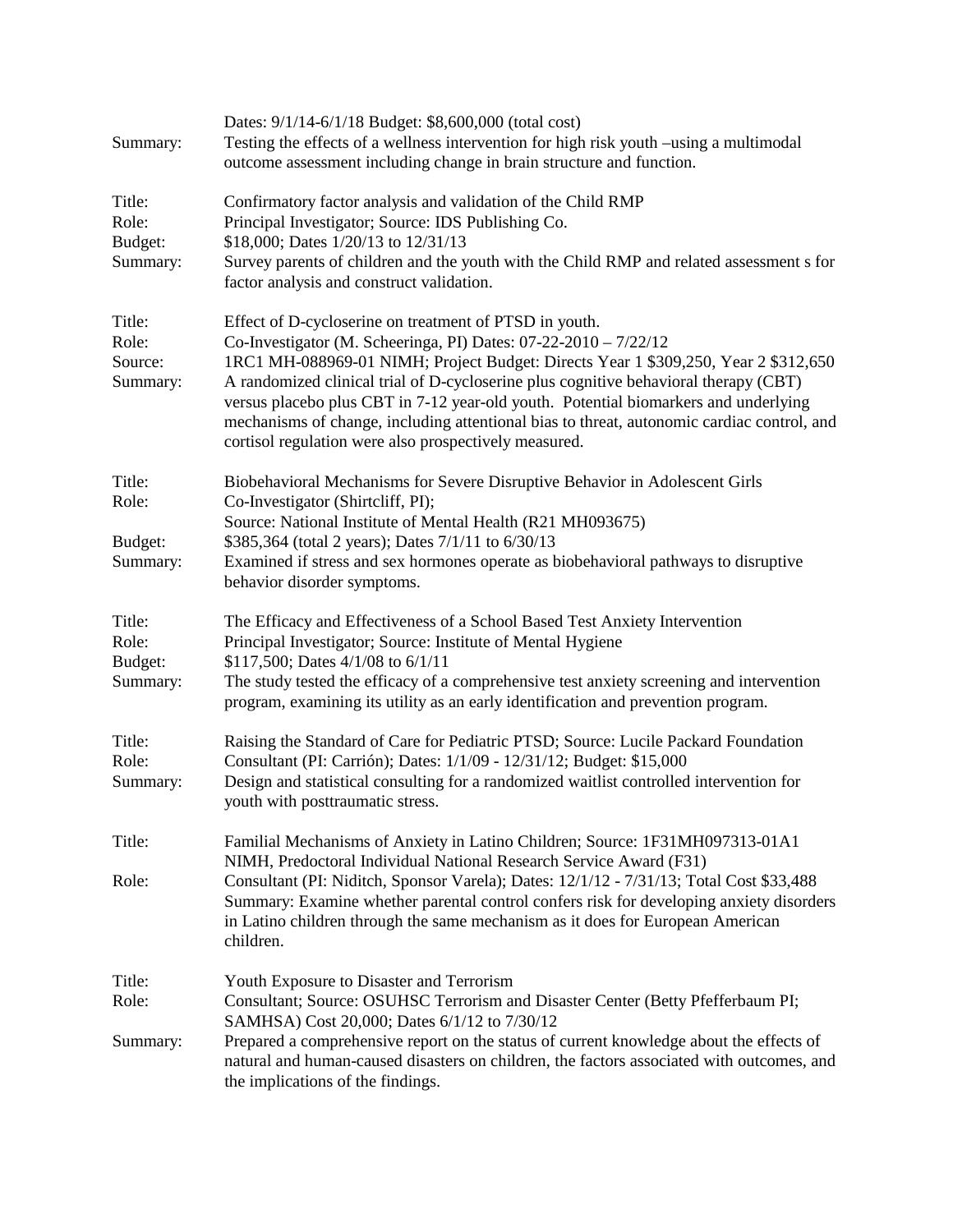Dates: 9/1/14-6/1/18 Budget: $8,600,000 (total cost)

Summary: Testing the effects of a wellness intervention for high risk youth –using a multimodal outcome assessment including change in brain structure and function.

Title: Confirmatory factor analysis and validation of the Child RMP
Role: Principal Investigator; Source: IDS Publishing Co.
Budget: $18,000; Dates 1/20/13 to 12/31/13
Summary: Survey parents of children and the youth with the Child RMP and related assessment s for factor analysis and construct validation.

Title: Effect of D-cycloserine on treatment of PTSD in youth.
Role: Co-Investigator (M. Scheeringa, PI) Dates: 07-22-2010 – 7/22/12
Source: 1RC1 MH-088969-01 NIMH; Project Budget: Directs Year 1 $309,250, Year 2 $312,650
Summary: A randomized clinical trial of D-cycloserine plus cognitive behavioral therapy (CBT) versus placebo plus CBT in 7-12 year-old youth. Potential biomarkers and underlying mechanisms of change, including attentional bias to threat, autonomic cardiac control, and cortisol regulation were also prospectively measured.

Title: Biobehavioral Mechanisms for Severe Disruptive Behavior in Adolescent Girls
Role: Co-Investigator (Shirtcliff, PI);
Source: National Institute of Mental Health (R21 MH093675)
Budget: $385,364 (total 2 years); Dates 7/1/11 to 6/30/13
Summary: Examined if stress and sex hormones operate as biobehavioral pathways to disruptive behavior disorder symptoms.

Title: The Efficacy and Effectiveness of a School Based Test Anxiety Intervention
Role: Principal Investigator; Source: Institute of Mental Hygiene
Budget: $117,500; Dates 4/1/08 to 6/1/11
Summary: The study tested the efficacy of a comprehensive test anxiety screening and intervention program, examining its utility as an early identification and prevention program.

Title: Raising the Standard of Care for Pediatric PTSD; Source: Lucile Packard Foundation
Role: Consultant (PI: Carrión); Dates: 1/1/09 - 12/31/12; Budget: $15,000
Summary: Design and statistical consulting for a randomized waitlist controlled intervention for youth with posttraumatic stress.

Title: Familial Mechanisms of Anxiety in Latino Children; Source: 1F31MH097313-01A1 NIMH, Predoctoral Individual National Research Service Award (F31)
Role: Consultant (PI: Niditch, Sponsor Varela); Dates: 12/1/12 - 7/31/13; Total Cost $33,488
Summary: Examine whether parental control confers risk for developing anxiety disorders in Latino children through the same mechanism as it does for European American children.

Title: Youth Exposure to Disaster and Terrorism
Role: Consultant; Source: OSUHSC Terrorism and Disaster Center (Betty Pfefferbaum PI; SAMHSA) Cost 20,000; Dates 6/1/12 to 7/30/12
Summary: Prepared a comprehensive report on the status of current knowledge about the effects of natural and human-caused disasters on children, the factors associated with outcomes, and the implications of the findings.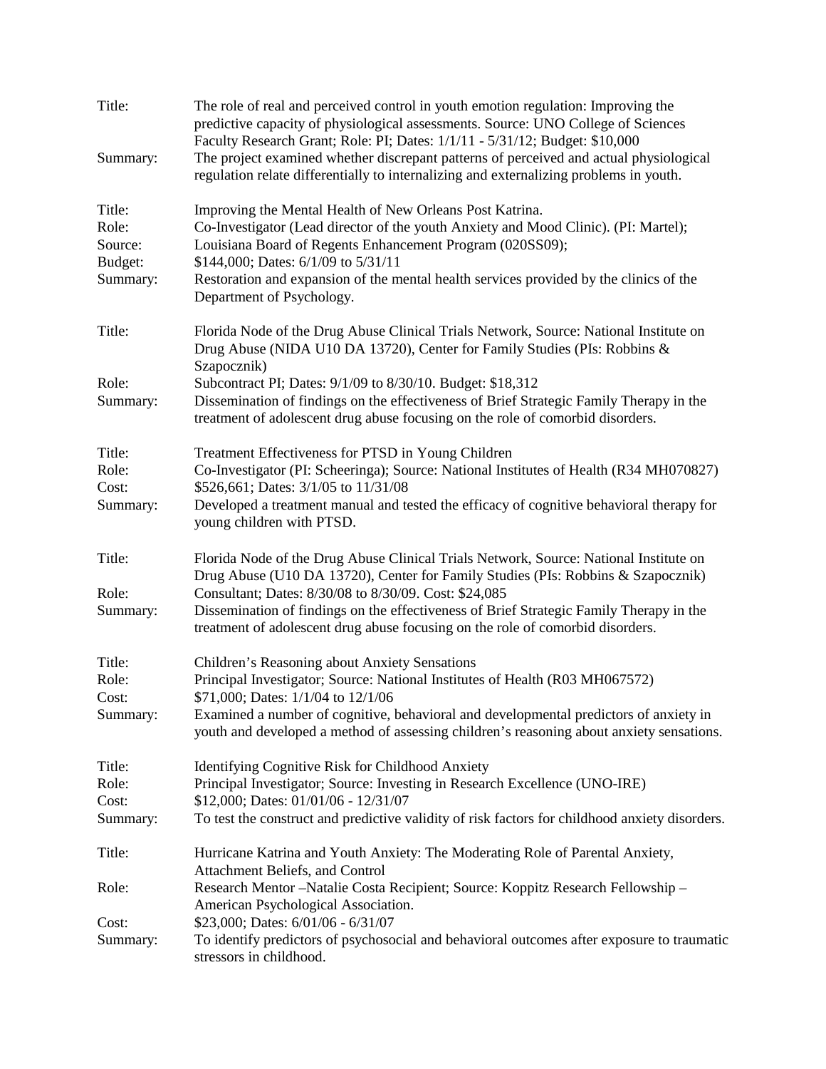| | |
|---|---|
| Title: | The role of real and perceived control in youth emotion regulation: Improving the predictive capacity of physiological assessments. Source: UNO College of Sciences Faculty Research Grant; Role: PI; Dates: 1/1/11 - 5/31/12; Budget: $10,000 |
| Summary: | The project examined whether discrepant patterns of perceived and actual physiological regulation relate differentially to internalizing and externalizing problems in youth. |

| | |
|---|---|
| Title: | Improving the Mental Health of New Orleans Post Katrina. |
| Role: | Co-Investigator (Lead director of the youth Anxiety and Mood Clinic). (PI: Martel); |
| Source: | Louisiana Board of Regents Enhancement Program (020SS09); |
| Budget: | $144,000; Dates: 6/1/09 to 5/31/11 |
| Summary: | Restoration and expansion of the mental health services provided by the clinics of the Department of Psychology. |

| | |
|---|---|
| Title: | Florida Node of the Drug Abuse Clinical Trials Network, Source: National Institute on Drug Abuse (NIDA U10 DA 13720), Center for Family Studies (PIs: Robbins & Szapocznik) |
| Role: | Subcontract PI; Dates: 9/1/09 to 8/30/10. Budget: $18,312 |
| Summary: | Dissemination of findings on the effectiveness of Brief Strategic Family Therapy in the treatment of adolescent drug abuse focusing on the role of comorbid disorders. |

| | |
|---|---|
| Title: | Treatment Effectiveness for PTSD in Young Children |
| Role: | Co-Investigator (PI: Scheeringa); Source: National Institutes of Health (R34 MH070827) |
| Cost: | $526,661; Dates: 3/1/05 to 11/31/08 |
| Summary: | Developed a treatment manual and tested the efficacy of cognitive behavioral therapy for young children with PTSD. |

| | |
|---|---|
| Title: | Florida Node of the Drug Abuse Clinical Trials Network, Source: National Institute on Drug Abuse (U10 DA 13720), Center for Family Studies (PIs: Robbins & Szapocznik) |
| Role: | Consultant; Dates: 8/30/08 to 8/30/09. Cost: $24,085 |
| Summary: | Dissemination of findings on the effectiveness of Brief Strategic Family Therapy in the treatment of adolescent drug abuse focusing on the role of comorbid disorders. |

| | |
|---|---|
| Title: | Children's Reasoning about Anxiety Sensations |
| Role: | Principal Investigator; Source: National Institutes of Health (R03 MH067572) |
| Cost: | $71,000; Dates: 1/1/04 to 12/1/06 |
| Summary: | Examined a number of cognitive, behavioral and developmental predictors of anxiety in youth and developed a method of assessing children's reasoning about anxiety sensations. |

| | |
|---|---|
| Title: | Identifying Cognitive Risk for Childhood Anxiety |
| Role: | Principal Investigator; Source: Investing in Research Excellence (UNO-IRE) |
| Cost: | $12,000; Dates: 01/01/06 - 12/31/07 |
| Summary: | To test the construct and predictive validity of risk factors for childhood anxiety disorders. |

| | |
|---|---|
| Title: | Hurricane Katrina and Youth Anxiety: The Moderating Role of Parental Anxiety, Attachment Beliefs, and Control |
| Role: | Research Mentor –Natalie Costa Recipient; Source: Koppitz Research Fellowship – American Psychological Association. |
| Cost: | $23,000; Dates: 6/01/06 - 6/31/07 |
| Summary: | To identify predictors of psychosocial and behavioral outcomes after exposure to traumatic stressors in childhood. |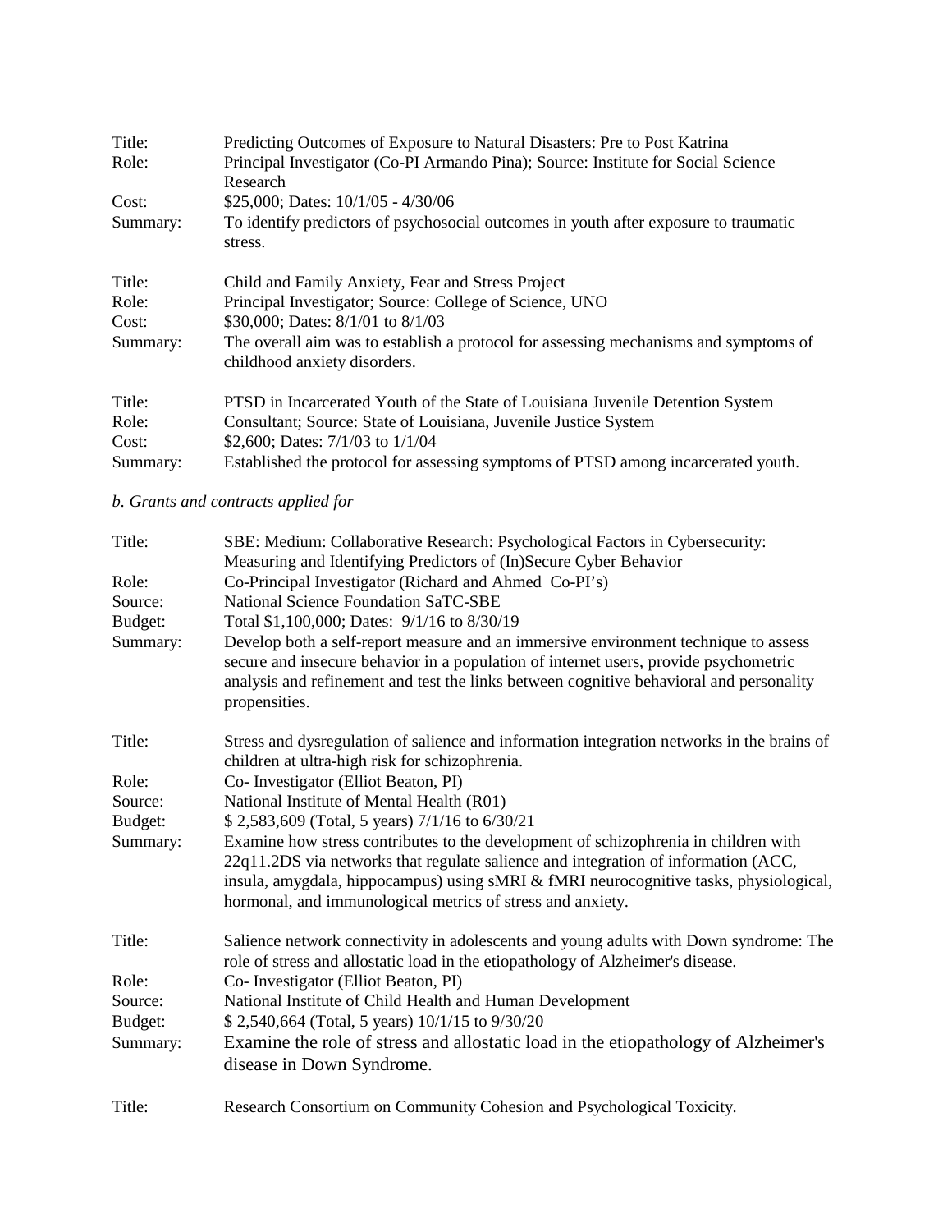Title: Predicting Outcomes of Exposure to Natural Disasters: Pre to Post Katrina
Role: Principal Investigator (Co-PI Armando Pina); Source: Institute for Social Science Research
Cost: $25,000; Dates: 10/1/05 - 4/30/06
Summary: To identify predictors of psychosocial outcomes in youth after exposure to traumatic stress.

Title: Child and Family Anxiety, Fear and Stress Project
Role: Principal Investigator; Source: College of Science, UNO
Cost: $30,000; Dates: 8/1/01 to 8/1/03
Summary: The overall aim was to establish a protocol for assessing mechanisms and symptoms of childhood anxiety disorders.

Title: PTSD in Incarcerated Youth of the State of Louisiana Juvenile Detention System
Role: Consultant; Source: State of Louisiana, Juvenile Justice System
Cost: $2,600; Dates: 7/1/03 to 1/1/04
Summary: Established the protocol for assessing symptoms of PTSD among incarcerated youth.

*b. Grants and contracts applied for*

Title: SBE: Medium: Collaborative Research: Psychological Factors in Cybersecurity: Measuring and Identifying Predictors of (In)Secure Cyber Behavior
Role: Co-Principal Investigator (Richard and Ahmed Co-PI's)
Source: National Science Foundation SaTC-SBE
Budget: Total $1,100,000; Dates: 9/1/16 to 8/30/19
Summary: Develop both a self-report measure and an immersive environment technique to assess secure and insecure behavior in a population of internet users, provide psychometric analysis and refinement and test the links between cognitive behavioral and personality propensities.

Title: Stress and dysregulation of salience and information integration networks in the brains of children at ultra-high risk for schizophrenia.
Role: Co- Investigator (Elliot Beaton, PI)
Source: National Institute of Mental Health (R01)
Budget: $ 2,583,609 (Total, 5 years) 7/1/16 to 6/30/21
Summary: Examine how stress contributes to the development of schizophrenia in children with 22q11.2DS via networks that regulate salience and integration of information (ACC, insula, amygdala, hippocampus) using sMRI & fMRI neurocognitive tasks, physiological, hormonal, and immunological metrics of stress and anxiety.

Title: Salience network connectivity in adolescents and young adults with Down syndrome: The role of stress and allostatic load in the etiopathology of Alzheimer's disease.
Role: Co- Investigator (Elliot Beaton, PI)
Source: National Institute of Child Health and Human Development
Budget: $ 2,540,664 (Total, 5 years) 10/1/15 to 9/30/20
Summary: Examine the role of stress and allostatic load in the etiopathology of Alzheimer's disease in Down Syndrome.

Title: Research Consortium on Community Cohesion and Psychological Toxicity.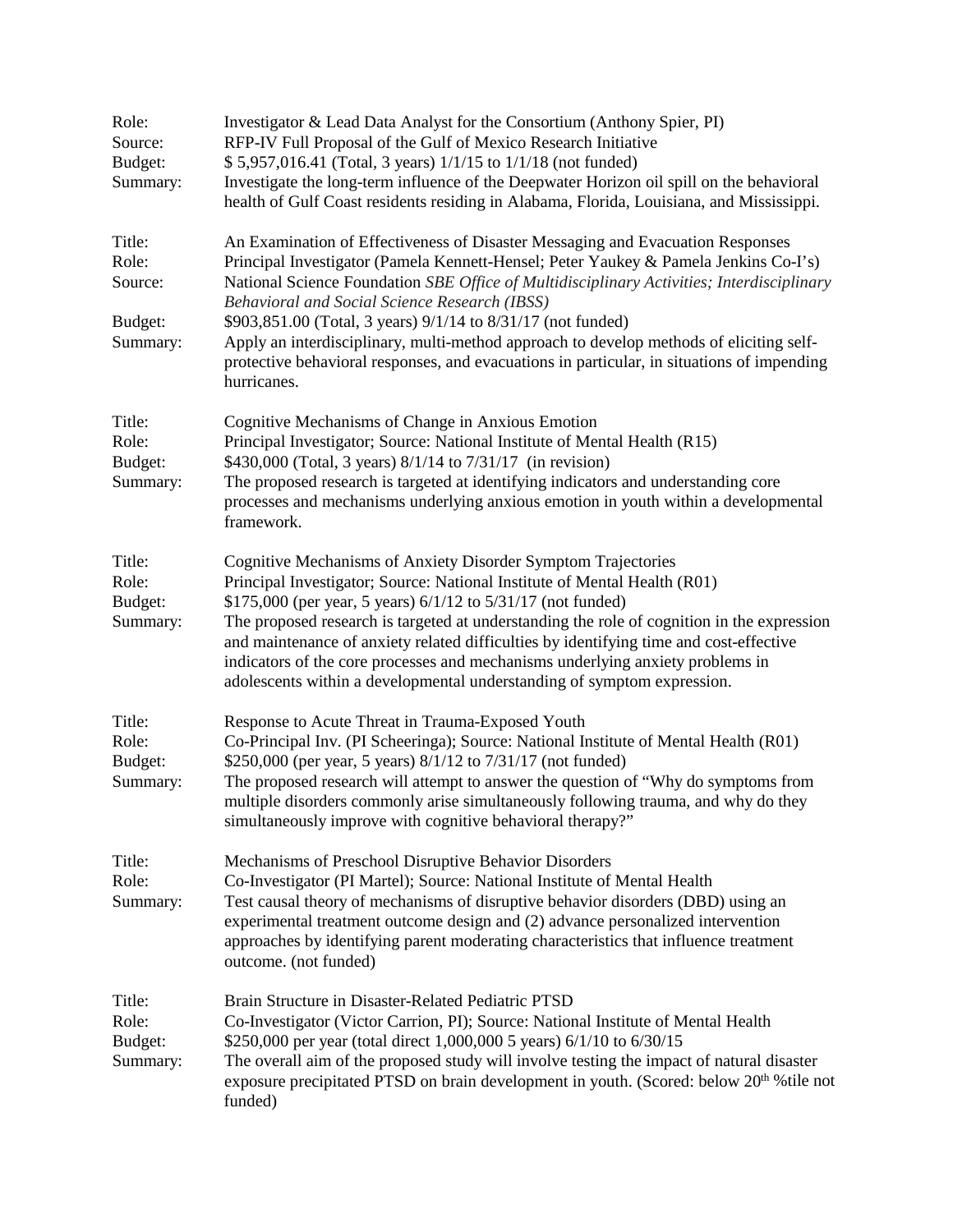Role: Investigator & Lead Data Analyst for the Consortium (Anthony Spier, PI)
Source: RFP-IV Full Proposal of the Gulf of Mexico Research Initiative
Budget: $ 5,957,016.41 (Total, 3 years) 1/1/15 to 1/1/18 (not funded)
Summary: Investigate the long-term influence of the Deepwater Horizon oil spill on the behavioral health of Gulf Coast residents residing in Alabama, Florida, Louisiana, and Mississippi.

Title: An Examination of Effectiveness of Disaster Messaging and Evacuation Responses
Role: Principal Investigator (Pamela Kennett-Hensel; Peter Yaukey & Pamela Jenkins Co-I's)
Source: National Science Foundation *SBE Office of Multidisciplinary Activities; Interdisciplinary Behavioral and Social Science Research (IBSS)*
Budget: $903,851.00 (Total, 3 years) 9/1/14 to 8/31/17 (not funded)
Summary: Apply an interdisciplinary, multi-method approach to develop methods of eliciting self-protective behavioral responses, and evacuations in particular, in situations of impending hurricanes.

Title: Cognitive Mechanisms of Change in Anxious Emotion
Role: Principal Investigator; Source: National Institute of Mental Health (R15)
Budget: $430,000 (Total, 3 years) 8/1/14 to 7/31/17 (in revision)
Summary: The proposed research is targeted at identifying indicators and understanding core processes and mechanisms underlying anxious emotion in youth within a developmental framework.

Title: Cognitive Mechanisms of Anxiety Disorder Symptom Trajectories
Role: Principal Investigator; Source: National Institute of Mental Health (R01)
Budget: $175,000 (per year, 5 years) 6/1/12 to 5/31/17 (not funded)
Summary: The proposed research is targeted at understanding the role of cognition in the expression and maintenance of anxiety related difficulties by identifying time and cost-effective indicators of the core processes and mechanisms underlying anxiety problems in adolescents within a developmental understanding of symptom expression.

Title: Response to Acute Threat in Trauma-Exposed Youth
Role: Co-Principal Inv. (PI Scheeringa); Source: National Institute of Mental Health (R01)
Budget: $250,000 (per year, 5 years) 8/1/12 to 7/31/17 (not funded)
Summary: The proposed research will attempt to answer the question of "Why do symptoms from multiple disorders commonly arise simultaneously following trauma, and why do they simultaneously improve with cognitive behavioral therapy?"

Title: Mechanisms of Preschool Disruptive Behavior Disorders
Role: Co-Investigator (PI Martel); Source: National Institute of Mental Health
Summary: Test causal theory of mechanisms of disruptive behavior disorders (DBD) using an experimental treatment outcome design and (2) advance personalized intervention approaches by identifying parent moderating characteristics that influence treatment outcome. (not funded)

Title: Brain Structure in Disaster-Related Pediatric PTSD
Role: Co-Investigator (Victor Carrion, PI); Source: National Institute of Mental Health
Budget: $250,000 per year (total direct 1,000,000 5 years) 6/1/10 to 6/30/15
Summary: The overall aim of the proposed study will involve testing the impact of natural disaster exposure precipitated PTSD on brain development in youth. (Scored: below 20th %tile not funded)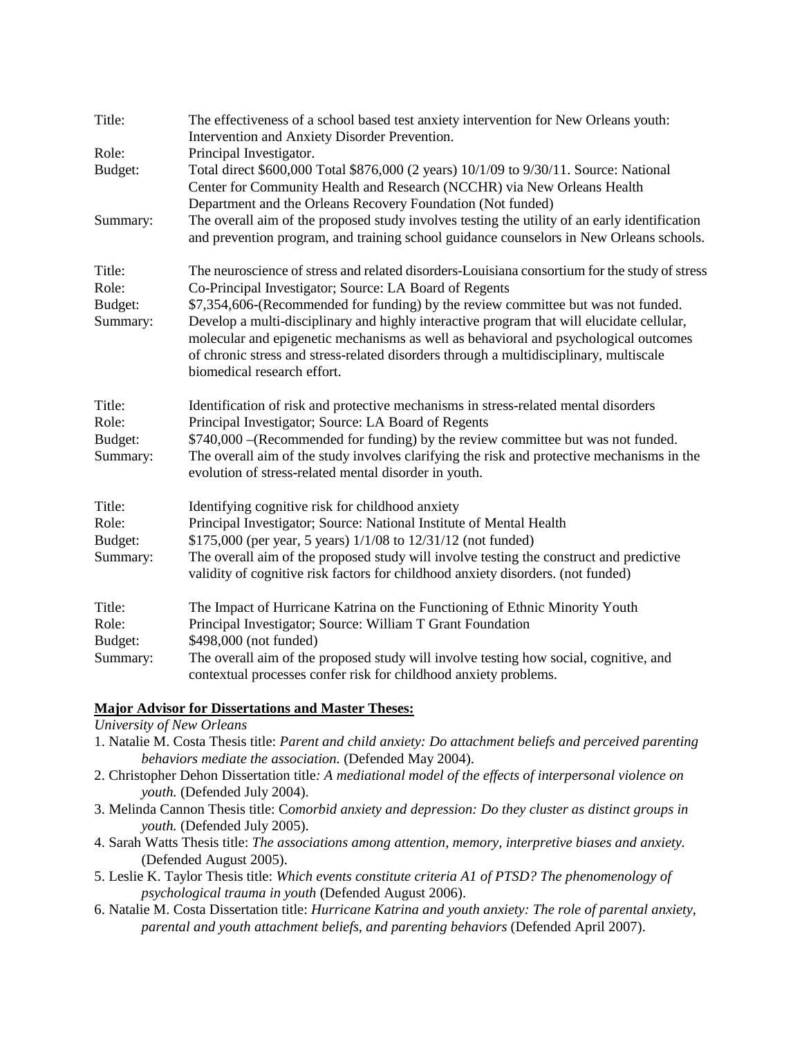Title: The effectiveness of a school based test anxiety intervention for New Orleans youth: Intervention and Anxiety Disorder Prevention.
Role: Principal Investigator.
Budget: Total direct $600,000 Total $876,000 (2 years) 10/1/09 to 9/30/11. Source: National Center for Community Health and Research (NCCHR) via New Orleans Health Department and the Orleans Recovery Foundation (Not funded)
Summary: The overall aim of the proposed study involves testing the utility of an early identification and prevention program, and training school guidance counselors in New Orleans schools.

Title: The neuroscience of stress and related disorders-Louisiana consortium for the study of stress
Role: Co-Principal Investigator; Source: LA Board of Regents
Budget: $7,354,606-(Recommended for funding) by the review committee but was not funded.
Summary: Develop a multi-disciplinary and highly interactive program that will elucidate cellular, molecular and epigenetic mechanisms as well as behavioral and psychological outcomes of chronic stress and stress-related disorders through a multidisciplinary, multiscale biomedical research effort.

Title: Identification of risk and protective mechanisms in stress-related mental disorders
Role: Principal Investigator; Source: LA Board of Regents
Budget: $740,000 –(Recommended for funding) by the review committee but was not funded.
Summary: The overall aim of the study involves clarifying the risk and protective mechanisms in the evolution of stress-related mental disorder in youth.

Title: Identifying cognitive risk for childhood anxiety
Role: Principal Investigator; Source: National Institute of Mental Health
Budget: $175,000 (per year, 5 years) 1/1/08 to 12/31/12 (not funded)
Summary: The overall aim of the proposed study will involve testing the construct and predictive validity of cognitive risk factors for childhood anxiety disorders. (not funded)

Title: The Impact of Hurricane Katrina on the Functioning of Ethnic Minority Youth
Role: Principal Investigator; Source: William T Grant Foundation
Budget: $498,000 (not funded)
Summary: The overall aim of the proposed study will involve testing how social, cognitive, and contextual processes confer risk for childhood anxiety problems.

**Major Advisor for Dissertations and Master Theses:**

*University of New Orleans*

1. Natalie M. Costa Thesis title: *Parent and child anxiety: Do attachment beliefs and perceived parenting behaviors mediate the association.* (Defended May 2004).
2. Christopher Dehon Dissertation title*: A mediational model of the effects of interpersonal violence on youth.* (Defended July 2004).
3. Melinda Cannon Thesis title: C*omorbid anxiety and depression: Do they cluster as distinct groups in youth.* (Defended July 2005).
4. Sarah Watts Thesis title: *The associations among attention, memory, interpretive biases and anxiety.* (Defended August 2005).
5. Leslie K. Taylor Thesis title: *Which events constitute criteria A1 of PTSD? The phenomenology of psychological trauma in youth* (Defended August 2006).
6. Natalie M. Costa Dissertation title: *Hurricane Katrina and youth anxiety: The role of parental anxiety, parental and youth attachment beliefs, and parenting behaviors* (Defended April 2007).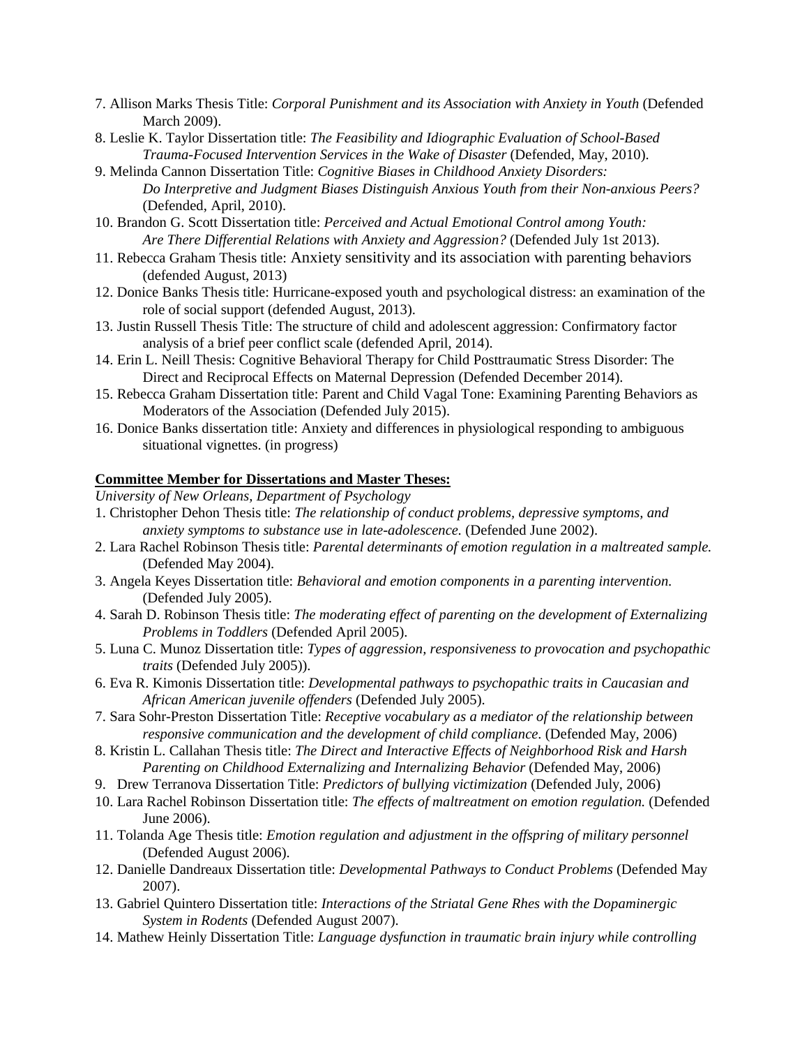7. Allison Marks Thesis Title: *Corporal Punishment and its Association with Anxiety in Youth* (Defended March 2009).
8. Leslie K. Taylor Dissertation title: *The Feasibility and Idiographic Evaluation of School-Based Trauma-Focused Intervention Services in the Wake of Disaster* (Defended, May, 2010).
9. Melinda Cannon Dissertation Title: *Cognitive Biases in Childhood Anxiety Disorders: Do Interpretive and Judgment Biases Distinguish Anxious Youth from their Non-anxious Peers?* (Defended, April, 2010).
10. Brandon G. Scott Dissertation title: *Perceived and Actual Emotional Control among Youth: Are There Differential Relations with Anxiety and Aggression?* (Defended July 1st 2013).
11. Rebecca Graham Thesis title: Anxiety sensitivity and its association with parenting behaviors (defended August, 2013)
12. Donice Banks Thesis title: Hurricane-exposed youth and psychological distress: an examination of the role of social support (defended August, 2013).
13. Justin Russell Thesis Title: The structure of child and adolescent aggression: Confirmatory factor analysis of a brief peer conflict scale (defended April, 2014).
14. Erin L. Neill Thesis: Cognitive Behavioral Therapy for Child Posttraumatic Stress Disorder: The Direct and Reciprocal Effects on Maternal Depression (Defended December 2014).
15. Rebecca Graham Dissertation title: Parent and Child Vagal Tone: Examining Parenting Behaviors as Moderators of the Association (Defended July 2015).
16. Donice Banks dissertation title: Anxiety and differences in physiological responding to ambiguous situational vignettes. (in progress)

**Committee Member for Dissertations and Master Theses:**

*University of New Orleans, Department of Psychology*

1. Christopher Dehon Thesis title: *The relationship of conduct problems, depressive symptoms, and anxiety symptoms to substance use in late-adolescence.* (Defended June 2002).
2. Lara Rachel Robinson Thesis title: *Parental determinants of emotion regulation in a maltreated sample.* (Defended May 2004).
3. Angela Keyes Dissertation title: *Behavioral and emotion components in a parenting intervention.* (Defended July 2005).
4. Sarah D. Robinson Thesis title: *The moderating effect of parenting on the development of Externalizing Problems in Toddlers* (Defended April 2005).
5. Luna C. Munoz Dissertation title: *Types of aggression, responsiveness to provocation and psychopathic traits* (Defended July 2005)).
6. Eva R. Kimonis Dissertation title: *Developmental pathways to psychopathic traits in Caucasian and African American juvenile offenders* (Defended July 2005).
7. Sara Sohr-Preston Dissertation Title: *Receptive vocabulary as a mediator of the relationship between responsive communication and the development of child compliance.* (Defended May, 2006)
8. Kristin L. Callahan Thesis title: *The Direct and Interactive Effects of Neighborhood Risk and Harsh Parenting on Childhood Externalizing and Internalizing Behavior* (Defended May, 2006)
9. Drew Terranova Dissertation Title: *Predictors of bullying victimization* (Defended July, 2006)
10. Lara Rachel Robinson Dissertation title: *The effects of maltreatment on emotion regulation.* (Defended June 2006).
11. Tolanda Age Thesis title: *Emotion regulation and adjustment in the offspring of military personnel* (Defended August 2006).
12. Danielle Dandreaux Dissertation title: *Developmental Pathways to Conduct Problems* (Defended May 2007).
13. Gabriel Quintero Dissertation title: *Interactions of the Striatal Gene Rhes with the Dopaminergic System in Rodents* (Defended August 2007).
14. Mathew Heinly Dissertation Title: *Language dysfunction in traumatic brain injury while controlling*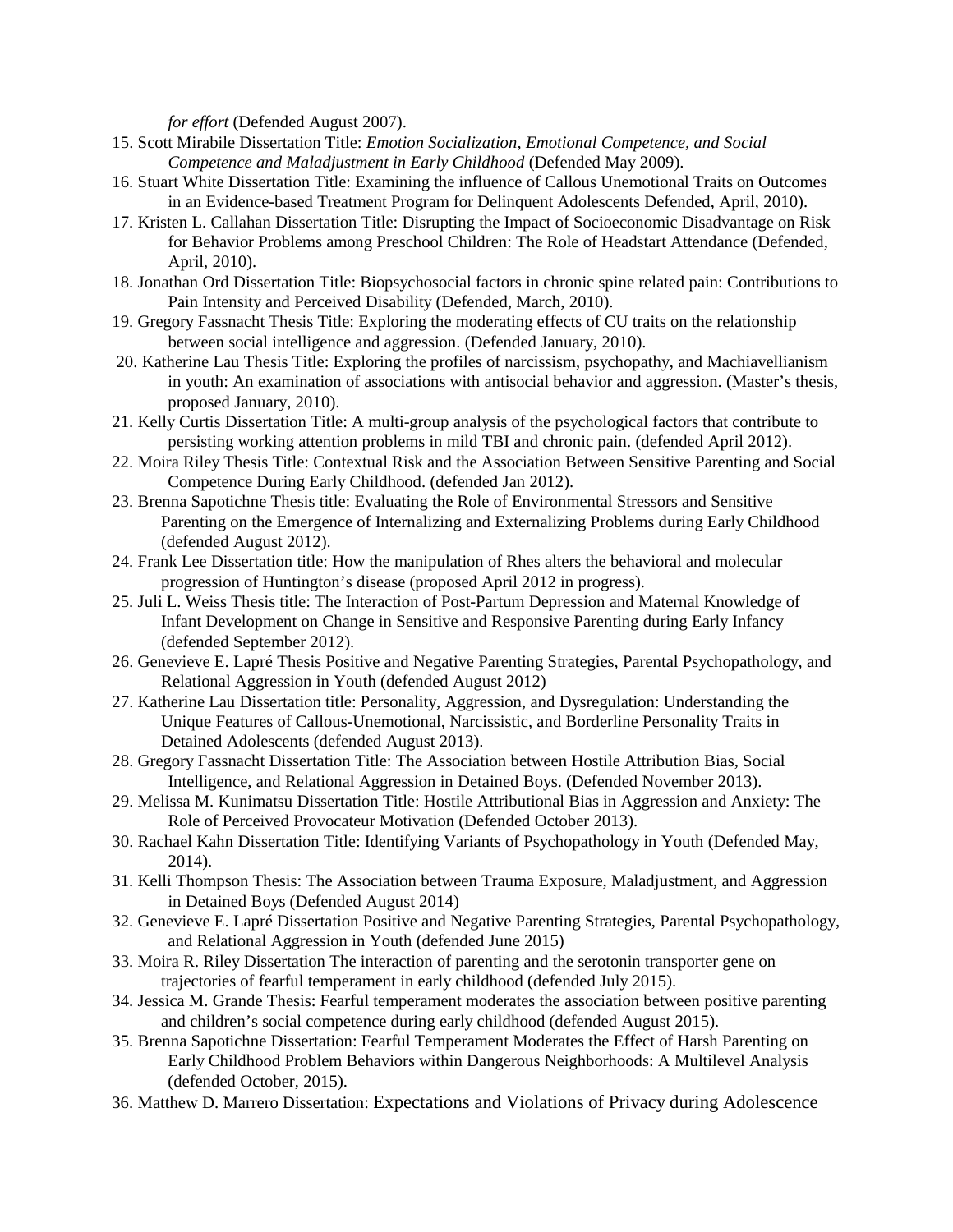*for effort* (Defended August 2007).

15. Scott Mirabile Dissertation Title: *Emotion Socialization, Emotional Competence, and Social Competence and Maladjustment in Early Childhood* (Defended May 2009).
16. Stuart White Dissertation Title: Examining the influence of Callous Unemotional Traits on Outcomes in an Evidence-based Treatment Program for Delinquent Adolescents Defended, April, 2010).
17. Kristen L. Callahan Dissertation Title: Disrupting the Impact of Socioeconomic Disadvantage on Risk for Behavior Problems among Preschool Children: The Role of Headstart Attendance (Defended, April, 2010).
18. Jonathan Ord Dissertation Title: Biopsychosocial factors in chronic spine related pain: Contributions to Pain Intensity and Perceived Disability (Defended, March, 2010).
19. Gregory Fassnacht Thesis Title: Exploring the moderating effects of CU traits on the relationship between social intelligence and aggression. (Defended January, 2010).
20. Katherine Lau Thesis Title: Exploring the profiles of narcissism, psychopathy, and Machiavellianism in youth: An examination of associations with antisocial behavior and aggression. (Master's thesis, proposed January, 2010).
21. Kelly Curtis Dissertation Title: A multi-group analysis of the psychological factors that contribute to persisting working attention problems in mild TBI and chronic pain. (defended April 2012).
22. Moira Riley Thesis Title: Contextual Risk and the Association Between Sensitive Parenting and Social Competence During Early Childhood. (defended Jan 2012).
23. Brenna Sapotichne Thesis title: Evaluating the Role of Environmental Stressors and Sensitive Parenting on the Emergence of Internalizing and Externalizing Problems during Early Childhood (defended August 2012).
24. Frank Lee Dissertation title: How the manipulation of Rhes alters the behavioral and molecular progression of Huntington's disease (proposed April 2012 in progress).
25. Juli L. Weiss Thesis title: The Interaction of Post-Partum Depression and Maternal Knowledge of Infant Development on Change in Sensitive and Responsive Parenting during Early Infancy (defended September 2012).
26. Genevieve E. Lapré Thesis Positive and Negative Parenting Strategies, Parental Psychopathology, and Relational Aggression in Youth (defended August 2012)
27. Katherine Lau Dissertation title: Personality, Aggression, and Dysregulation: Understanding the Unique Features of Callous-Unemotional, Narcissistic, and Borderline Personality Traits in Detained Adolescents (defended August 2013).
28. Gregory Fassnacht Dissertation Title: The Association between Hostile Attribution Bias, Social Intelligence, and Relational Aggression in Detained Boys. (Defended November 2013).
29. Melissa M. Kunimatsu Dissertation Title: Hostile Attributional Bias in Aggression and Anxiety: The Role of Perceived Provocateur Motivation (Defended October 2013).
30. Rachael Kahn Dissertation Title: Identifying Variants of Psychopathology in Youth (Defended May, 2014).
31. Kelli Thompson Thesis: The Association between Trauma Exposure, Maladjustment, and Aggression in Detained Boys (Defended August 2014)
32. Genevieve E. Lapré Dissertation Positive and Negative Parenting Strategies, Parental Psychopathology, and Relational Aggression in Youth (defended June 2015)
33. Moira R. Riley Dissertation The interaction of parenting and the serotonin transporter gene on trajectories of fearful temperament in early childhood (defended July 2015).
34. Jessica M. Grande Thesis: Fearful temperament moderates the association between positive parenting and children's social competence during early childhood (defended August 2015).
35. Brenna Sapotichne Dissertation: Fearful Temperament Moderates the Effect of Harsh Parenting on Early Childhood Problem Behaviors within Dangerous Neighborhoods: A Multilevel Analysis (defended October, 2015).
36. Matthew D. Marrero Dissertation: Expectations and Violations of Privacy during Adolescence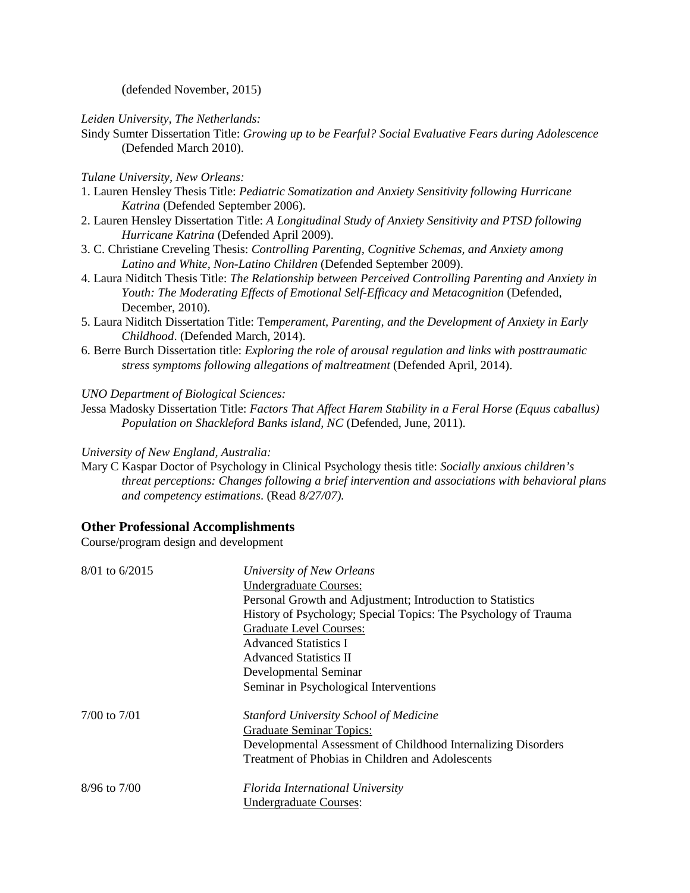(defended November, 2015)

*Leiden University, The Netherlands:*

Sindy Sumter Dissertation Title: *Growing up to be Fearful? Social Evaluative Fears during Adolescence* (Defended March 2010).

*Tulane University, New Orleans:*

1. Lauren Hensley Thesis Title: *Pediatric Somatization and Anxiety Sensitivity following Hurricane Katrina* (Defended September 2006).
2. Lauren Hensley Dissertation Title: *A Longitudinal Study of Anxiety Sensitivity and PTSD following Hurricane Katrina* (Defended April 2009).
3. C. Christiane Creveling Thesis: *Controlling Parenting, Cognitive Schemas, and Anxiety among Latino and White, Non-Latino Children* (Defended September 2009).
4. Laura Niditch Thesis Title: *The Relationship between Perceived Controlling Parenting and Anxiety in Youth: The Moderating Effects of Emotional Self-Efficacy and Metacognition* (Defended, December, 2010).
5. Laura Niditch Dissertation Title: Te*mperament, Parenting, and the Development of Anxiety in Early Childhood*. (Defended March, 2014).
6. Berre Burch Dissertation title: *Exploring the role of arousal regulation and links with posttraumatic stress symptoms following allegations of maltreatment* (Defended April, 2014).

*UNO Department of Biological Sciences:*

Jessa Madosky Dissertation Title: *Factors That Affect Harem Stability in a Feral Horse (Equus caballus) Population on Shackleford Banks island, NC* (Defended, June, 2011).

*University of New England, Australia:*

Mary C Kaspar Doctor of Psychology in Clinical Psychology thesis title: *Socially anxious children's threat perceptions: Changes following a brief intervention and associations with behavioral plans and competency estimations*. (Read *8/27/07).*

### Other Professional Accomplishments

Course/program design and development

8/01 to 6/2015 — *University of New Orleans*

<u>Undergraduate Courses:</u>
Personal Growth and Adjustment; Introduction to Statistics
History of Psychology; Special Topics: The Psychology of Trauma

<u>Graduate Level Courses:</u>
Advanced Statistics I
Advanced Statistics II
Developmental Seminar
Seminar in Psychological Interventions

7/00 to 7/01 — *Stanford University School of Medicine*

<u>Graduate Seminar Topics:</u>
Developmental Assessment of Childhood Internalizing Disorders
Treatment of Phobias in Children and Adolescents

8/96 to 7/00 — *Florida International University*

<u>Undergraduate Courses</u>: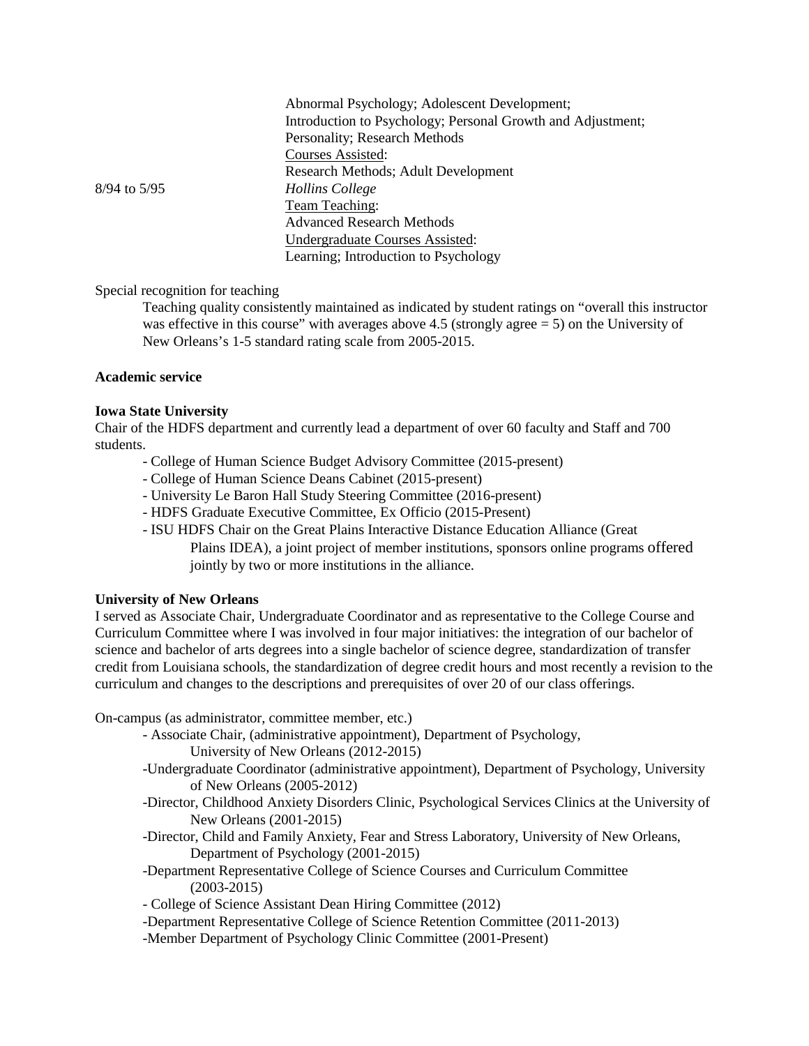| | |
|---|---|
| | Abnormal Psychology; Adolescent Development; Introduction to Psychology; Personal Growth and Adjustment; Personality; Research Methods |
| | Courses Assisted: |
| | Research Methods; Adult Development |
| 8/94 to 5/95 | *Hollins College* |
| | Team Teaching: |
| | Advanced Research Methods |
| | Undergraduate Courses Assisted: |
| | Learning; Introduction to Psychology |

Special recognition for teaching

Teaching quality consistently maintained as indicated by student ratings on "overall this instructor was effective in this course" with averages above 4.5 (strongly agree = 5) on the University of New Orleans's 1-5 standard rating scale from 2005-2015.

**Academic service**

**Iowa State University**

Chair of the HDFS department and currently lead a department of over 60 faculty and Staff and 700 students.

- College of Human Science Budget Advisory Committee (2015-present)
- College of Human Science Deans Cabinet (2015-present)
- University Le Baron Hall Study Steering Committee (2016-present)
- HDFS Graduate Executive Committee, Ex Officio (2015-Present)
- ISU HDFS Chair on the Great Plains Interactive Distance Education Alliance (Great Plains IDEA), a joint project of member institutions, sponsors online programs offered jointly by two or more institutions in the alliance.

**University of New Orleans**

I served as Associate Chair, Undergraduate Coordinator and as representative to the College Course and Curriculum Committee where I was involved in four major initiatives: the integration of our bachelor of science and bachelor of arts degrees into a single bachelor of science degree, standardization of transfer credit from Louisiana schools, the standardization of degree credit hours and most recently a revision to the curriculum and changes to the descriptions and prerequisites of over 20 of our class offerings.

On-campus (as administrator, committee member, etc.)

- Associate Chair, (administrative appointment), Department of Psychology, University of New Orleans (2012-2015)
- Undergraduate Coordinator (administrative appointment), Department of Psychology, University of New Orleans (2005-2012)
- Director, Childhood Anxiety Disorders Clinic, Psychological Services Clinics at the University of New Orleans (2001-2015)
- Director, Child and Family Anxiety, Fear and Stress Laboratory, University of New Orleans, Department of Psychology (2001-2015)
- Department Representative College of Science Courses and Curriculum Committee (2003-2015)
- College of Science Assistant Dean Hiring Committee (2012)
- Department Representative College of Science Retention Committee (2011-2013)
- Member Department of Psychology Clinic Committee (2001-Present)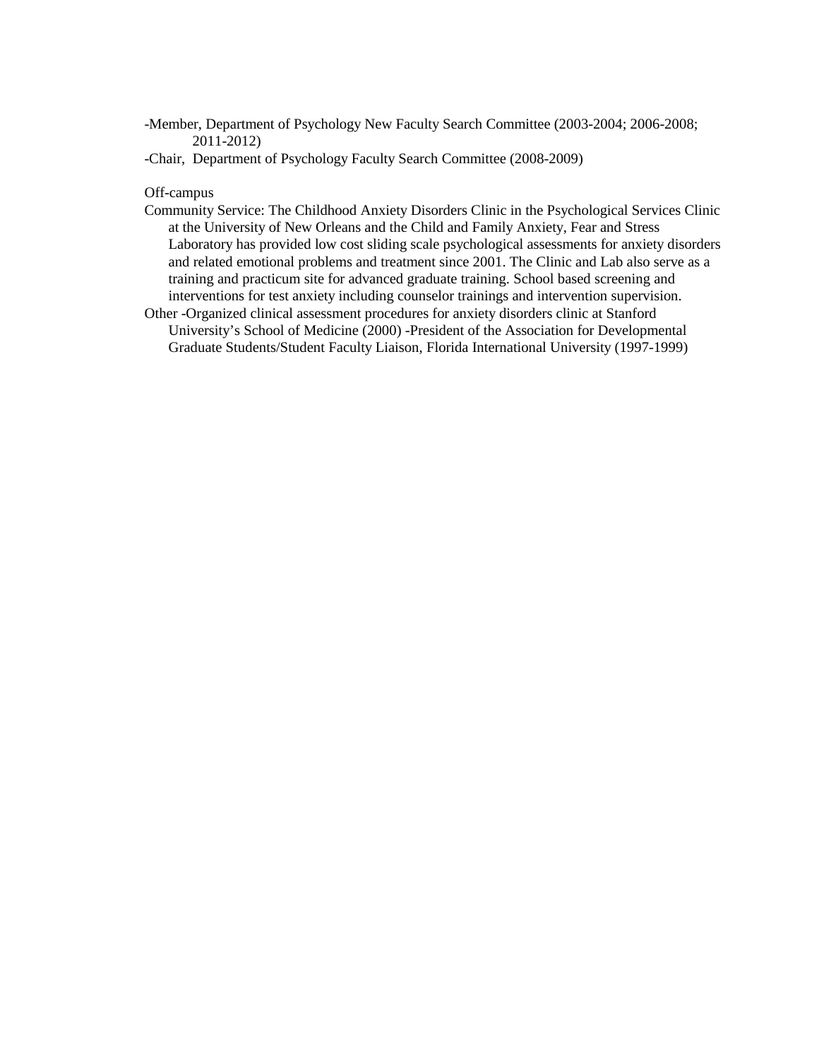-Member, Department of Psychology New Faculty Search Committee (2003-2004; 2006-2008; 2011-2012)

-Chair, Department of Psychology Faculty Search Committee (2008-2009)

Off-campus

Community Service: The Childhood Anxiety Disorders Clinic in the Psychological Services Clinic at the University of New Orleans and the Child and Family Anxiety, Fear and Stress Laboratory has provided low cost sliding scale psychological assessments for anxiety disorders and related emotional problems and treatment since 2001. The Clinic and Lab also serve as a training and practicum site for advanced graduate training. School based screening and interventions for test anxiety including counselor trainings and intervention supervision.

Other -Organized clinical assessment procedures for anxiety disorders clinic at Stanford University's School of Medicine (2000) -President of the Association for Developmental Graduate Students/Student Faculty Liaison, Florida International University (1997-1999)